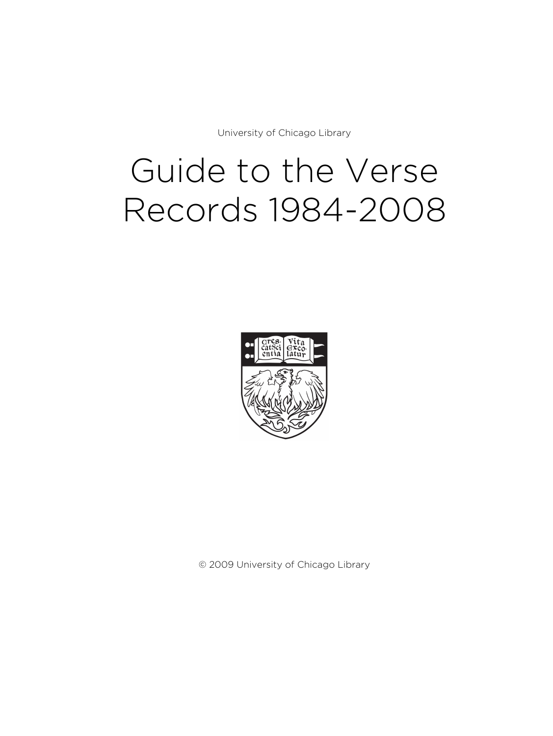University of Chicago Library

# Guide to the Verse Records 1984-2008

© 2009 University of Chicago Library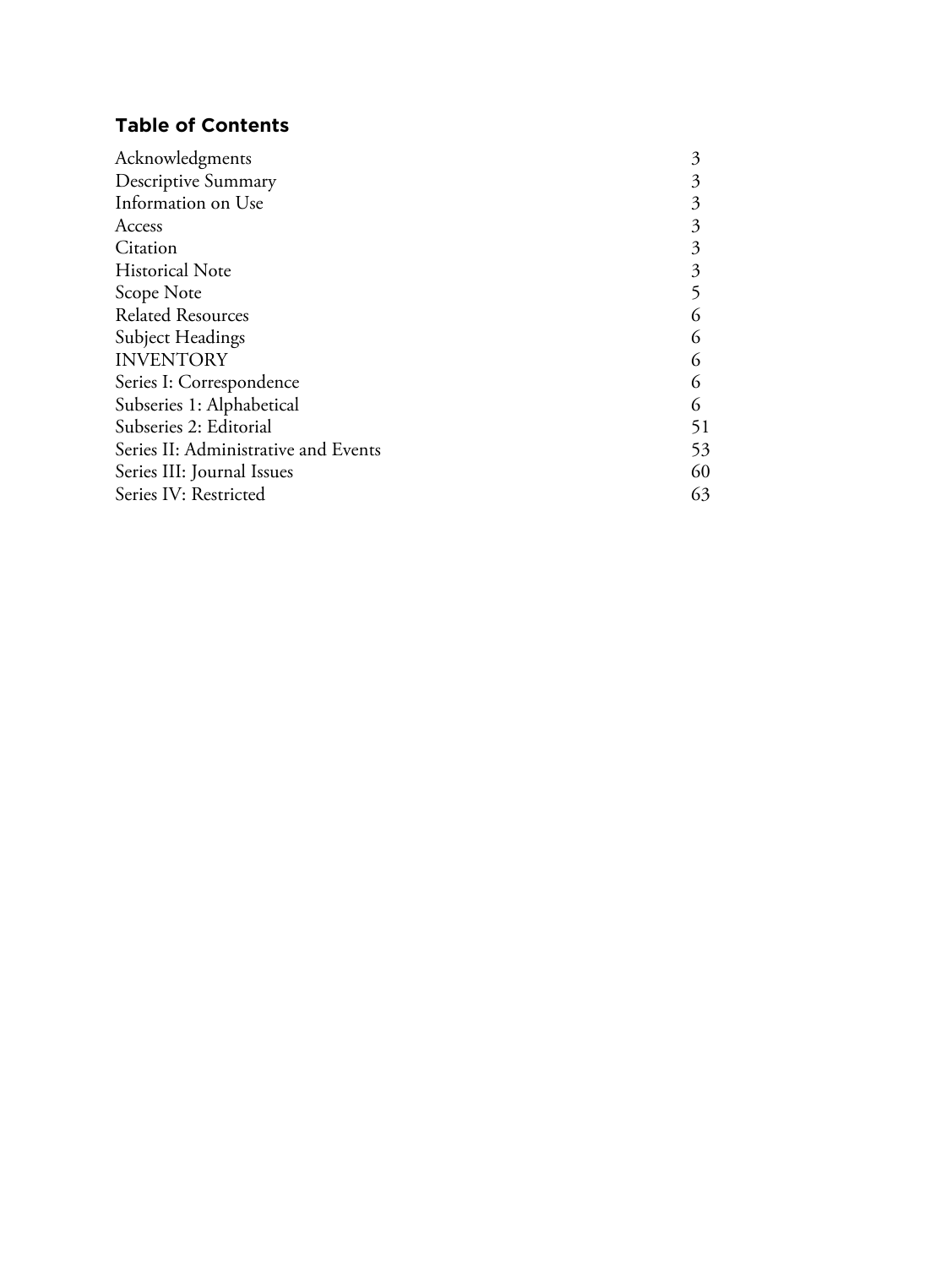## Table of Contents

| | |
|---|---|
| Acknowledgments | 3 |
| Descriptive Summary | 3 |
| Information on Use | 3 |
| Access | 3 |
| Citation | 3 |
| Historical Note | 3 |
| Scope Note | 5 |
| Related Resources | 6 |
| Subject Headings | 6 |
| INVENTORY | 6 |
| Series I: Correspondence | 6 |
| Subseries 1: Alphabetical | 6 |
| Subseries 2: Editorial | 51 |
| Series II: Administrative and Events | 53 |
| Series III: Journal Issues | 60 |
| Series IV: Restricted | 63 |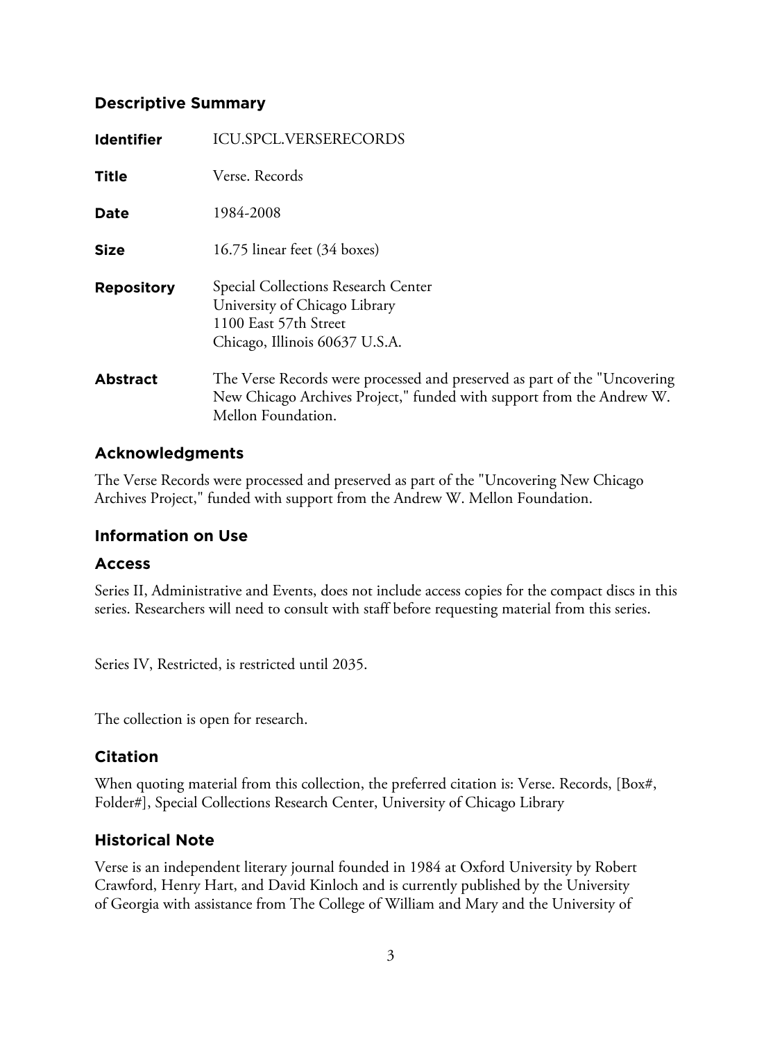## Descriptive Summary

| | |
|---|---|
| **Identifier** | ICU.SPCL.VERSERECORDS |
| **Title** | Verse. Records |
| **Date** | 1984-2008 |
| **Size** | 16.75 linear feet (34 boxes) |
| **Repository** | Special Collections Research Center<br>University of Chicago Library<br>1100 East 57th Street<br>Chicago, Illinois 60637 U.S.A. |
| **Abstract** | The Verse Records were processed and preserved as part of the "Uncovering New Chicago Archives Project," funded with support from the Andrew W. Mellon Foundation. |

## Acknowledgments

The Verse Records were processed and preserved as part of the "Uncovering New Chicago Archives Project," funded with support from the Andrew W. Mellon Foundation.

## Information on Use

### Access

Series II, Administrative and Events, does not include access copies for the compact discs in this series. Researchers will need to consult with staff before requesting material from this series.

Series IV, Restricted, is restricted until 2035.

The collection is open for research.

### Citation

When quoting material from this collection, the preferred citation is: Verse. Records, [Box#, Folder#], Special Collections Research Center, University of Chicago Library

## Historical Note

Verse is an independent literary journal founded in 1984 at Oxford University by Robert Crawford, Henry Hart, and David Kinloch and is currently published by the University of Georgia with assistance from The College of William and Mary and the University of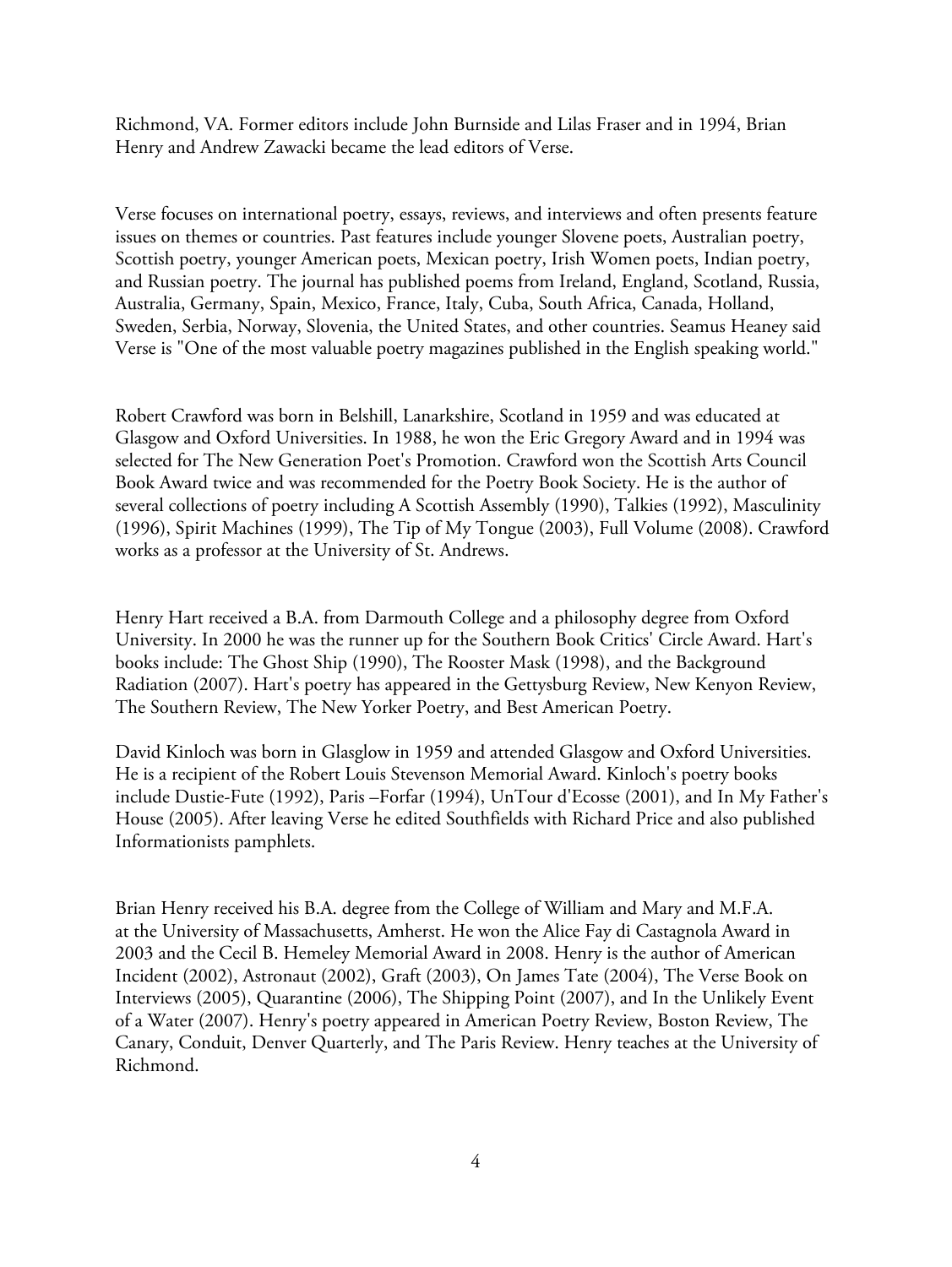Richmond, VA. Former editors include John Burnside and Lilas Fraser and in 1994, Brian Henry and Andrew Zawacki became the lead editors of Verse.

Verse focuses on international poetry, essays, reviews, and interviews and often presents feature issues on themes or countries. Past features include younger Slovene poets, Australian poetry, Scottish poetry, younger American poets, Mexican poetry, Irish Women poets, Indian poetry, and Russian poetry. The journal has published poems from Ireland, England, Scotland, Russia, Australia, Germany, Spain, Mexico, France, Italy, Cuba, South Africa, Canada, Holland, Sweden, Serbia, Norway, Slovenia, the United States, and other countries. Seamus Heaney said Verse is "One of the most valuable poetry magazines published in the English speaking world."

Robert Crawford was born in Belshill, Lanarkshire, Scotland in 1959 and was educated at Glasgow and Oxford Universities. In 1988, he won the Eric Gregory Award and in 1994 was selected for The New Generation Poet's Promotion. Crawford won the Scottish Arts Council Book Award twice and was recommended for the Poetry Book Society. He is the author of several collections of poetry including A Scottish Assembly (1990), Talkies (1992), Masculinity (1996), Spirit Machines (1999), The Tip of My Tongue (2003), Full Volume (2008). Crawford works as a professor at the University of St. Andrews.

Henry Hart received a B.A. from Darmouth College and a philosophy degree from Oxford University. In 2000 he was the runner up for the Southern Book Critics' Circle Award. Hart's books include: The Ghost Ship (1990), The Rooster Mask (1998), and the Background Radiation (2007). Hart's poetry has appeared in the Gettysburg Review, New Kenyon Review, The Southern Review, The New Yorker Poetry, and Best American Poetry.

David Kinloch was born in Glasglow in 1959 and attended Glasgow and Oxford Universities. He is a recipient of the Robert Louis Stevenson Memorial Award. Kinloch's poetry books include Dustie-Fute (1992), Paris –Forfar (1994), UnTour d'Ecosse (2001), and In My Father's House (2005). After leaving Verse he edited Southfields with Richard Price and also published Informationists pamphlets.

Brian Henry received his B.A. degree from the College of William and Mary and M.F.A. at the University of Massachusetts, Amherst. He won the Alice Fay di Castagnola Award in 2003 and the Cecil B. Hemeley Memorial Award in 2008. Henry is the author of American Incident (2002), Astronaut (2002), Graft (2003), On James Tate (2004), The Verse Book on Interviews (2005), Quarantine (2006), The Shipping Point (2007), and In the Unlikely Event of a Water (2007). Henry's poetry appeared in American Poetry Review, Boston Review, The Canary, Conduit, Denver Quarterly, and The Paris Review. Henry teaches at the University of Richmond.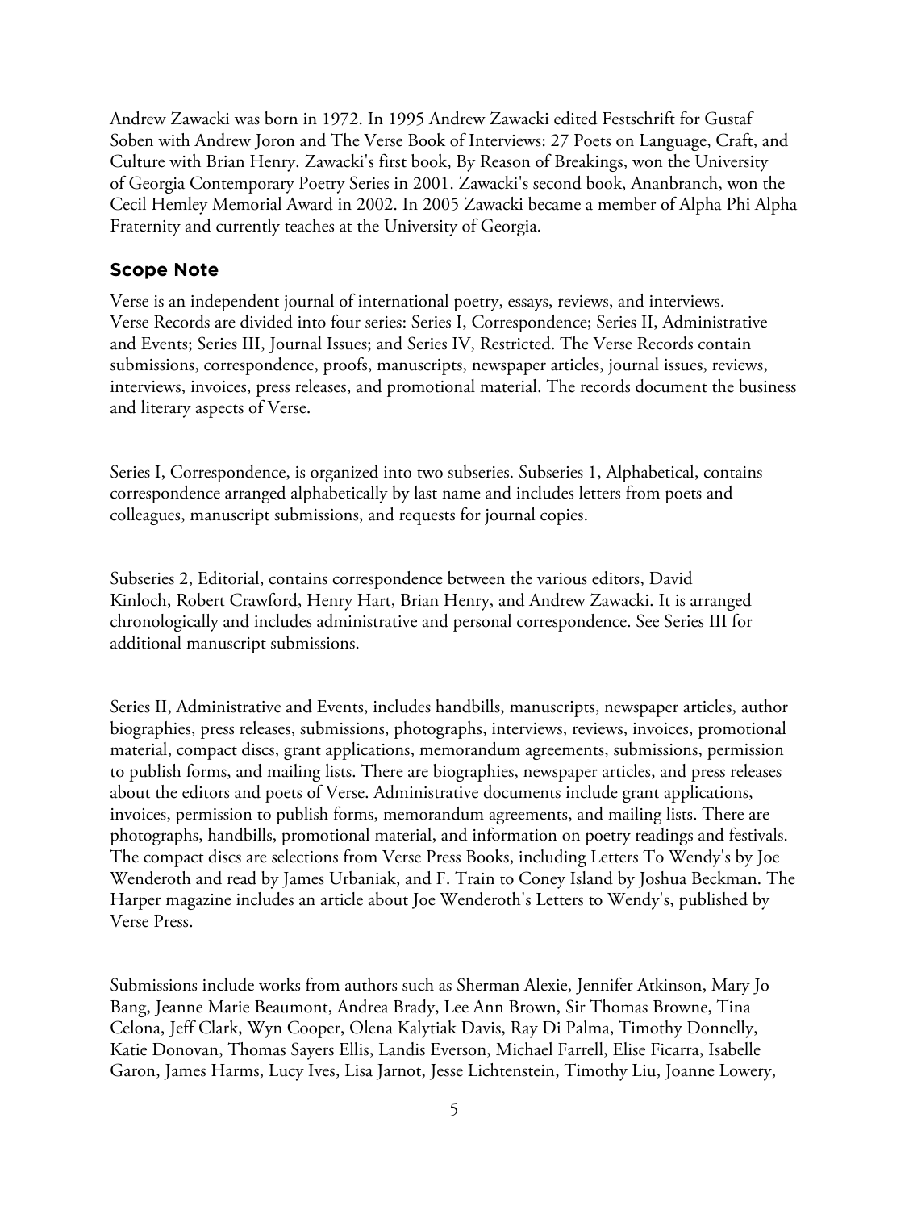Andrew Zawacki was born in 1972. In 1995 Andrew Zawacki edited Festschrift for Gustaf Soben with Andrew Joron and The Verse Book of Interviews: 27 Poets on Language, Craft, and Culture with Brian Henry. Zawacki's first book, By Reason of Breakings, won the University of Georgia Contemporary Poetry Series in 2001. Zawacki's second book, Ananbranch, won the Cecil Hemley Memorial Award in 2002. In 2005 Zawacki became a member of Alpha Phi Alpha Fraternity and currently teaches at the University of Georgia.

## Scope Note

Verse is an independent journal of international poetry, essays, reviews, and interviews. Verse Records are divided into four series: Series I, Correspondence; Series II, Administrative and Events; Series III, Journal Issues; and Series IV, Restricted. The Verse Records contain submissions, correspondence, proofs, manuscripts, newspaper articles, journal issues, reviews, interviews, invoices, press releases, and promotional material. The records document the business and literary aspects of Verse.

Series I, Correspondence, is organized into two subseries. Subseries 1, Alphabetical, contains correspondence arranged alphabetically by last name and includes letters from poets and colleagues, manuscript submissions, and requests for journal copies.

Subseries 2, Editorial, contains correspondence between the various editors, David Kinloch, Robert Crawford, Henry Hart, Brian Henry, and Andrew Zawacki. It is arranged chronologically and includes administrative and personal correspondence. See Series III for additional manuscript submissions.

Series II, Administrative and Events, includes handbills, manuscripts, newspaper articles, author biographies, press releases, submissions, photographs, interviews, reviews, invoices, promotional material, compact discs, grant applications, memorandum agreements, submissions, permission to publish forms, and mailing lists. There are biographies, newspaper articles, and press releases about the editors and poets of Verse. Administrative documents include grant applications, invoices, permission to publish forms, memorandum agreements, and mailing lists. There are photographs, handbills, promotional material, and information on poetry readings and festivals. The compact discs are selections from Verse Press Books, including Letters To Wendy's by Joe Wenderoth and read by James Urbaniak, and F. Train to Coney Island by Joshua Beckman. The Harper magazine includes an article about Joe Wenderoth's Letters to Wendy's, published by Verse Press.

Submissions include works from authors such as Sherman Alexie, Jennifer Atkinson, Mary Jo Bang, Jeanne Marie Beaumont, Andrea Brady, Lee Ann Brown, Sir Thomas Browne, Tina Celona, Jeff Clark, Wyn Cooper, Olena Kalytiak Davis, Ray Di Palma, Timothy Donnelly, Katie Donovan, Thomas Sayers Ellis, Landis Everson, Michael Farrell, Elise Ficarra, Isabelle Garon, James Harms, Lucy Ives, Lisa Jarnot, Jesse Lichtenstein, Timothy Liu, Joanne Lowery,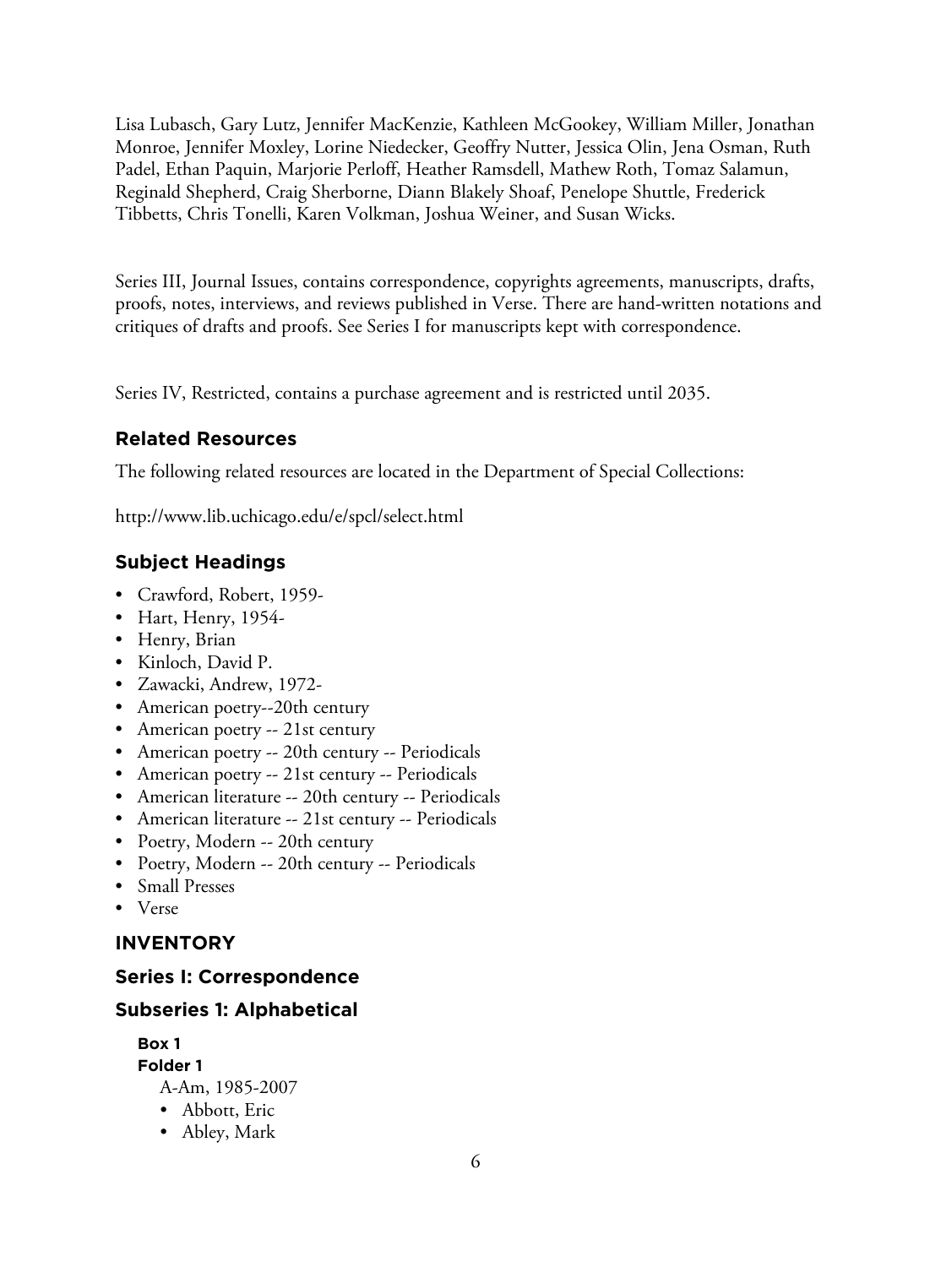Lisa Lubasch, Gary Lutz, Jennifer MacKenzie, Kathleen McGookey, William Miller, Jonathan Monroe, Jennifer Moxley, Lorine Niedecker, Geoffry Nutter, Jessica Olin, Jena Osman, Ruth Padel, Ethan Paquin, Marjorie Perloff, Heather Ramsdell, Mathew Roth, Tomaz Salamun, Reginald Shepherd, Craig Sherborne, Diann Blakely Shoaf, Penelope Shuttle, Frederick Tibbetts, Chris Tonelli, Karen Volkman, Joshua Weiner, and Susan Wicks.

Series III, Journal Issues, contains correspondence, copyrights agreements, manuscripts, drafts, proofs, notes, interviews, and reviews published in Verse. There are hand-written notations and critiques of drafts and proofs. See Series I for manuscripts kept with correspondence.

Series IV, Restricted, contains a purchase agreement and is restricted until 2035.

## Related Resources

The following related resources are located in the Department of Special Collections:

http://www.lib.uchicago.edu/e/spcl/select.html

## Subject Headings

- Crawford, Robert, 1959-
- Hart, Henry, 1954-
- Henry, Brian
- Kinloch, David P.
- Zawacki, Andrew, 1972-
- American poetry--20th century
- American poetry -- 21st century
- American poetry -- 20th century -- Periodicals
- American poetry -- 21st century -- Periodicals
- American literature -- 20th century -- Periodicals
- American literature -- 21st century -- Periodicals
- Poetry, Modern -- 20th century
- Poetry, Modern -- 20th century -- Periodicals
- Small Presses
- Verse

## INVENTORY

## Series I: Correspondence

## Subseries 1: Alphabetical

**Box 1**
**Folder 1**

A-Am, 1985-2007

- Abbott, Eric
- Abley, Mark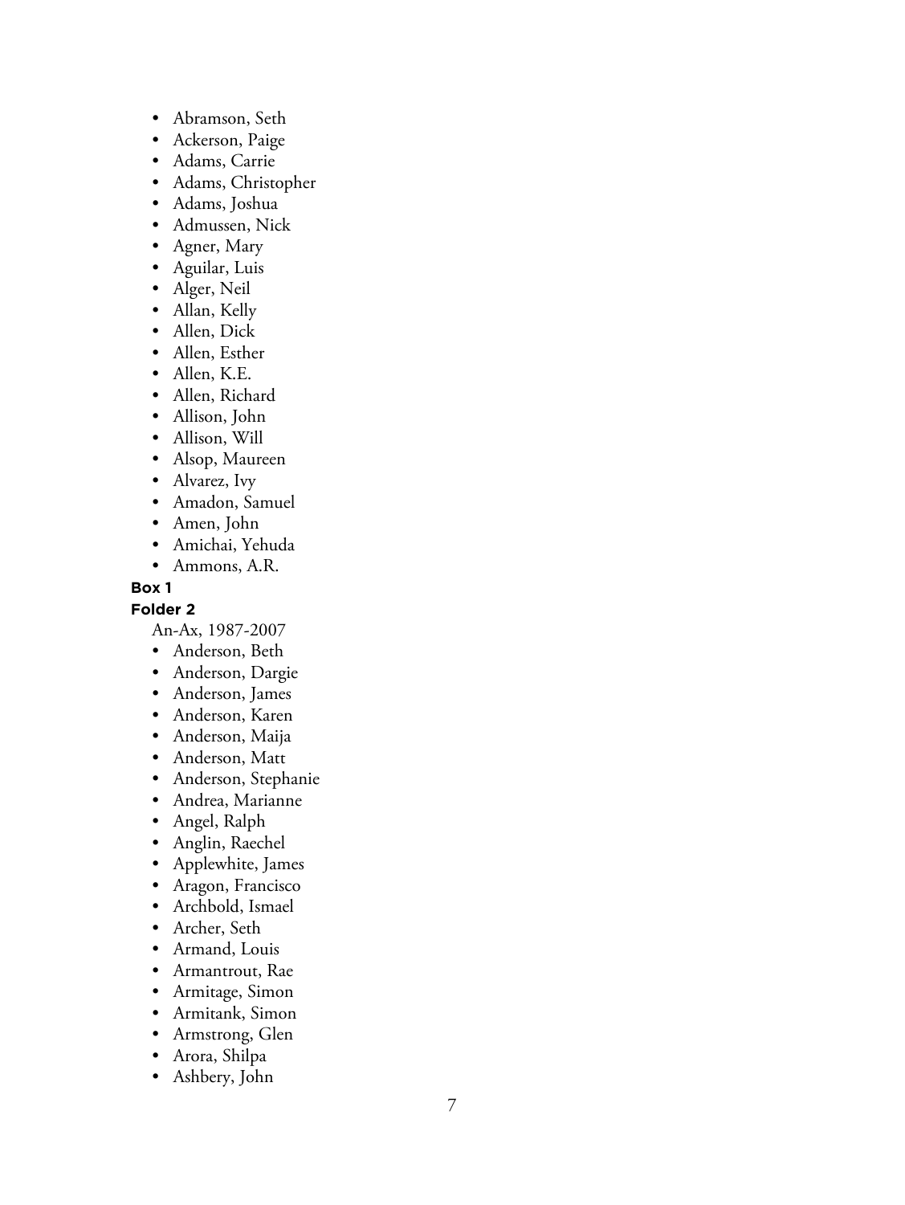- Abramson, Seth
- Ackerson, Paige
- Adams, Carrie
- Adams, Christopher
- Adams, Joshua
- Admussen, Nick
- Agner, Mary
- Aguilar, Luis
- Alger, Neil
- Allan, Kelly
- Allen, Dick
- Allen, Esther
- Allen, K.E.
- Allen, Richard
- Allison, John
- Allison, Will
- Alsop, Maureen
- Alvarez, Ivy
- Amadon, Samuel
- Amen, John
- Amichai, Yehuda
- Ammons, A.R.

**Box 1**

**Folder 2**

An-Ax, 1987-2007

- Anderson, Beth
- Anderson, Dargie
- Anderson, James
- Anderson, Karen
- Anderson, Maija
- Anderson, Matt
- Anderson, Stephanie
- Andrea, Marianne
- Angel, Ralph
- Anglin, Raechel
- Applewhite, James
- Aragon, Francisco
- Archbold, Ismael
- Archer, Seth
- Armand, Louis
- Armantrout, Rae
- Armitage, Simon
- Armitank, Simon
- Armstrong, Glen
- Arora, Shilpa
- Ashbery, John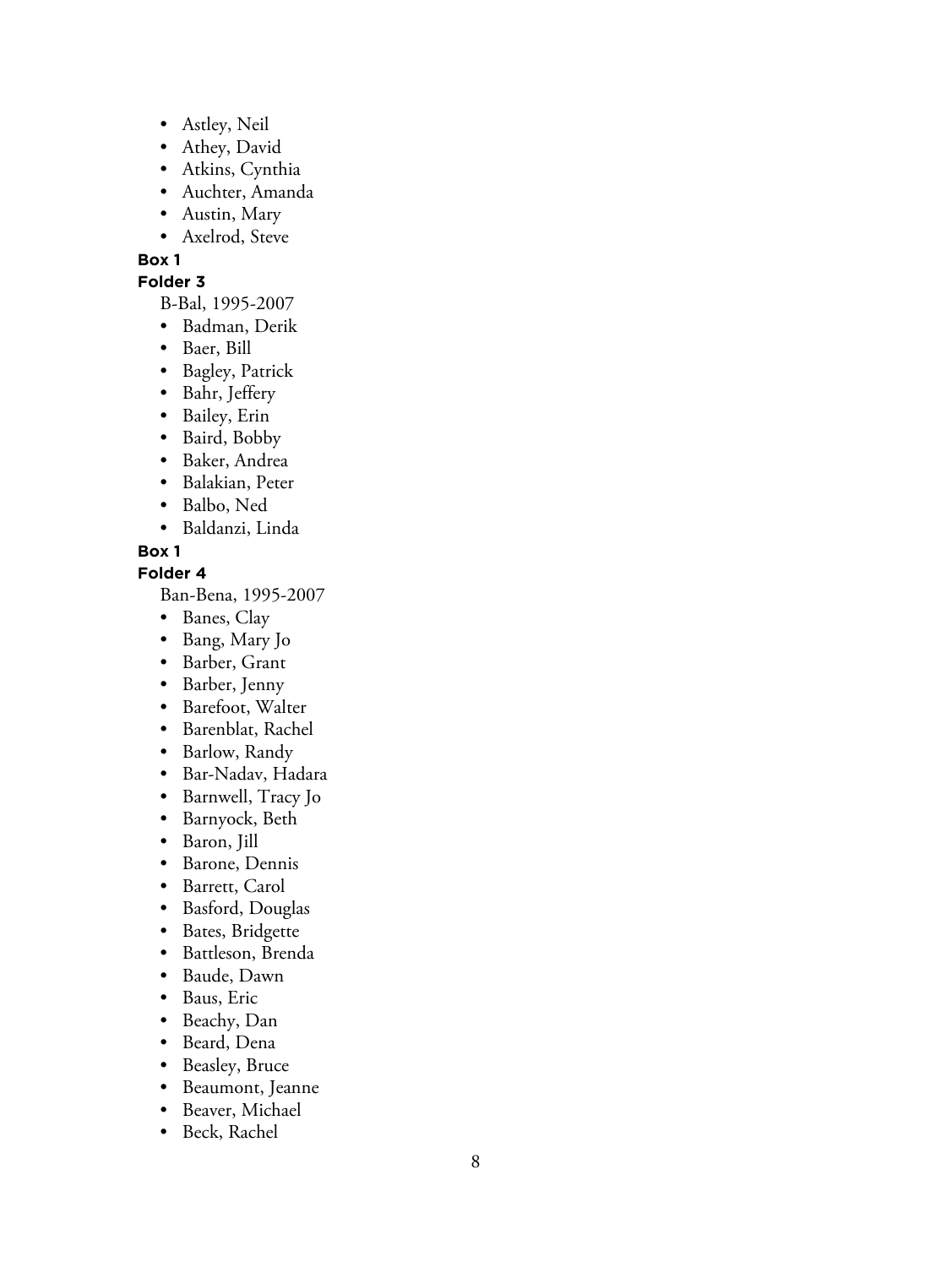- Astley, Neil
- Athey, David
- Atkins, Cynthia
- Auchter, Amanda
- Austin, Mary
- Axelrod, Steve

**Box 1**

**Folder 3**

B-Bal, 1995-2007

- Badman, Derik
- Baer, Bill
- Bagley, Patrick
- Bahr, Jeffery
- Bailey, Erin
- Baird, Bobby
- Baker, Andrea
- Balakian, Peter
- Balbo, Ned
- Baldanzi, Linda

**Box 1**

**Folder 4**

Ban-Bena, 1995-2007

- Banes, Clay
- Bang, Mary Jo
- Barber, Grant
- Barber, Jenny
- Barefoot, Walter
- Barenblat, Rachel
- Barlow, Randy
- Bar-Nadav, Hadara
- Barnwell, Tracy Jo
- Barnyock, Beth
- Baron, Jill
- Barone, Dennis
- Barrett, Carol
- Basford, Douglas
- Bates, Bridgette
- Battleson, Brenda
- Baude, Dawn
- Baus, Eric
- Beachy, Dan
- Beard, Dena
- Beasley, Bruce
- Beaumont, Jeanne
- Beaver, Michael
- Beck, Rachel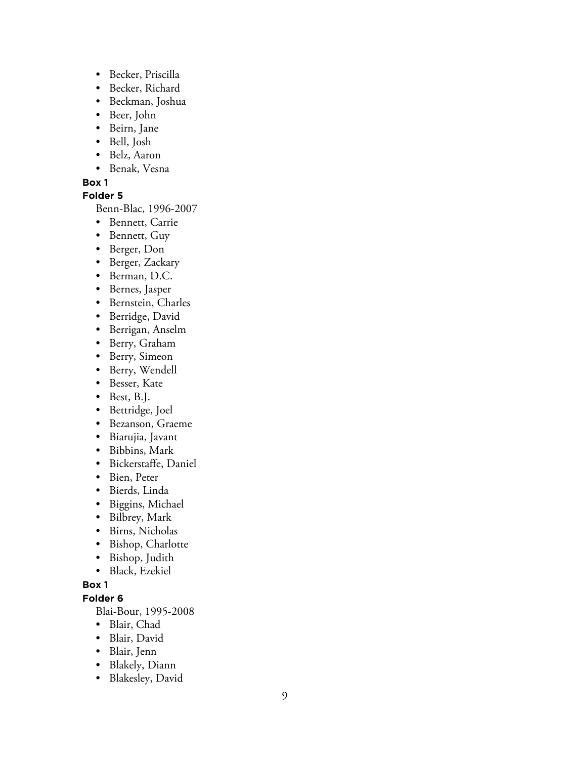- Becker, Priscilla
- Becker, Richard
- Beckman, Joshua
- Beer, John
- Beirn, Jane
- Bell, Josh
- Belz, Aaron
- Benak, Vesna

**Box 1**

**Folder 5**

Benn-Blac, 1996-2007

- Bennett, Carrie
- Bennett, Guy
- Berger, Don
- Berger, Zackary
- Berman, D.C.
- Bernes, Jasper
- Bernstein, Charles
- Berridge, David
- Berrigan, Anselm
- Berry, Graham
- Berry, Simeon
- Berry, Wendell
- Besser, Kate
- Best, B.J.
- Bettridge, Joel
- Bezanson, Graeme
- Biarujia, Javant
- Bibbins, Mark
- Bickerstaffe, Daniel
- Bien, Peter
- Bierds, Linda
- Biggins, Michael
- Bilbrey, Mark
- Birns, Nicholas
- Bishop, Charlotte
- Bishop, Judith
- Black, Ezekiel

**Box 1**

**Folder 6**

Blai-Bour, 1995-2008

- Blair, Chad
- Blair, David
- Blair, Jenn
- Blakely, Diann
- Blakesley, David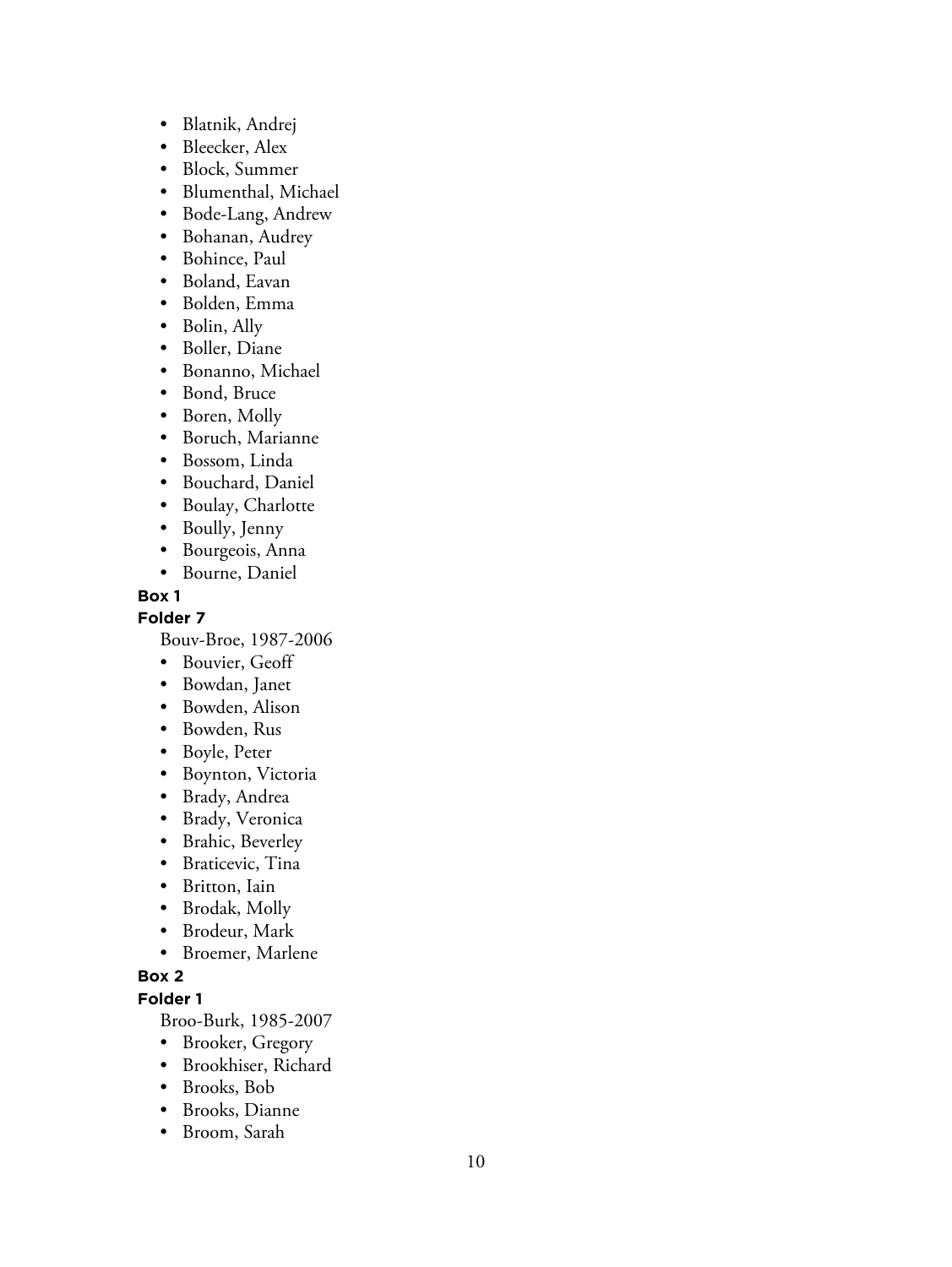- Blatnik, Andrej
- Bleecker, Alex
- Block, Summer
- Blumenthal, Michael
- Bode-Lang, Andrew
- Bohanan, Audrey
- Bohince, Paul
- Boland, Eavan
- Bolden, Emma
- Bolin, Ally
- Boller, Diane
- Bonanno, Michael
- Bond, Bruce
- Boren, Molly
- Boruch, Marianne
- Bossom, Linda
- Bouchard, Daniel
- Boulay, Charlotte
- Boully, Jenny
- Bourgeois, Anna
- Bourne, Daniel

**Box 1**

**Folder 7**

Bouv-Broe, 1987-2006

- Bouvier, Geoff
- Bowdan, Janet
- Bowden, Alison
- Bowden, Rus
- Boyle, Peter
- Boynton, Victoria
- Brady, Andrea
- Brady, Veronica
- Brahic, Beverley
- Braticevic, Tina
- Britton, Iain
- Brodak, Molly
- Brodeur, Mark
- Broemer, Marlene

**Box 2**

**Folder 1**

Broo-Burk, 1985-2007

- Brooker, Gregory
- Brookhiser, Richard
- Brooks, Bob
- Brooks, Dianne
- Broom, Sarah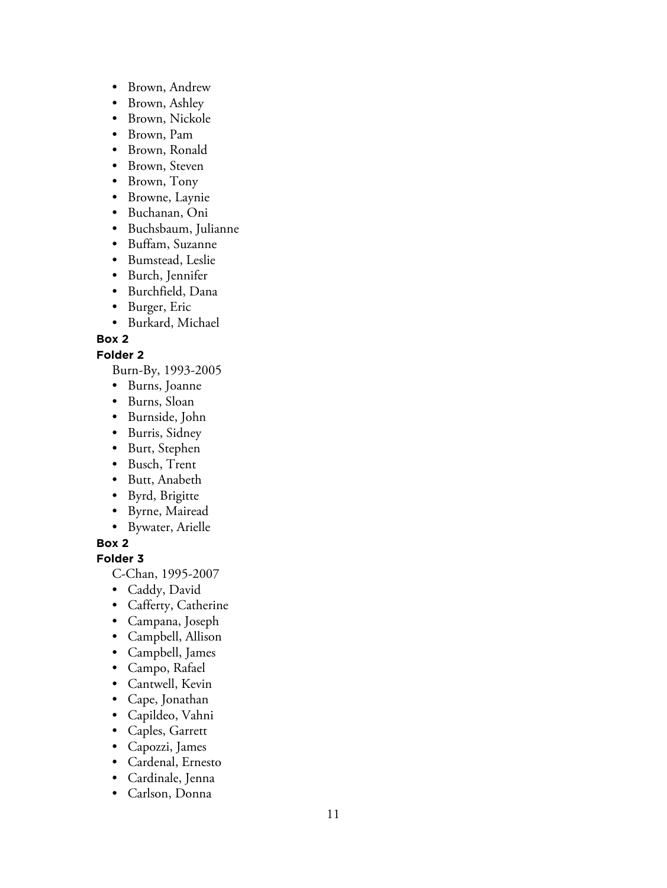- Brown, Andrew
- Brown, Ashley
- Brown, Nickole
- Brown, Pam
- Brown, Ronald
- Brown, Steven
- Brown, Tony
- Browne, Laynie
- Buchanan, Oni
- Buchsbaum, Julianne
- Buffam, Suzanne
- Bumstead, Leslie
- Burch, Jennifer
- Burchfield, Dana
- Burger, Eric
- Burkard, Michael

**Box 2**

**Folder 2**

Burn-By, 1993-2005

- Burns, Joanne
- Burns, Sloan
- Burnside, John
- Burris, Sidney
- Burt, Stephen
- Busch, Trent
- Butt, Anabeth
- Byrd, Brigitte
- Byrne, Mairead
- Bywater, Arielle

**Box 2**

**Folder 3**

C-Chan, 1995-2007

- Caddy, David
- Cafferty, Catherine
- Campana, Joseph
- Campbell, Allison
- Campbell, James
- Campo, Rafael
- Cantwell, Kevin
- Cape, Jonathan
- Capildeo, Vahni
- Caples, Garrett
- Capozzi, James
- Cardenal, Ernesto
- Cardinale, Jenna
- Carlson, Donna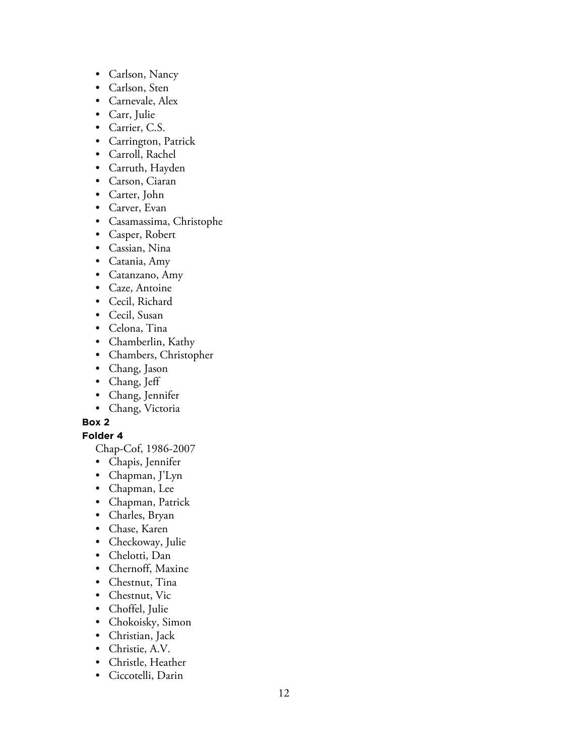- Carlson, Nancy
- Carlson, Sten
- Carnevale, Alex
- Carr, Julie
- Carrier, C.S.
- Carrington, Patrick
- Carroll, Rachel
- Carruth, Hayden
- Carson, Ciaran
- Carter, John
- Carver, Evan
- Casamassima, Christophe
- Casper, Robert
- Cassian, Nina
- Catania, Amy
- Catanzano, Amy
- Caze, Antoine
- Cecil, Richard
- Cecil, Susan
- Celona, Tina
- Chamberlin, Kathy
- Chambers, Christopher
- Chang, Jason
- Chang, Jeff
- Chang, Jennifer
- Chang, Victoria

**Box 2**

**Folder 4**

Chap-Cof, 1986-2007

- Chapis, Jennifer
- Chapman, J'Lyn
- Chapman, Lee
- Chapman, Patrick
- Charles, Bryan
- Chase, Karen
- Checkoway, Julie
- Chelotti, Dan
- Chernoff, Maxine
- Chestnut, Tina
- Chestnut, Vic
- Choffel, Julie
- Chokoisky, Simon
- Christian, Jack
- Christie, A.V.
- Christle, Heather
- Ciccotelli, Darin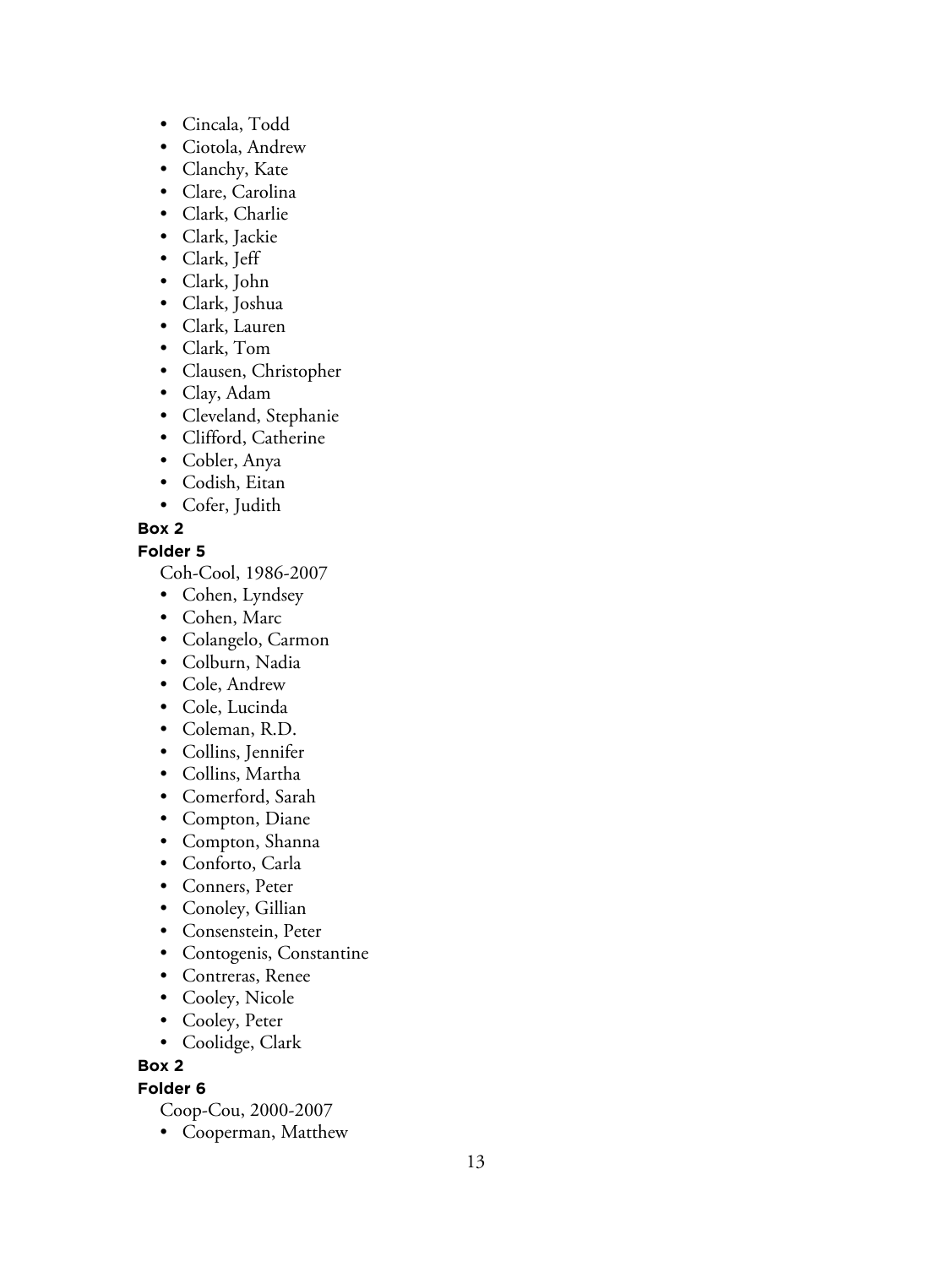- Cincala, Todd
- Ciotola, Andrew
- Clanchy, Kate
- Clare, Carolina
- Clark, Charlie
- Clark, Jackie
- Clark, Jeff
- Clark, John
- Clark, Joshua
- Clark, Lauren
- Clark, Tom
- Clausen, Christopher
- Clay, Adam
- Cleveland, Stephanie
- Clifford, Catherine
- Cobler, Anya
- Codish, Eitan
- Cofer, Judith

**Box 2**

**Folder 5**

Coh-Cool, 1986-2007

- Cohen, Lyndsey
- Cohen, Marc
- Colangelo, Carmon
- Colburn, Nadia
- Cole, Andrew
- Cole, Lucinda
- Coleman, R.D.
- Collins, Jennifer
- Collins, Martha
- Comerford, Sarah
- Compton, Diane
- Compton, Shanna
- Conforto, Carla
- Conners, Peter
- Conoley, Gillian
- Consenstein, Peter
- Contogenis, Constantine
- Contreras, Renee
- Cooley, Nicole
- Cooley, Peter
- Coolidge, Clark

**Box 2**

**Folder 6**

Coop-Cou, 2000-2007

- Cooperman, Matthew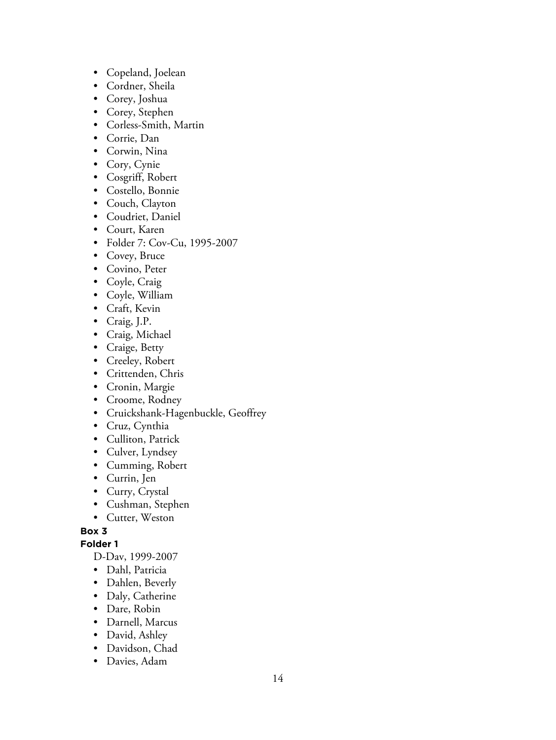- Copeland, Joelean
- Cordner, Sheila
- Corey, Joshua
- Corey, Stephen
- Corless-Smith, Martin
- Corrie, Dan
- Corwin, Nina
- Cory, Cynie
- Cosgriff, Robert
- Costello, Bonnie
- Couch, Clayton
- Coudriet, Daniel
- Court, Karen
- Folder 7: Cov-Cu, 1995-2007
- Covey, Bruce
- Covino, Peter
- Coyle, Craig
- Coyle, William
- Craft, Kevin
- Craig, J.P.
- Craig, Michael
- Craige, Betty
- Creeley, Robert
- Crittenden, Chris
- Cronin, Margie
- Croome, Rodney
- Cruickshank-Hagenbuckle, Geoffrey
- Cruz, Cynthia
- Culliton, Patrick
- Culver, Lyndsey
- Cumming, Robert
- Currin, Jen
- Curry, Crystal
- Cushman, Stephen
- Cutter, Weston

**Box 3**

**Folder 1**

D-Dav, 1999-2007

- Dahl, Patricia
- Dahlen, Beverly
- Daly, Catherine
- Dare, Robin
- Darnell, Marcus
- David, Ashley
- Davidson, Chad
- Davies, Adam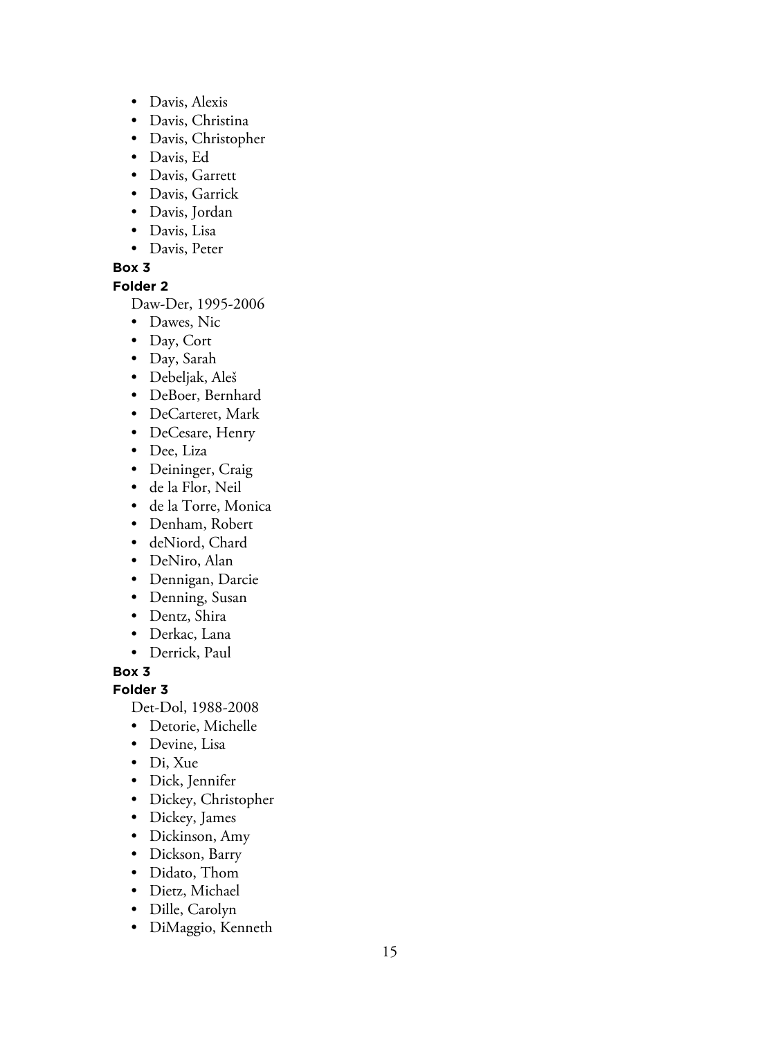- Davis, Alexis
- Davis, Christina
- Davis, Christopher
- Davis, Ed
- Davis, Garrett
- Davis, Garrick
- Davis, Jordan
- Davis, Lisa
- Davis, Peter

**Box 3**

**Folder 2**

Daw-Der, 1995-2006

- Dawes, Nic
- Day, Cort
- Day, Sarah
- Debeljak, Aleš
- DeBoer, Bernhard
- DeCarteret, Mark
- DeCesare, Henry
- Dee, Liza
- Deininger, Craig
- de la Flor, Neil
- de la Torre, Monica
- Denham, Robert
- deNiord, Chard
- DeNiro, Alan
- Dennigan, Darcie
- Denning, Susan
- Dentz, Shira
- Derkac, Lana
- Derrick, Paul

**Box 3**

**Folder 3**

Det-Dol, 1988-2008

- Detorie, Michelle
- Devine, Lisa
- Di, Xue
- Dick, Jennifer
- Dickey, Christopher
- Dickey, James
- Dickinson, Amy
- Dickson, Barry
- Didato, Thom
- Dietz, Michael
- Dille, Carolyn
- DiMaggio, Kenneth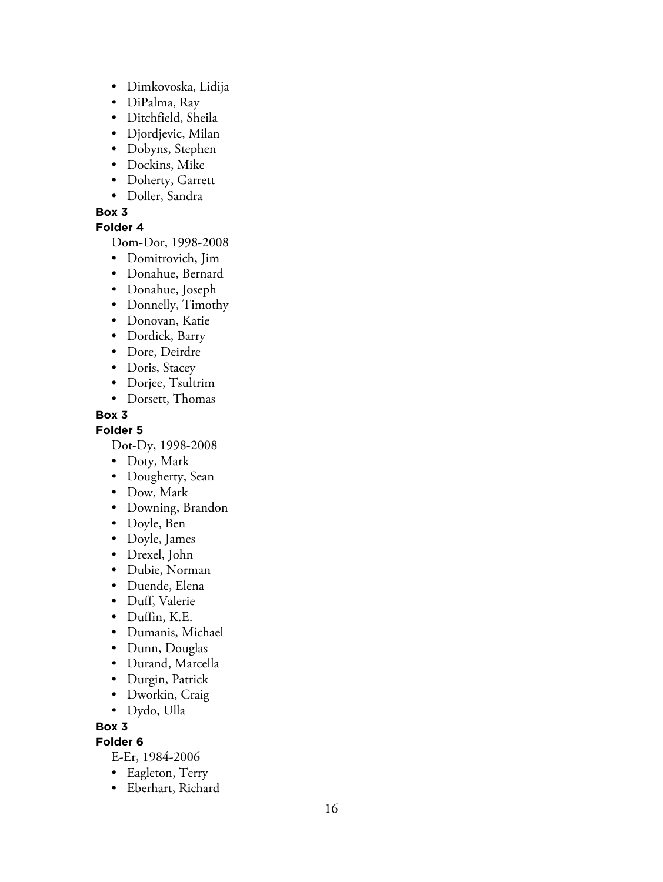- Dimkovoska, Lidija
- DiPalma, Ray
- Ditchfield, Sheila
- Djordjevic, Milan
- Dobyns, Stephen
- Dockins, Mike
- Doherty, Garrett
- Doller, Sandra

**Box 3**

**Folder 4**

Dom-Dor, 1998-2008

- Domitrovich, Jim
- Donahue, Bernard
- Donahue, Joseph
- Donnelly, Timothy
- Donovan, Katie
- Dordick, Barry
- Dore, Deirdre
- Doris, Stacey
- Dorjee, Tsultrim
- Dorsett, Thomas

**Box 3**

**Folder 5**

Dot-Dy, 1998-2008

- Doty, Mark
- Dougherty, Sean
- Dow, Mark
- Downing, Brandon
- Doyle, Ben
- Doyle, James
- Drexel, John
- Dubie, Norman
- Duende, Elena
- Duff, Valerie
- Duffin, K.E.
- Dumanis, Michael
- Dunn, Douglas
- Durand, Marcella
- Durgin, Patrick
- Dworkin, Craig
- Dydo, Ulla

**Box 3**

**Folder 6**

E-Er, 1984-2006

- Eagleton, Terry
- Eberhart, Richard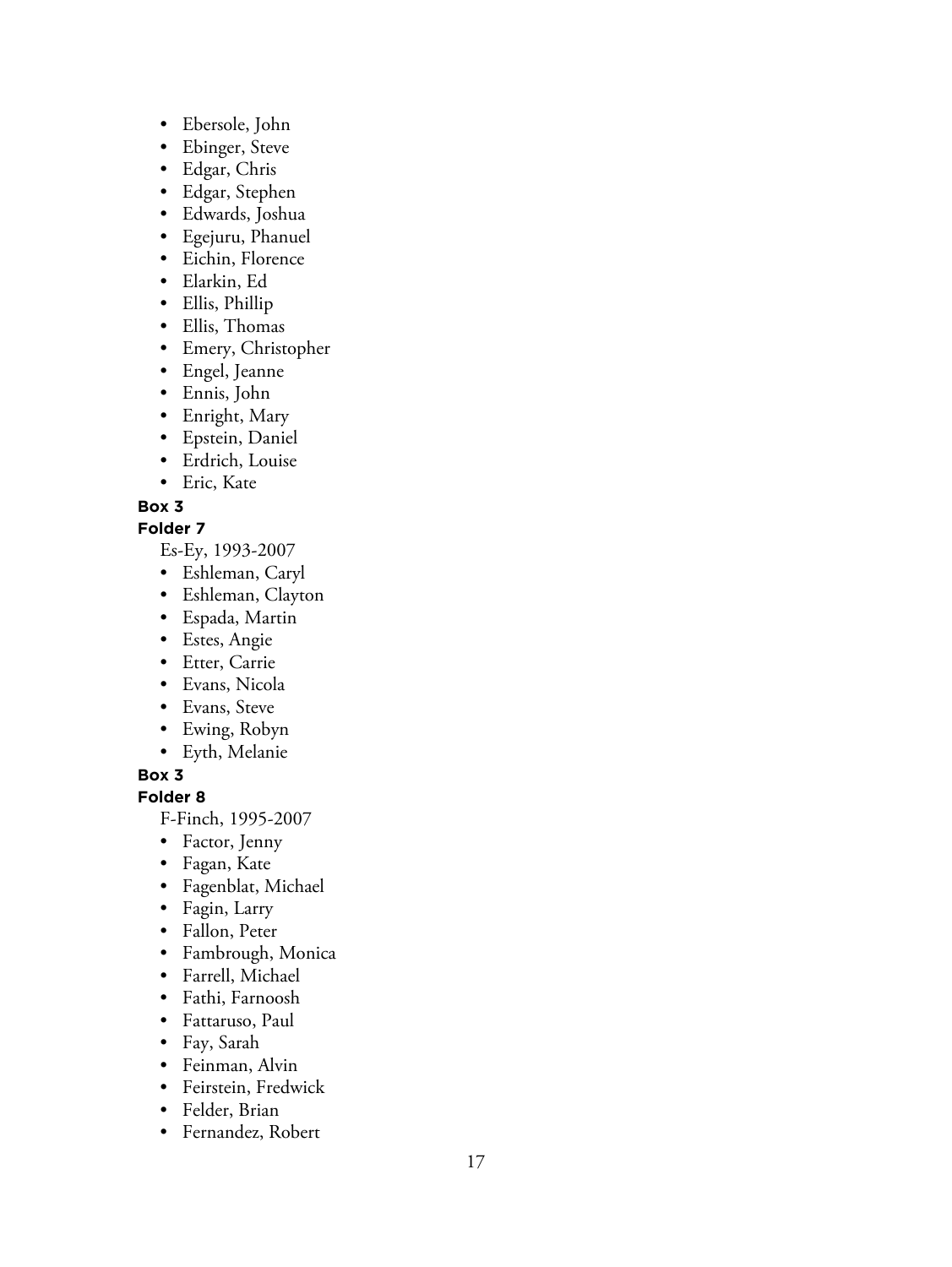- Ebersole, John
- Ebinger, Steve
- Edgar, Chris
- Edgar, Stephen
- Edwards, Joshua
- Egejuru, Phanuel
- Eichin, Florence
- Elarkin, Ed
- Ellis, Phillip
- Ellis, Thomas
- Emery, Christopher
- Engel, Jeanne
- Ennis, John
- Enright, Mary
- Epstein, Daniel
- Erdrich, Louise
- Eric, Kate

**Box 3**

**Folder 7**

Es-Ey, 1993-2007

- Eshleman, Caryl
- Eshleman, Clayton
- Espada, Martin
- Estes, Angie
- Etter, Carrie
- Evans, Nicola
- Evans, Steve
- Ewing, Robyn
- Eyth, Melanie

**Box 3**

**Folder 8**

F-Finch, 1995-2007

- Factor, Jenny
- Fagan, Kate
- Fagenblat, Michael
- Fagin, Larry
- Fallon, Peter
- Fambrough, Monica
- Farrell, Michael
- Fathi, Farnoosh
- Fattaruso, Paul
- Fay, Sarah
- Feinman, Alvin
- Feirstein, Fredwick
- Felder, Brian
- Fernandez, Robert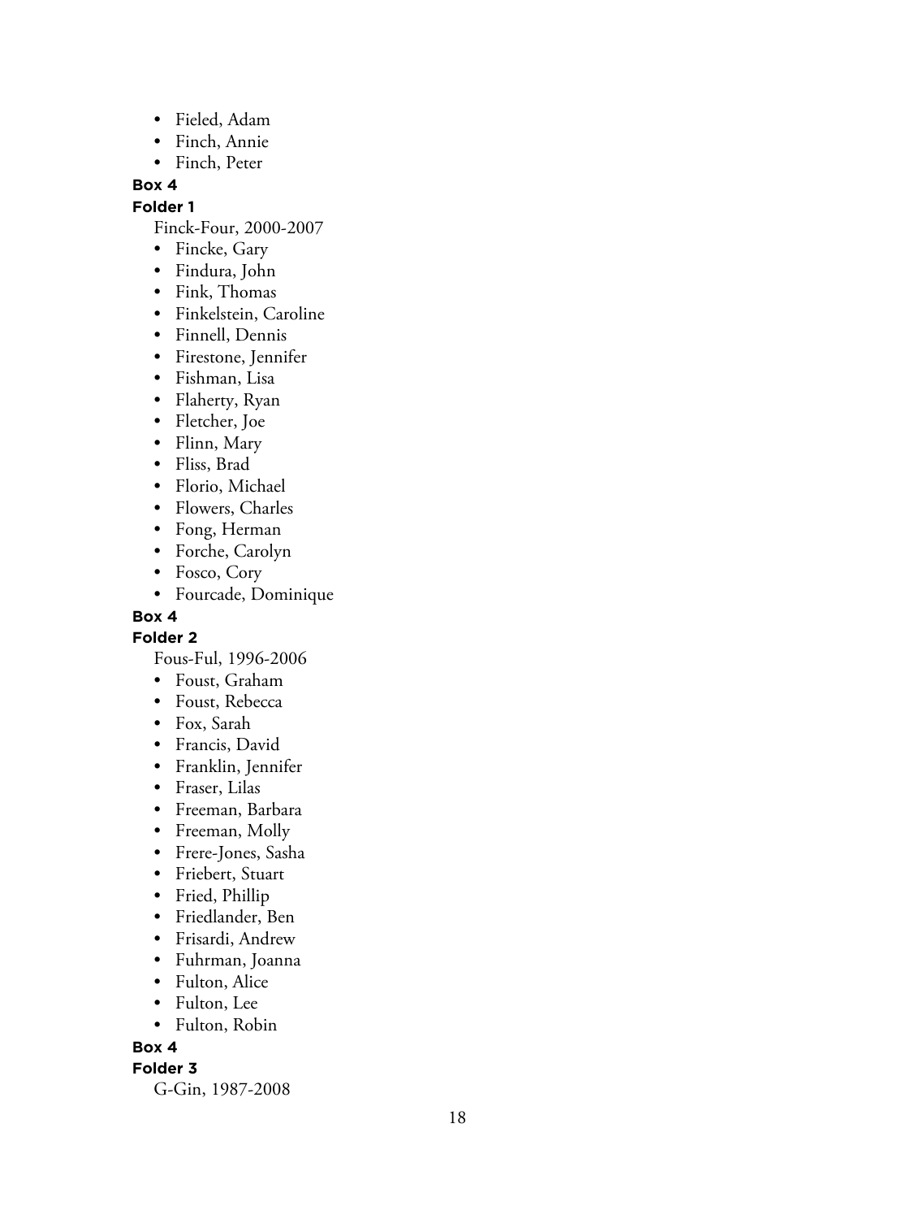- Fieled, Adam
- Finch, Annie
- Finch, Peter

**Box 4**

**Folder 1**

Finck-Four, 2000-2007

- Fincke, Gary
- Findura, John
- Fink, Thomas
- Finkelstein, Caroline
- Finnell, Dennis
- Firestone, Jennifer
- Fishman, Lisa
- Flaherty, Ryan
- Fletcher, Joe
- Flinn, Mary
- Fliss, Brad
- Florio, Michael
- Flowers, Charles
- Fong, Herman
- Forche, Carolyn
- Fosco, Cory
- Fourcade, Dominique

**Box 4**

**Folder 2**

Fous-Ful, 1996-2006

- Foust, Graham
- Foust, Rebecca
- Fox, Sarah
- Francis, David
- Franklin, Jennifer
- Fraser, Lilas
- Freeman, Barbara
- Freeman, Molly
- Frere-Jones, Sasha
- Friebert, Stuart
- Fried, Phillip
- Friedlander, Ben
- Frisardi, Andrew
- Fuhrman, Joanna
- Fulton, Alice
- Fulton, Lee
- Fulton, Robin

**Box 4**

**Folder 3**

G-Gin, 1987-2008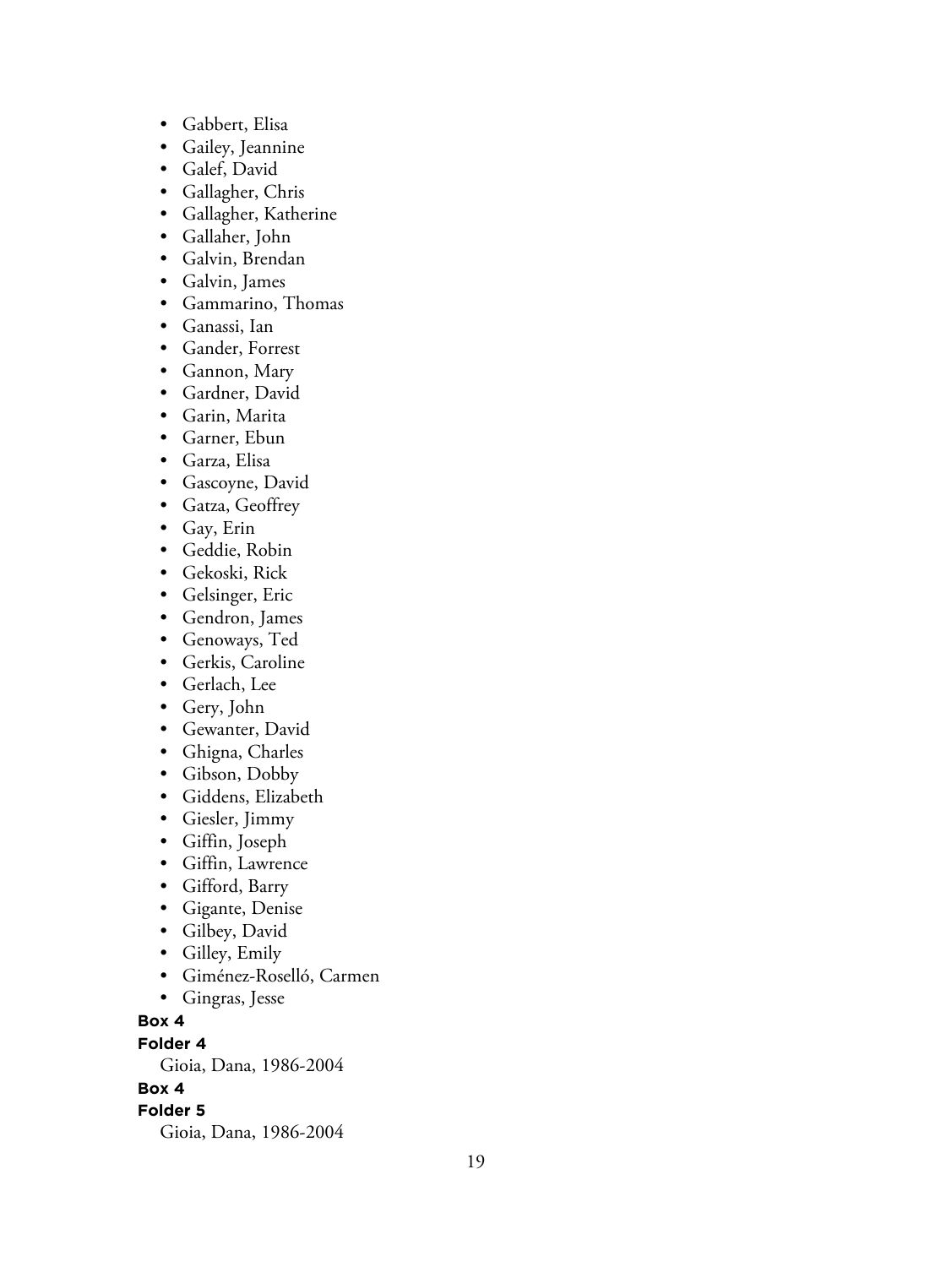- Gabbert, Elisa
- Gailey, Jeannine
- Galef, David
- Gallagher, Chris
- Gallagher, Katherine
- Gallaher, John
- Galvin, Brendan
- Galvin, James
- Gammarino, Thomas
- Ganassi, Ian
- Gander, Forrest
- Gannon, Mary
- Gardner, David
- Garin, Marita
- Garner, Ebun
- Garza, Elisa
- Gascoyne, David
- Gatza, Geoffrey
- Gay, Erin
- Geddie, Robin
- Gekoski, Rick
- Gelsinger, Eric
- Gendron, James
- Genoways, Ted
- Gerkis, Caroline
- Gerlach, Lee
- Gery, John
- Gewanter, David
- Ghigna, Charles
- Gibson, Dobby
- Giddens, Elizabeth
- Giesler, Jimmy
- Giffin, Joseph
- Giffin, Lawrence
- Gifford, Barry
- Gigante, Denise
- Gilbey, David
- Gilley, Emily
- Giménez-Roselló, Carmen
- Gingras, Jesse

**Box 4**

**Folder 4**

Gioia, Dana, 1986-2004

**Box 4**

**Folder 5**

Gioia, Dana, 1986-2004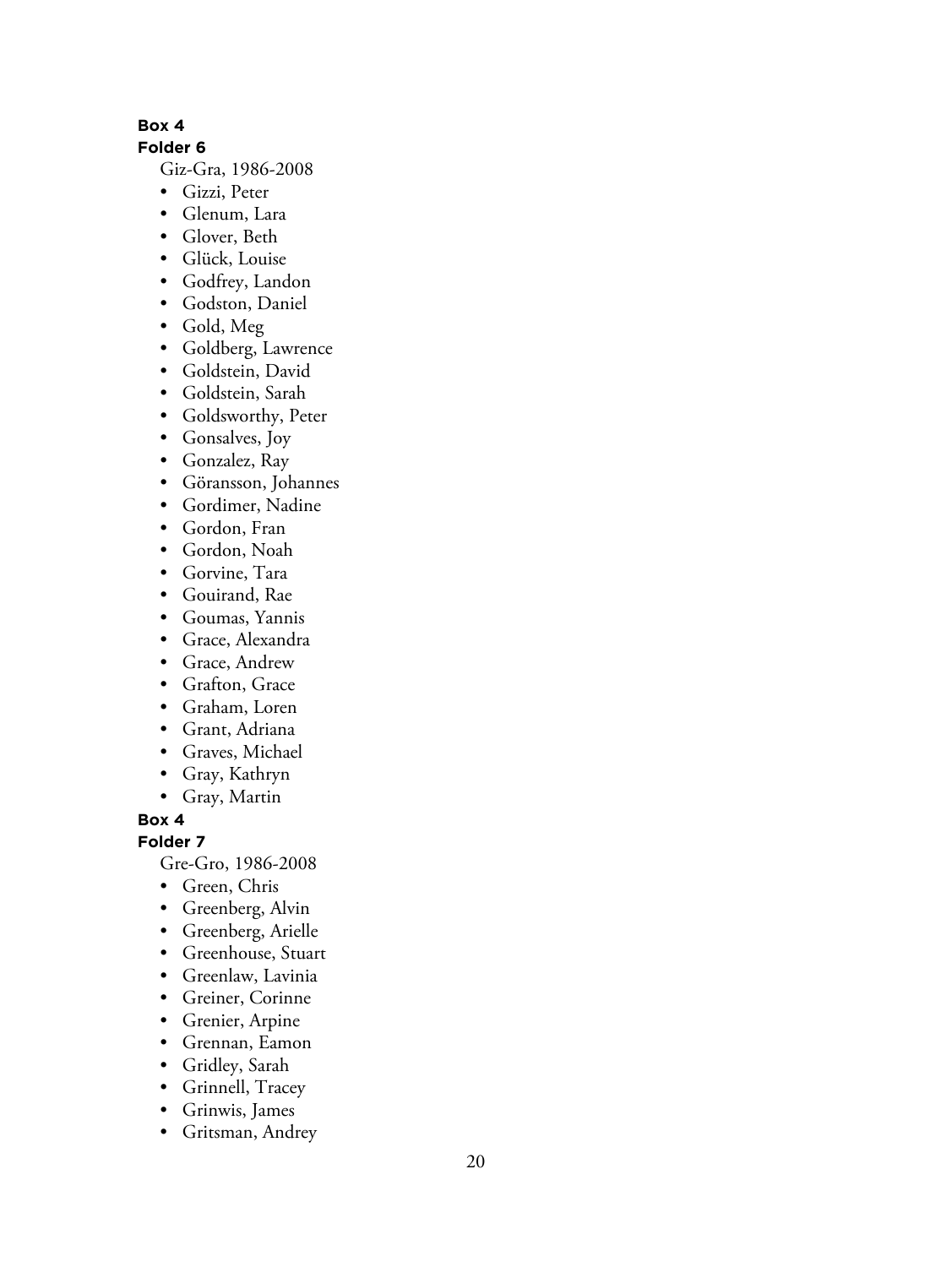**Box 4**
**Folder 6**

Giz-Gra, 1986-2008

- Gizzi, Peter
- Glenum, Lara
- Glover, Beth
- Glück, Louise
- Godfrey, Landon
- Godston, Daniel
- Gold, Meg
- Goldberg, Lawrence
- Goldstein, David
- Goldstein, Sarah
- Goldsworthy, Peter
- Gonsalves, Joy
- Gonzalez, Ray
- Göransson, Johannes
- Gordimer, Nadine
- Gordon, Fran
- Gordon, Noah
- Gorvine, Tara
- Gouirand, Rae
- Goumas, Yannis
- Grace, Alexandra
- Grace, Andrew
- Grafton, Grace
- Graham, Loren
- Grant, Adriana
- Graves, Michael
- Gray, Kathryn
- Gray, Martin

**Box 4**
**Folder 7**

Gre-Gro, 1986-2008

- Green, Chris
- Greenberg, Alvin
- Greenberg, Arielle
- Greenhouse, Stuart
- Greenlaw, Lavinia
- Greiner, Corinne
- Grenier, Arpine
- Grennan, Eamon
- Gridley, Sarah
- Grinnell, Tracey
- Grinwis, James
- Gritsman, Andrey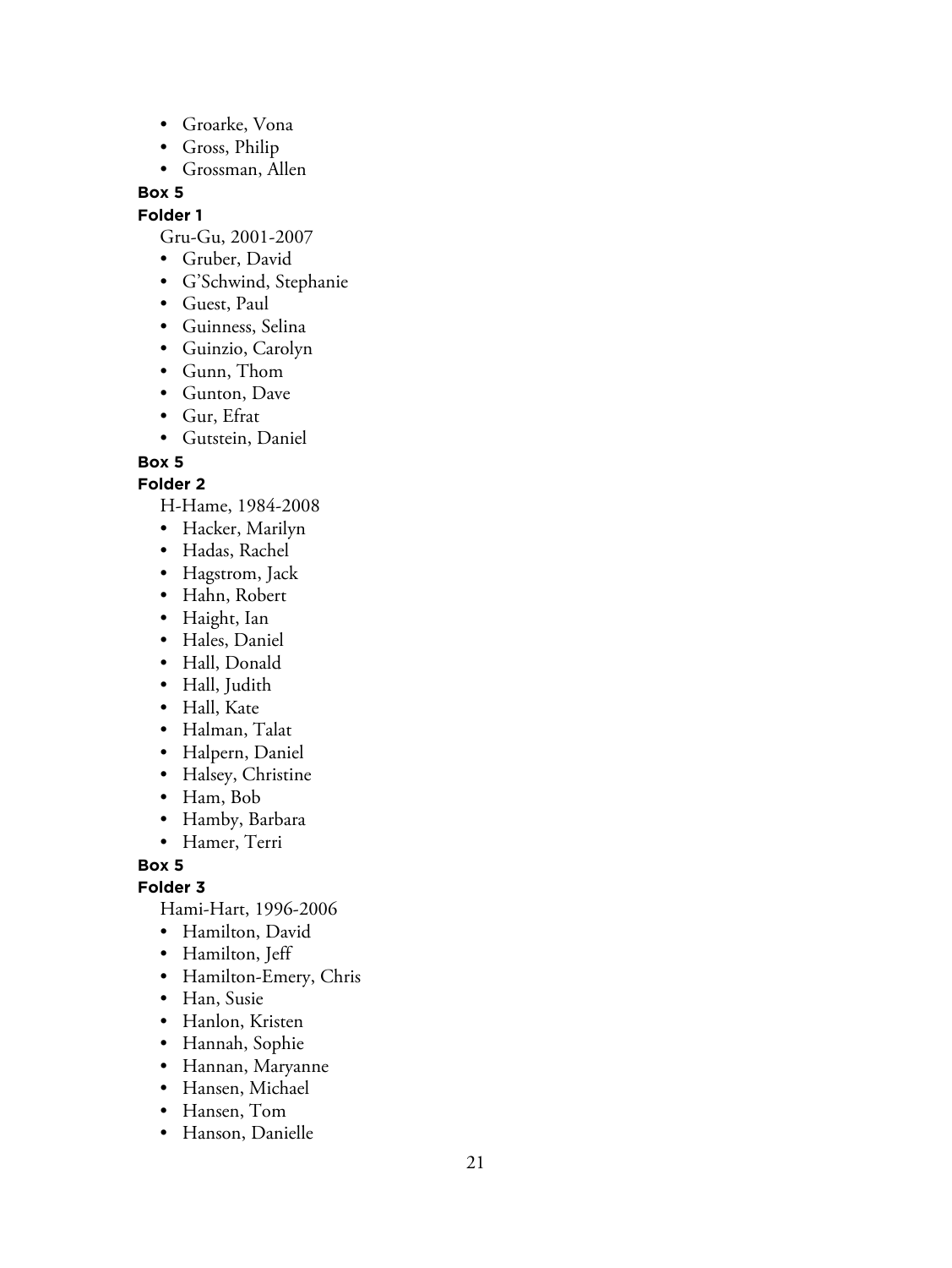- Groarke, Vona
- Gross, Philip
- Grossman, Allen

**Box 5**

**Folder 1**

Gru-Gu, 2001-2007

- Gruber, David
- G'Schwind, Stephanie
- Guest, Paul
- Guinness, Selina
- Guinzio, Carolyn
- Gunn, Thom
- Gunton, Dave
- Gur, Efrat
- Gutstein, Daniel

**Box 5**

**Folder 2**

H-Hame, 1984-2008

- Hacker, Marilyn
- Hadas, Rachel
- Hagstrom, Jack
- Hahn, Robert
- Haight, Ian
- Hales, Daniel
- Hall, Donald
- Hall, Judith
- Hall, Kate
- Halman, Talat
- Halpern, Daniel
- Halsey, Christine
- Ham, Bob
- Hamby, Barbara
- Hamer, Terri

**Box 5**

**Folder 3**

Hami-Hart, 1996-2006

- Hamilton, David
- Hamilton, Jeff
- Hamilton-Emery, Chris
- Han, Susie
- Hanlon, Kristen
- Hannah, Sophie
- Hannan, Maryanne
- Hansen, Michael
- Hansen, Tom
- Hanson, Danielle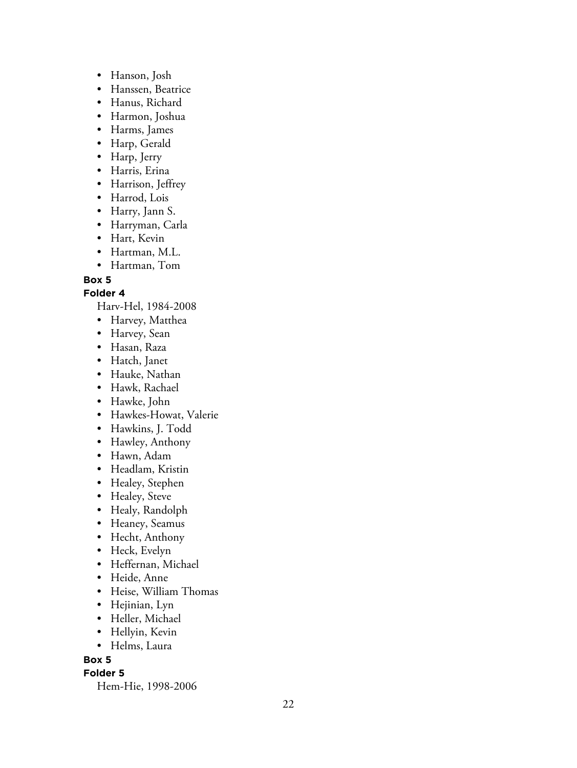- Hanson, Josh
- Hanssen, Beatrice
- Hanus, Richard
- Harmon, Joshua
- Harms, James
- Harp, Gerald
- Harp, Jerry
- Harris, Erina
- Harrison, Jeffrey
- Harrod, Lois
- Harry, Jann S.
- Harryman, Carla
- Hart, Kevin
- Hartman, M.L.
- Hartman, Tom

**Box 5**

**Folder 4**

Harv-Hel, 1984-2008

- Harvey, Matthea
- Harvey, Sean
- Hasan, Raza
- Hatch, Janet
- Hauke, Nathan
- Hawk, Rachael
- Hawke, John
- Hawkes-Howat, Valerie
- Hawkins, J. Todd
- Hawley, Anthony
- Hawn, Adam
- Headlam, Kristin
- Healey, Stephen
- Healey, Steve
- Healy, Randolph
- Heaney, Seamus
- Hecht, Anthony
- Heck, Evelyn
- Heffernan, Michael
- Heide, Anne
- Heise, William Thomas
- Hejinian, Lyn
- Heller, Michael
- Hellyin, Kevin
- Helms, Laura

**Box 5**

**Folder 5**

Hem-Hie, 1998-2006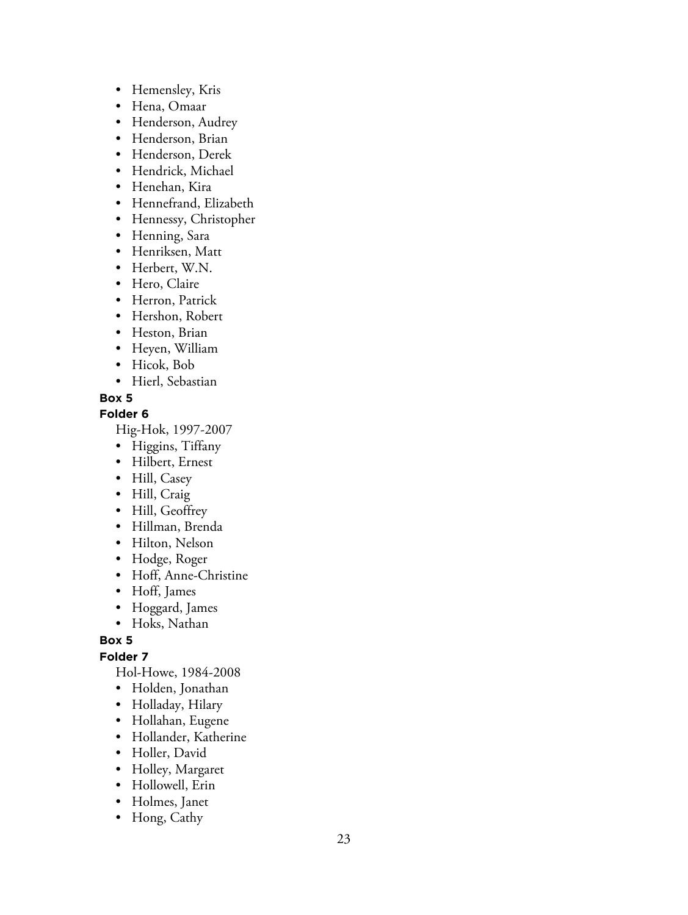- Hemensley, Kris
- Hena, Omaar
- Henderson, Audrey
- Henderson, Brian
- Henderson, Derek
- Hendrick, Michael
- Henehan, Kira
- Hennefrand, Elizabeth
- Hennessy, Christopher
- Henning, Sara
- Henriksen, Matt
- Herbert, W.N.
- Hero, Claire
- Herron, Patrick
- Hershon, Robert
- Heston, Brian
- Heyen, William
- Hicok, Bob
- Hierl, Sebastian

**Box 5**

**Folder 6**

Hig-Hok, 1997-2007

- Higgins, Tiffany
- Hilbert, Ernest
- Hill, Casey
- Hill, Craig
- Hill, Geoffrey
- Hillman, Brenda
- Hilton, Nelson
- Hodge, Roger
- Hoff, Anne-Christine
- Hoff, James
- Hoggard, James
- Hoks, Nathan

**Box 5**

**Folder 7**

Hol-Howe, 1984-2008

- Holden, Jonathan
- Holladay, Hilary
- Hollahan, Eugene
- Hollander, Katherine
- Holler, David
- Holley, Margaret
- Hollowell, Erin
- Holmes, Janet
- Hong, Cathy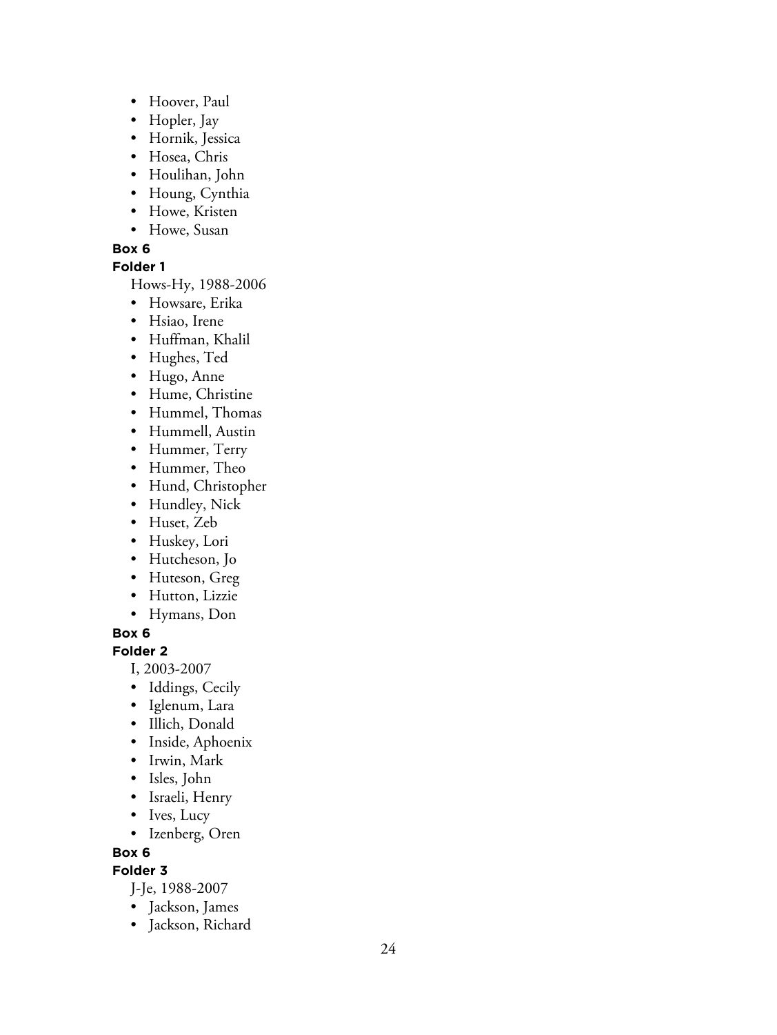- Hoover, Paul
- Hopler, Jay
- Hornik, Jessica
- Hosea, Chris
- Houlihan, John
- Houng, Cynthia
- Howe, Kristen
- Howe, Susan

**Box 6**

**Folder 1**

Hows-Hy, 1988-2006

- Howsare, Erika
- Hsiao, Irene
- Huffman, Khalil
- Hughes, Ted
- Hugo, Anne
- Hume, Christine
- Hummel, Thomas
- Hummell, Austin
- Hummer, Terry
- Hummer, Theo
- Hund, Christopher
- Hundley, Nick
- Huset, Zeb
- Huskey, Lori
- Hutcheson, Jo
- Huteson, Greg
- Hutton, Lizzie
- Hymans, Don

**Box 6**

**Folder 2**

I, 2003-2007

- Iddings, Cecily
- Iglenum, Lara
- Illich, Donald
- Inside, Aphoenix
- Irwin, Mark
- Isles, John
- Israeli, Henry
- Ives, Lucy
- Izenberg, Oren

**Box 6**

**Folder 3**

J-Je, 1988-2007

- Jackson, James
- Jackson, Richard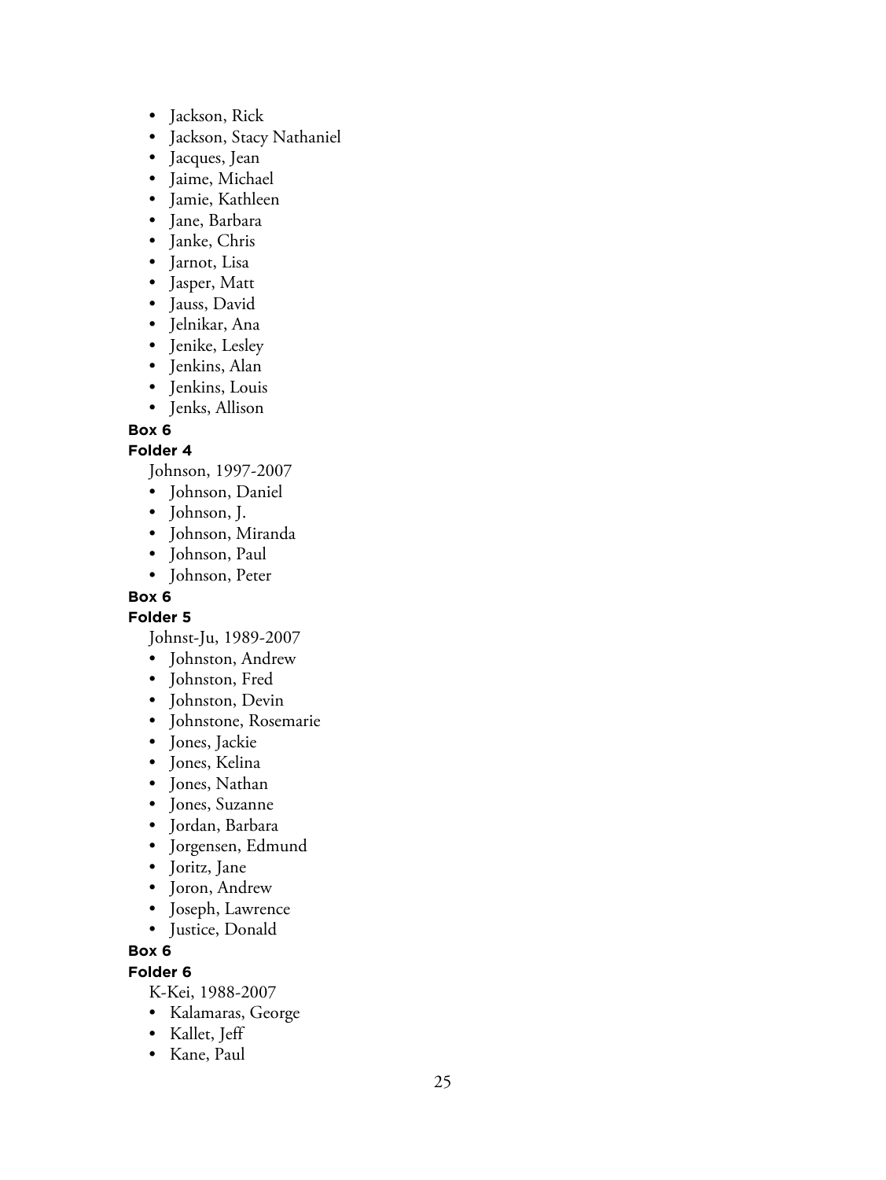- Jackson, Rick
- Jackson, Stacy Nathaniel
- Jacques, Jean
- Jaime, Michael
- Jamie, Kathleen
- Jane, Barbara
- Janke, Chris
- Jarnot, Lisa
- Jasper, Matt
- Jauss, David
- Jelnikar, Ana
- Jenike, Lesley
- Jenkins, Alan
- Jenkins, Louis
- Jenks, Allison

**Box 6**

**Folder 4**

Johnson, 1997-2007

- Johnson, Daniel
- Johnson, J.
- Johnson, Miranda
- Johnson, Paul
- Johnson, Peter

**Box 6**

**Folder 5**

Johnst-Ju, 1989-2007

- Johnston, Andrew
- Johnston, Fred
- Johnston, Devin
- Johnstone, Rosemarie
- Jones, Jackie
- Jones, Kelina
- Jones, Nathan
- Jones, Suzanne
- Jordan, Barbara
- Jorgensen, Edmund
- Joritz, Jane
- Joron, Andrew
- Joseph, Lawrence
- Justice, Donald

**Box 6**

**Folder 6**

K-Kei, 1988-2007

- Kalamaras, George
- Kallet, Jeff
- Kane, Paul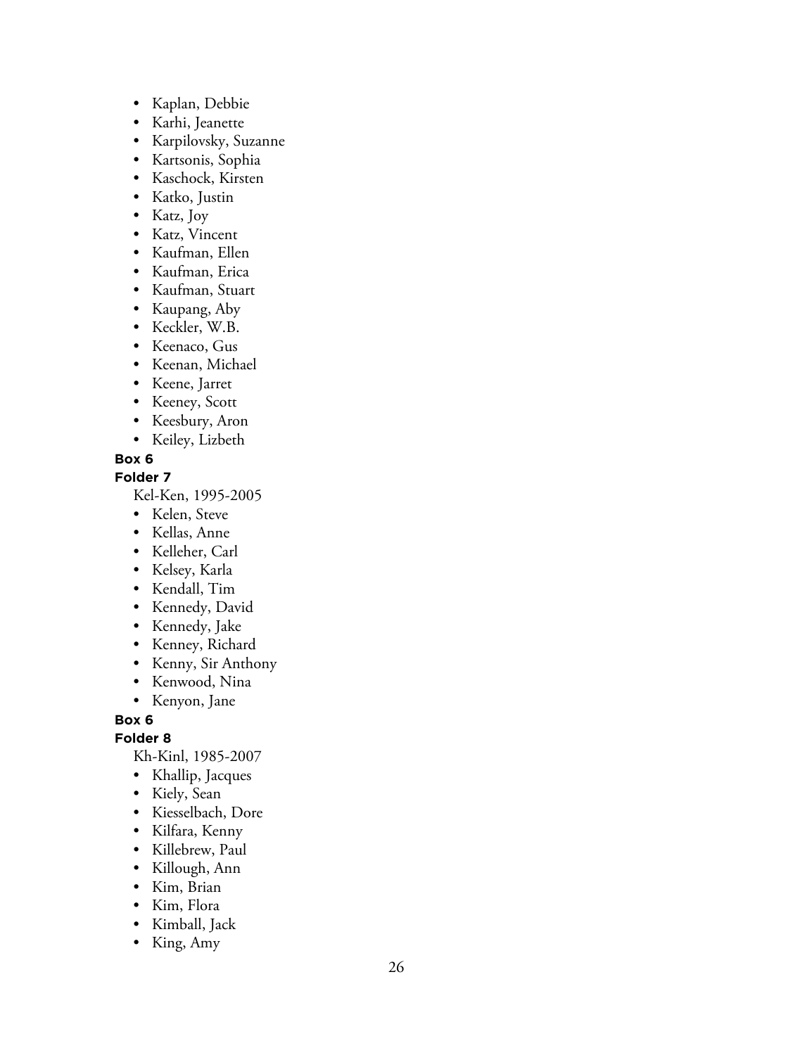- Kaplan, Debbie
- Karhi, Jeanette
- Karpilovsky, Suzanne
- Kartsonis, Sophia
- Kaschock, Kirsten
- Katko, Justin
- Katz, Joy
- Katz, Vincent
- Kaufman, Ellen
- Kaufman, Erica
- Kaufman, Stuart
- Kaupang, Aby
- Keckler, W.B.
- Keenaco, Gus
- Keenan, Michael
- Keene, Jarret
- Keeney, Scott
- Keesbury, Aron
- Keiley, Lizbeth

**Box 6**

**Folder 7**

Kel-Ken, 1995-2005

- Kelen, Steve
- Kellas, Anne
- Kelleher, Carl
- Kelsey, Karla
- Kendall, Tim
- Kennedy, David
- Kennedy, Jake
- Kenney, Richard
- Kenny, Sir Anthony
- Kenwood, Nina
- Kenyon, Jane

**Box 6**

**Folder 8**

Kh-Kinl, 1985-2007

- Khallip, Jacques
- Kiely, Sean
- Kiesselbach, Dore
- Kilfara, Kenny
- Killebrew, Paul
- Killough, Ann
- Kim, Brian
- Kim, Flora
- Kimball, Jack
- King, Amy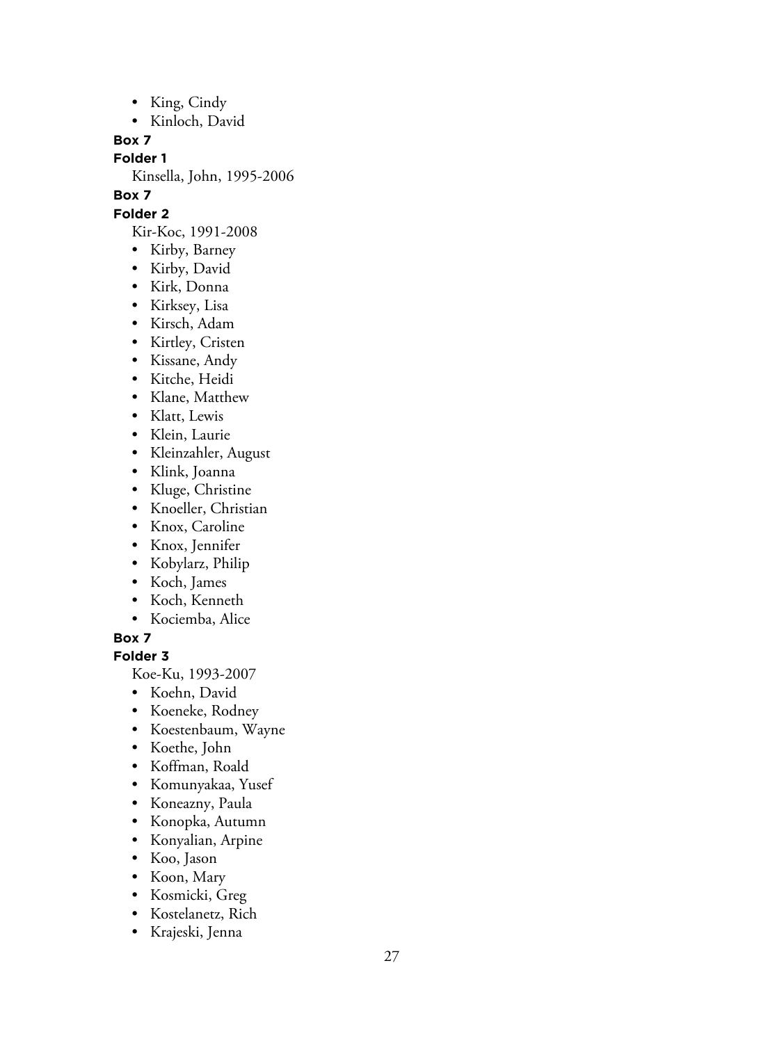- King, Cindy
- Kinloch, David

**Box 7**

**Folder 1**

Kinsella, John, 1995-2006

**Box 7**

**Folder 2**

Kir-Koc, 1991-2008

- Kirby, Barney
- Kirby, David
- Kirk, Donna
- Kirksey, Lisa
- Kirsch, Adam
- Kirtley, Cristen
- Kissane, Andy
- Kitche, Heidi
- Klane, Matthew
- Klatt, Lewis
- Klein, Laurie
- Kleinzahler, August
- Klink, Joanna
- Kluge, Christine
- Knoeller, Christian
- Knox, Caroline
- Knox, Jennifer
- Kobylarz, Philip
- Koch, James
- Koch, Kenneth
- Kociemba, Alice

**Box 7**

**Folder 3**

Koe-Ku, 1993-2007

- Koehn, David
- Koeneke, Rodney
- Koestenbaum, Wayne
- Koethe, John
- Koffman, Roald
- Komunyakaa, Yusef
- Koneazny, Paula
- Konopka, Autumn
- Konyalian, Arpine
- Koo, Jason
- Koon, Mary
- Kosmicki, Greg
- Kostelanetz, Rich
- Krajeski, Jenna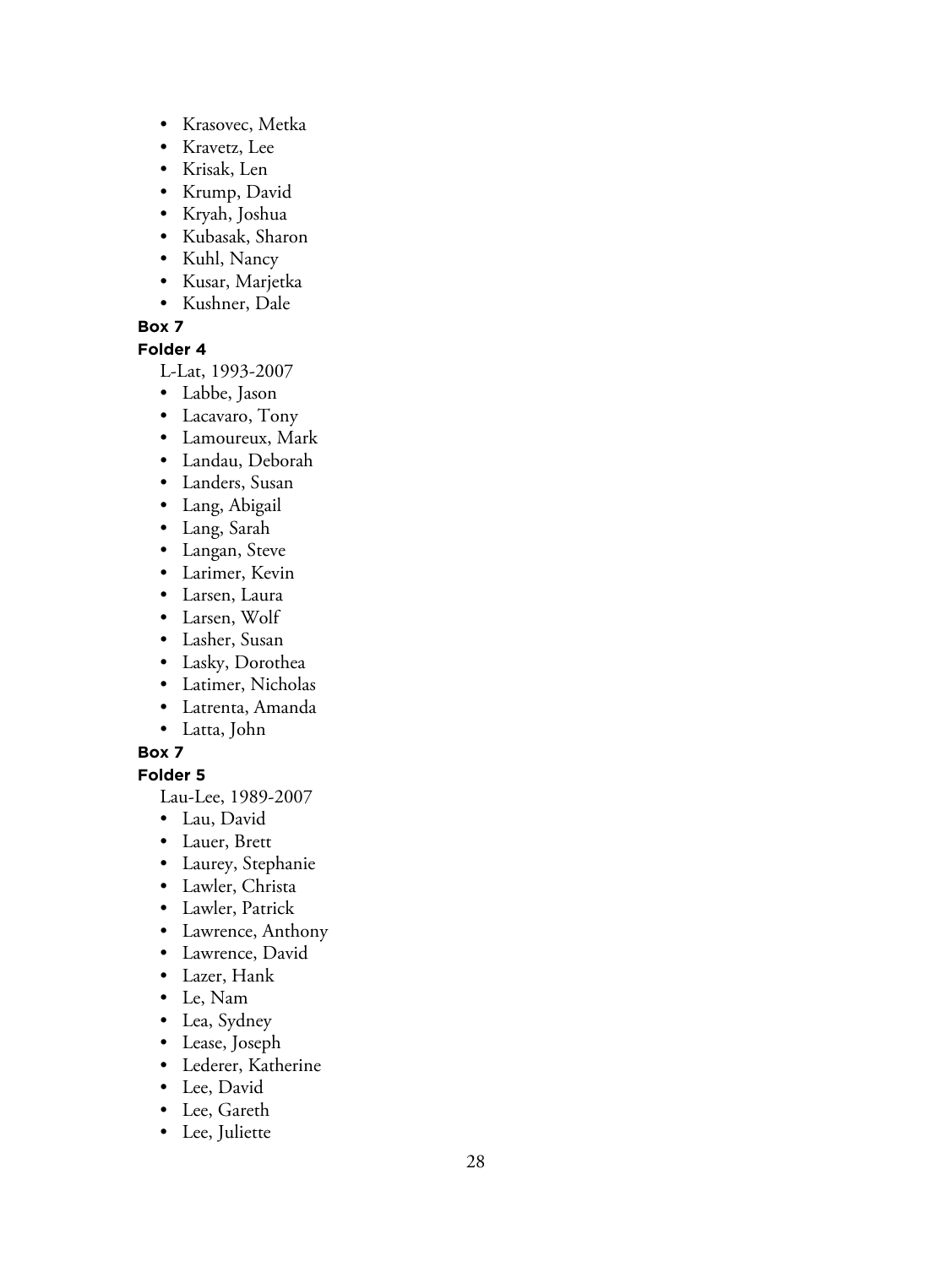- Krasovec, Metka
- Kravetz, Lee
- Krisak, Len
- Krump, David
- Kryah, Joshua
- Kubasak, Sharon
- Kuhl, Nancy
- Kusar, Marjetka
- Kushner, Dale

**Box 7**

**Folder 4**

L-Lat, 1993-2007

- Labbe, Jason
- Lacavaro, Tony
- Lamoureux, Mark
- Landau, Deborah
- Landers, Susan
- Lang, Abigail
- Lang, Sarah
- Langan, Steve
- Larimer, Kevin
- Larsen, Laura
- Larsen, Wolf
- Lasher, Susan
- Lasky, Dorothea
- Latimer, Nicholas
- Latrenta, Amanda
- Latta, John

**Box 7**

**Folder 5**

Lau-Lee, 1989-2007

- Lau, David
- Lauer, Brett
- Laurey, Stephanie
- Lawler, Christa
- Lawler, Patrick
- Lawrence, Anthony
- Lawrence, David
- Lazer, Hank
- Le, Nam
- Lea, Sydney
- Lease, Joseph
- Lederer, Katherine
- Lee, David
- Lee, Gareth
- Lee, Juliette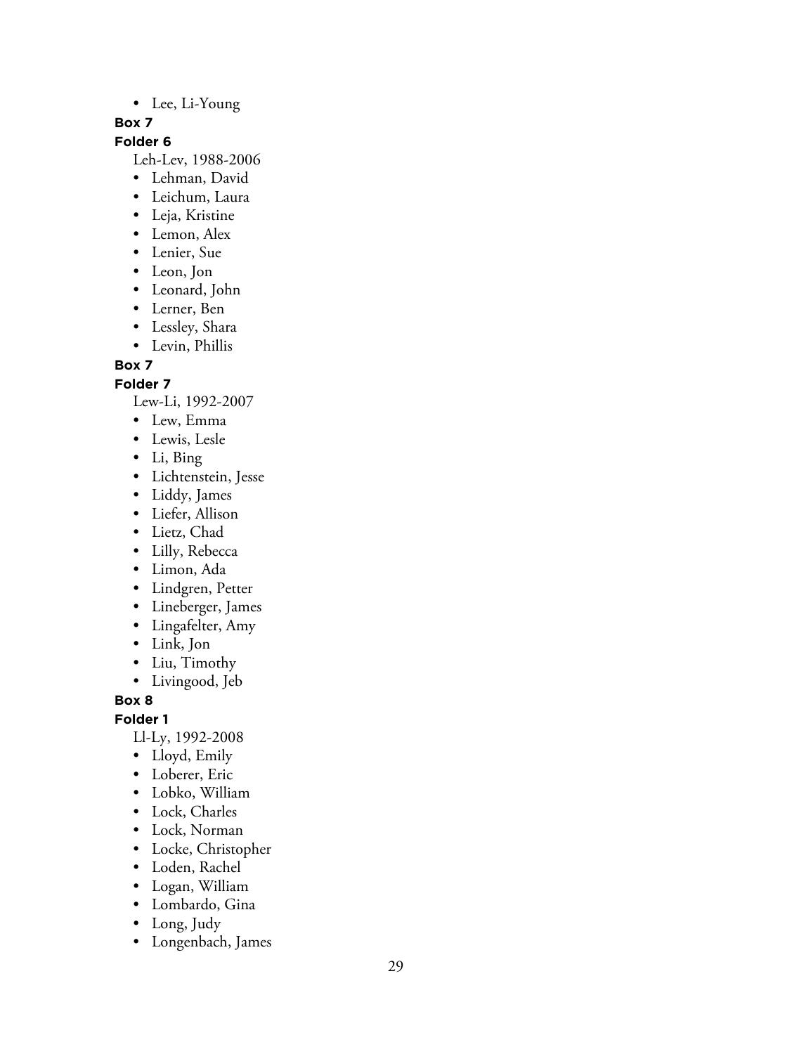- Lee, Li-Young

**Box 7**

**Folder 6**

Leh-Lev, 1988-2006

- Lehman, David
- Leichum, Laura
- Leja, Kristine
- Lemon, Alex
- Lenier, Sue
- Leon, Jon
- Leonard, John
- Lerner, Ben
- Lessley, Shara
- Levin, Phillis

**Box 7**

**Folder 7**

Lew-Li, 1992-2007

- Lew, Emma
- Lewis, Lesle
- Li, Bing
- Lichtenstein, Jesse
- Liddy, James
- Liefer, Allison
- Lietz, Chad
- Lilly, Rebecca
- Limon, Ada
- Lindgren, Petter
- Lineberger, James
- Lingafelter, Amy
- Link, Jon
- Liu, Timothy
- Livingood, Jeb

**Box 8**

**Folder 1**

Ll-Ly, 1992-2008

- Lloyd, Emily
- Loberer, Eric
- Lobko, William
- Lock, Charles
- Lock, Norman
- Locke, Christopher
- Loden, Rachel
- Logan, William
- Lombardo, Gina
- Long, Judy
- Longenbach, James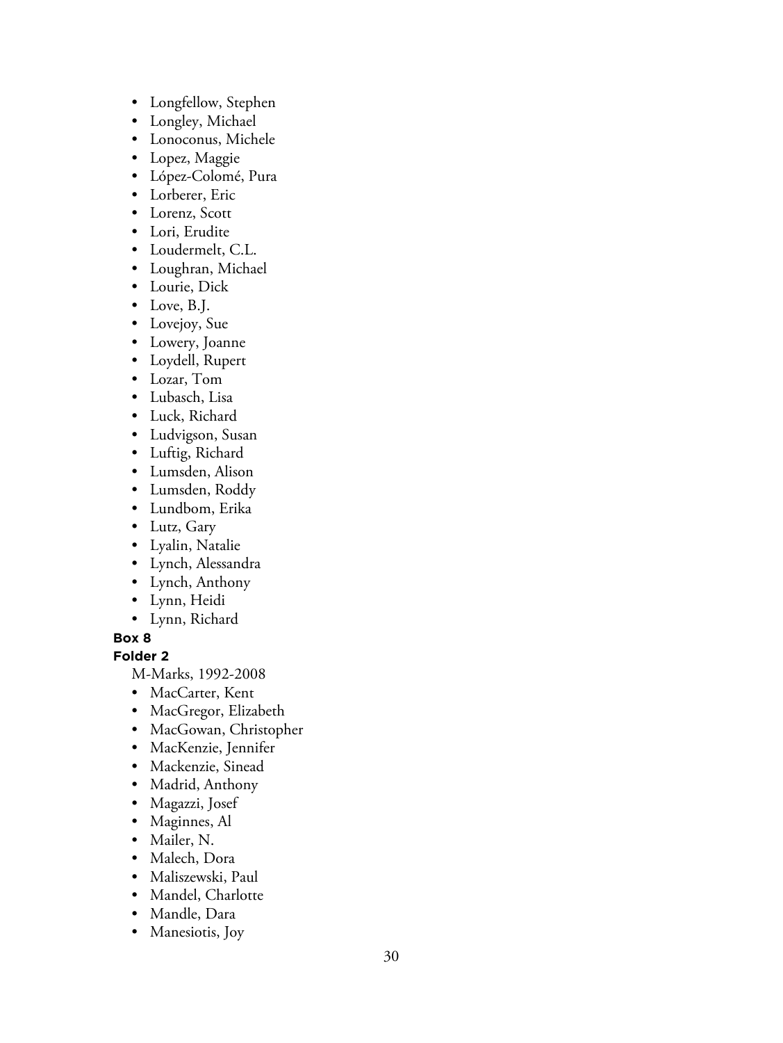- Longfellow, Stephen
- Longley, Michael
- Lonoconus, Michele
- Lopez, Maggie
- López-Colomé, Pura
- Lorberer, Eric
- Lorenz, Scott
- Lori, Erudite
- Loudermelt, C.L.
- Loughran, Michael
- Lourie, Dick
- Love, B.J.
- Lovejoy, Sue
- Lowery, Joanne
- Loydell, Rupert
- Lozar, Tom
- Lubasch, Lisa
- Luck, Richard
- Ludvigson, Susan
- Luftig, Richard
- Lumsden, Alison
- Lumsden, Roddy
- Lundbom, Erika
- Lutz, Gary
- Lyalin, Natalie
- Lynch, Alessandra
- Lynch, Anthony
- Lynn, Heidi
- Lynn, Richard

**Box 8**

**Folder 2**

M-Marks, 1992-2008

- MacCarter, Kent
- MacGregor, Elizabeth
- MacGowan, Christopher
- MacKenzie, Jennifer
- Mackenzie, Sinead
- Madrid, Anthony
- Magazzi, Josef
- Maginnes, Al
- Mailer, N.
- Malech, Dora
- Maliszewski, Paul
- Mandel, Charlotte
- Mandle, Dara
- Manesiotis, Joy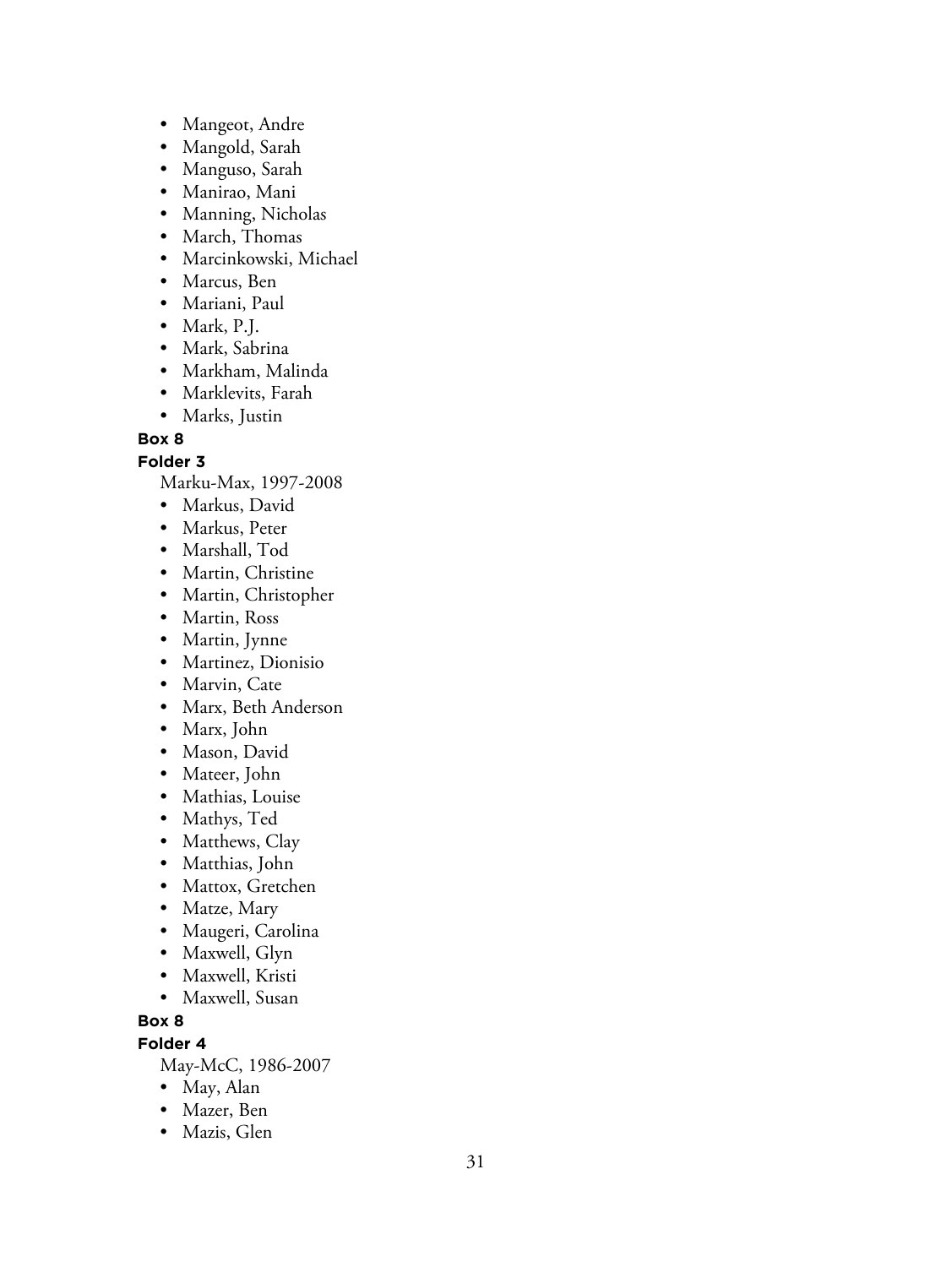- Mangeot, Andre
- Mangold, Sarah
- Manguso, Sarah
- Manirao, Mani
- Manning, Nicholas
- March, Thomas
- Marcinkowski, Michael
- Marcus, Ben
- Mariani, Paul
- Mark, P.J.
- Mark, Sabrina
- Markham, Malinda
- Marklevits, Farah
- Marks, Justin

**Box 8**

**Folder 3**

Marku-Max, 1997-2008

- Markus, David
- Markus, Peter
- Marshall, Tod
- Martin, Christine
- Martin, Christopher
- Martin, Ross
- Martin, Jynne
- Martinez, Dionisio
- Marvin, Cate
- Marx, Beth Anderson
- Marx, John
- Mason, David
- Mateer, John
- Mathias, Louise
- Mathys, Ted
- Matthews, Clay
- Matthias, John
- Mattox, Gretchen
- Matze, Mary
- Maugeri, Carolina
- Maxwell, Glyn
- Maxwell, Kristi
- Maxwell, Susan

**Box 8**

**Folder 4**

May-McC, 1986-2007

- May, Alan
- Mazer, Ben
- Mazis, Glen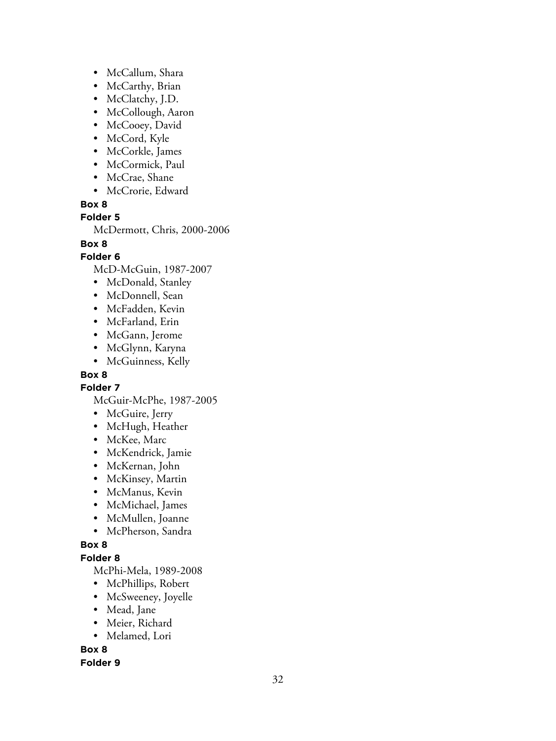- McCallum, Shara
- McCarthy, Brian
- McClatchy, J.D.
- McCollough, Aaron
- McCooey, David
- McCord, Kyle
- McCorkle, James
- McCormick, Paul
- McCrae, Shane
- McCrorie, Edward

**Box 8**

**Folder 5**

McDermott, Chris, 2000-2006

**Box 8**

**Folder 6**

McD-McGuin, 1987-2007

- McDonald, Stanley
- McDonnell, Sean
- McFadden, Kevin
- McFarland, Erin
- McGann, Jerome
- McGlynn, Karyna
- McGuinness, Kelly

**Box 8**

**Folder 7**

McGuir-McPhe, 1987-2005

- McGuire, Jerry
- McHugh, Heather
- McKee, Marc
- McKendrick, Jamie
- McKernan, John
- McKinsey, Martin
- McManus, Kevin
- McMichael, James
- McMullen, Joanne
- McPherson, Sandra

**Box 8**

**Folder 8**

McPhi-Mela, 1989-2008

- McPhillips, Robert
- McSweeney, Joyelle
- Mead, Jane
- Meier, Richard
- Melamed, Lori

**Box 8**

**Folder 9**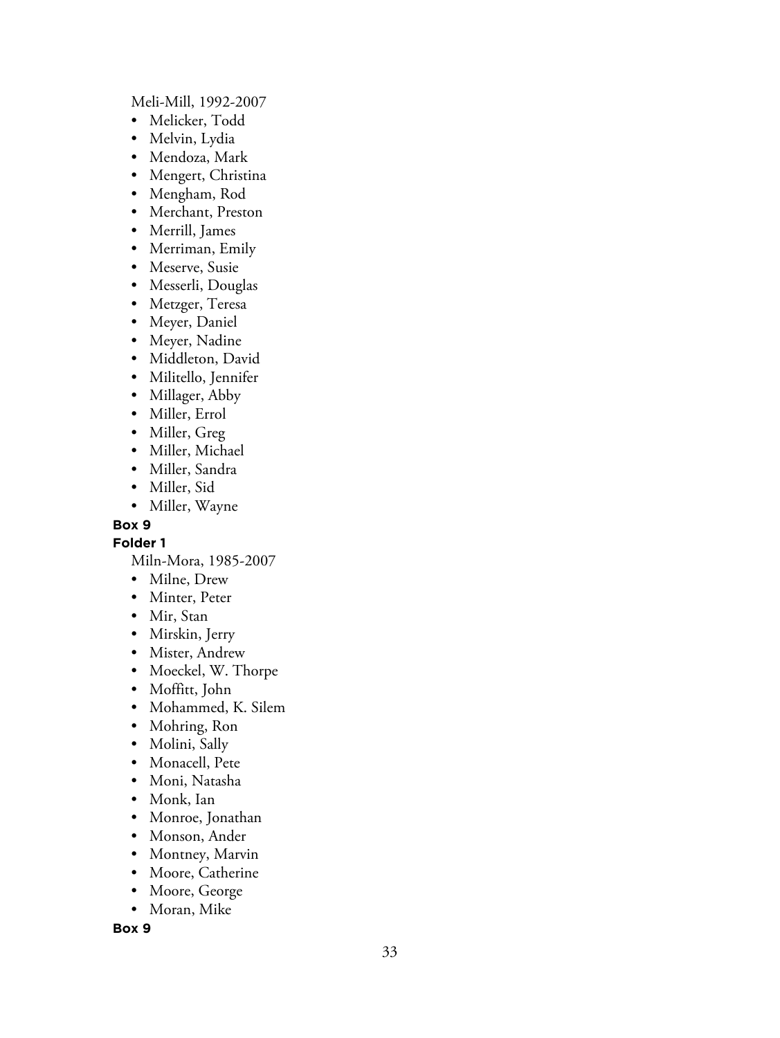Meli-Mill, 1992-2007

- Melicker, Todd
- Melvin, Lydia
- Mendoza, Mark
- Mengert, Christina
- Mengham, Rod
- Merchant, Preston
- Merrill, James
- Merriman, Emily
- Meserve, Susie
- Messerli, Douglas
- Metzger, Teresa
- Meyer, Daniel
- Meyer, Nadine
- Middleton, David
- Militello, Jennifer
- Millager, Abby
- Miller, Errol
- Miller, Greg
- Miller, Michael
- Miller, Sandra
- Miller, Sid
- Miller, Wayne

**Box 9**

**Folder 1**

Miln-Mora, 1985-2007

- Milne, Drew
- Minter, Peter
- Mir, Stan
- Mirskin, Jerry
- Mister, Andrew
- Moeckel, W. Thorpe
- Moffitt, John
- Mohammed, K. Silem
- Mohring, Ron
- Molini, Sally
- Monacell, Pete
- Moni, Natasha
- Monk, Ian
- Monroe, Jonathan
- Monson, Ander
- Montney, Marvin
- Moore, Catherine
- Moore, George
- Moran, Mike

**Box 9**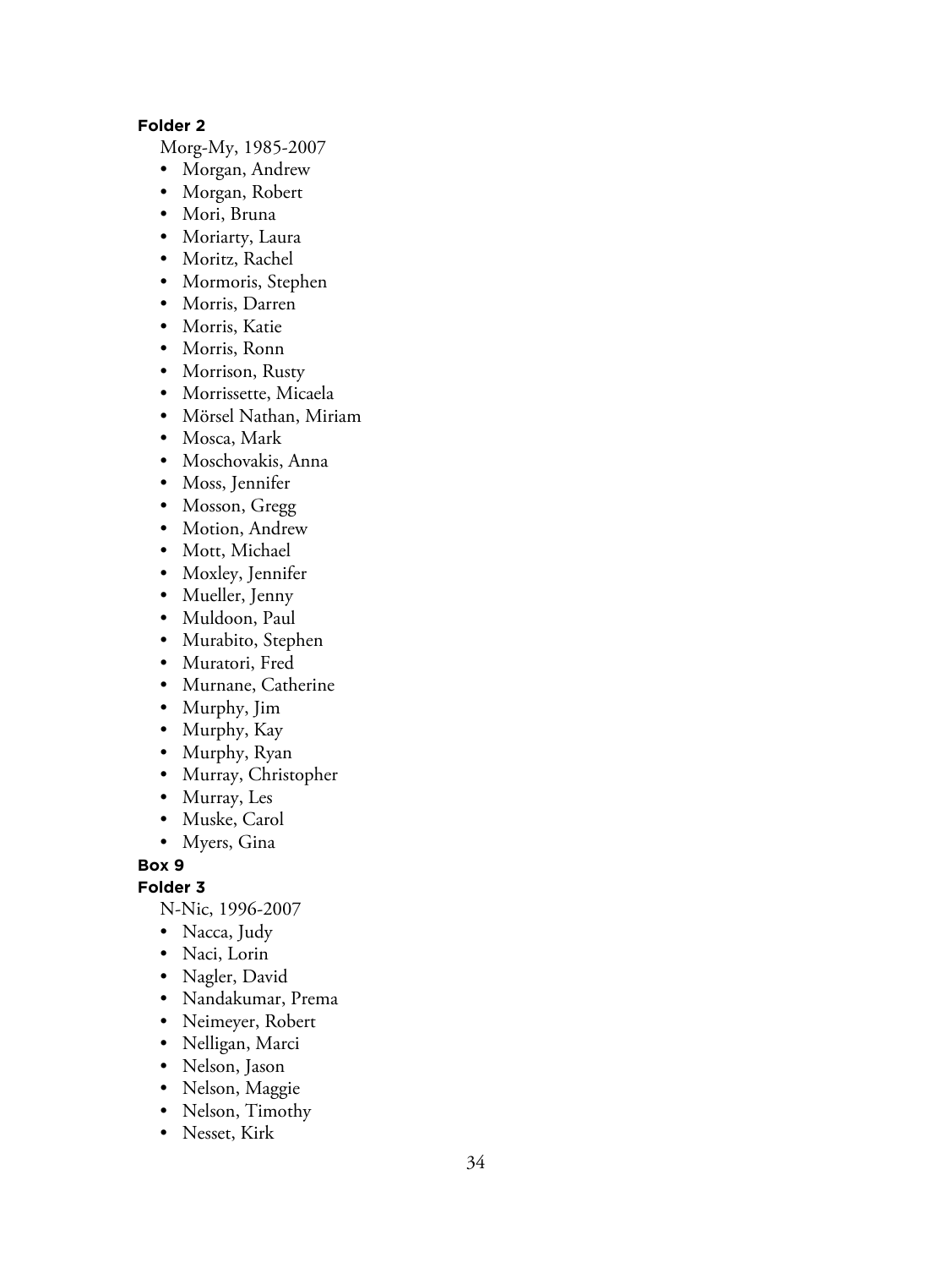#### Folder 2

Morg-My, 1985-2007

- Morgan, Andrew
- Morgan, Robert
- Mori, Bruna
- Moriarty, Laura
- Moritz, Rachel
- Mormoris, Stephen
- Morris, Darren
- Morris, Katie
- Morris, Ronn
- Morrison, Rusty
- Morrissette, Micaela
- Mörsel Nathan, Miriam
- Mosca, Mark
- Moschovakis, Anna
- Moss, Jennifer
- Mosson, Gregg
- Motion, Andrew
- Mott, Michael
- Moxley, Jennifer
- Mueller, Jenny
- Muldoon, Paul
- Murabito, Stephen
- Muratori, Fred
- Murnane, Catherine
- Murphy, Jim
- Murphy, Kay
- Murphy, Ryan
- Murray, Christopher
- Murray, Les
- Muske, Carol
- Myers, Gina

#### Box 9

#### Folder 3

N-Nic, 1996-2007

- Nacca, Judy
- Naci, Lorin
- Nagler, David
- Nandakumar, Prema
- Neimeyer, Robert
- Nelligan, Marci
- Nelson, Jason
- Nelson, Maggie
- Nelson, Timothy
- Nesset, Kirk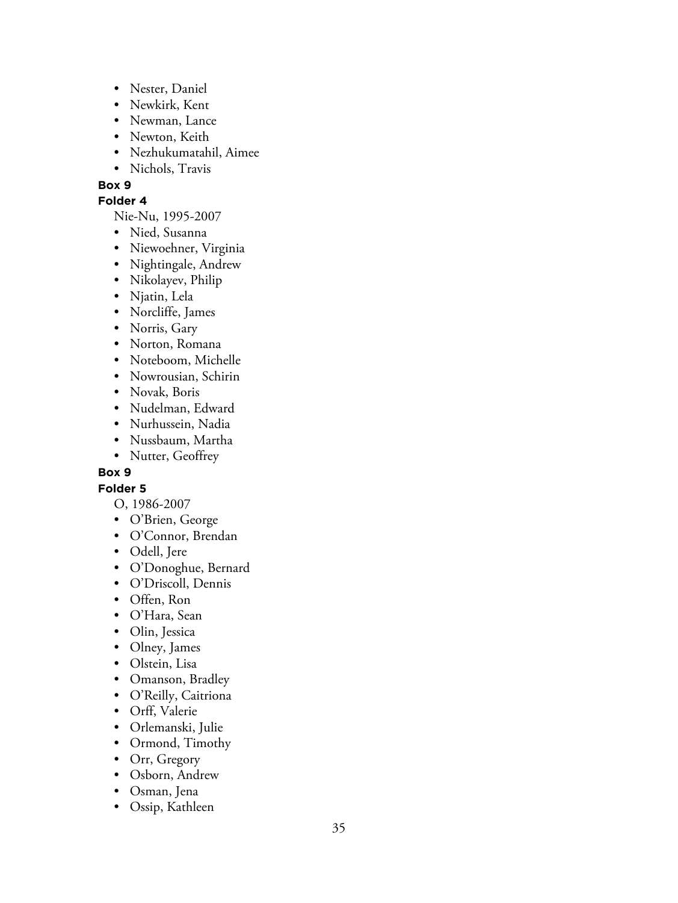- Nester, Daniel
- Newkirk, Kent
- Newman, Lance
- Newton, Keith
- Nezhukumatahil, Aimee
- Nichols, Travis

**Box 9**

**Folder 4**

Nie-Nu, 1995-2007

- Nied, Susanna
- Niewoehner, Virginia
- Nightingale, Andrew
- Nikolayev, Philip
- Njatin, Lela
- Norcliffe, James
- Norris, Gary
- Norton, Romana
- Noteboom, Michelle
- Nowrousian, Schirin
- Novak, Boris
- Nudelman, Edward
- Nurhussein, Nadia
- Nussbaum, Martha
- Nutter, Geoffrey

**Box 9**

**Folder 5**

O, 1986-2007

- O'Brien, George
- O'Connor, Brendan
- Odell, Jere
- O'Donoghue, Bernard
- O'Driscoll, Dennis
- Offen, Ron
- O'Hara, Sean
- Olin, Jessica
- Olney, James
- Olstein, Lisa
- Omanson, Bradley
- O'Reilly, Caitriona
- Orff, Valerie
- Orlemanski, Julie
- Ormond, Timothy
- Orr, Gregory
- Osborn, Andrew
- Osman, Jena
- Ossip, Kathleen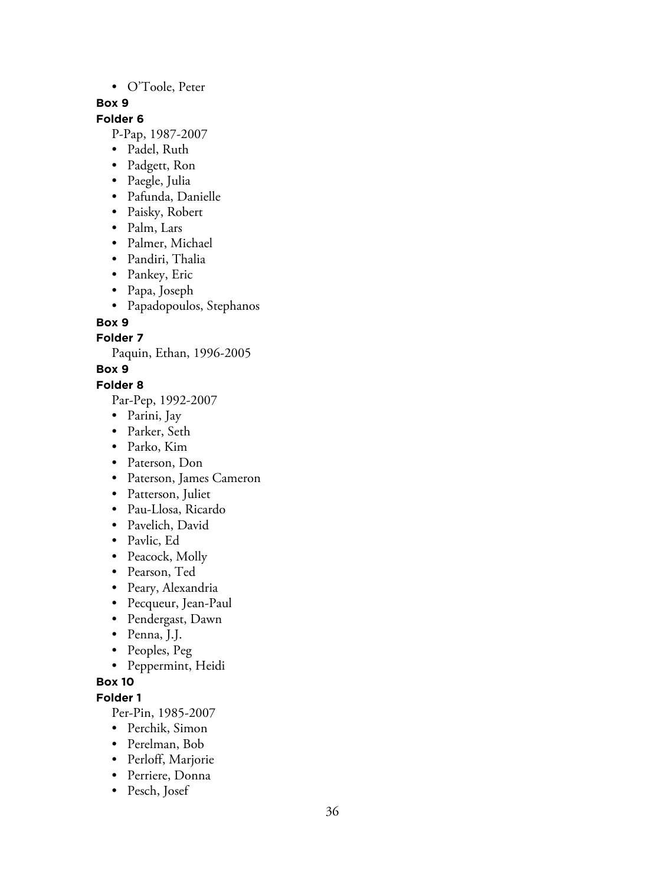- O'Toole, Peter

**Box 9**

**Folder 6**

P-Pap, 1987-2007

- Padel, Ruth
- Padgett, Ron
- Paegle, Julia
- Pafunda, Danielle
- Paisky, Robert
- Palm, Lars
- Palmer, Michael
- Pandiri, Thalia
- Pankey, Eric
- Papa, Joseph
- Papadopoulos, Stephanos

**Box 9**

**Folder 7**

Paquin, Ethan, 1996-2005

**Box 9**

**Folder 8**

Par-Pep, 1992-2007

- Parini, Jay
- Parker, Seth
- Parko, Kim
- Paterson, Don
- Paterson, James Cameron
- Patterson, Juliet
- Pau-Llosa, Ricardo
- Pavelich, David
- Pavlic, Ed
- Peacock, Molly
- Pearson, Ted
- Peary, Alexandria
- Pecqueur, Jean-Paul
- Pendergast, Dawn
- Penna, J.J.
- Peoples, Peg
- Peppermint, Heidi

**Box 10**

**Folder 1**

Per-Pin, 1985-2007

- Perchik, Simon
- Perelman, Bob
- Perloff, Marjorie
- Perriere, Donna
- Pesch, Josef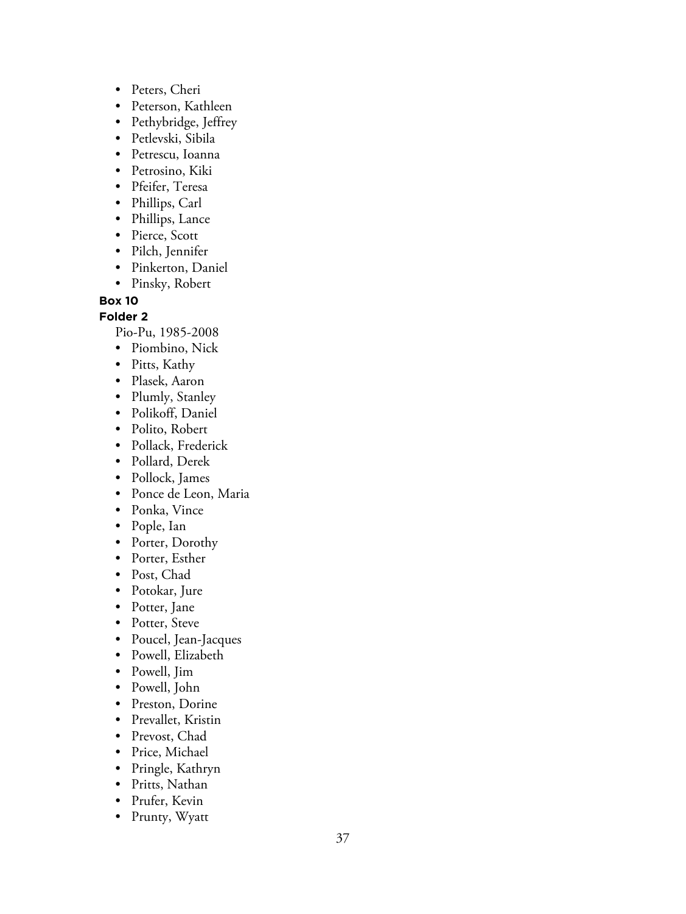- Peters, Cheri
- Peterson, Kathleen
- Pethybridge, Jeffrey
- Petlevski, Sibila
- Petrescu, Ioanna
- Petrosino, Kiki
- Pfeifer, Teresa
- Phillips, Carl
- Phillips, Lance
- Pierce, Scott
- Pilch, Jennifer
- Pinkerton, Daniel
- Pinsky, Robert

**Box 10**

**Folder 2**

Pio-Pu, 1985-2008

- Piombino, Nick
- Pitts, Kathy
- Plasek, Aaron
- Plumly, Stanley
- Polikoff, Daniel
- Polito, Robert
- Pollack, Frederick
- Pollard, Derek
- Pollock, James
- Ponce de Leon, Maria
- Ponka, Vince
- Pople, Ian
- Porter, Dorothy
- Porter, Esther
- Post, Chad
- Potokar, Jure
- Potter, Jane
- Potter, Steve
- Poucel, Jean-Jacques
- Powell, Elizabeth
- Powell, Jim
- Powell, John
- Preston, Dorine
- Prevallet, Kristin
- Prevost, Chad
- Price, Michael
- Pringle, Kathryn
- Pritts, Nathan
- Prufer, Kevin
- Prunty, Wyatt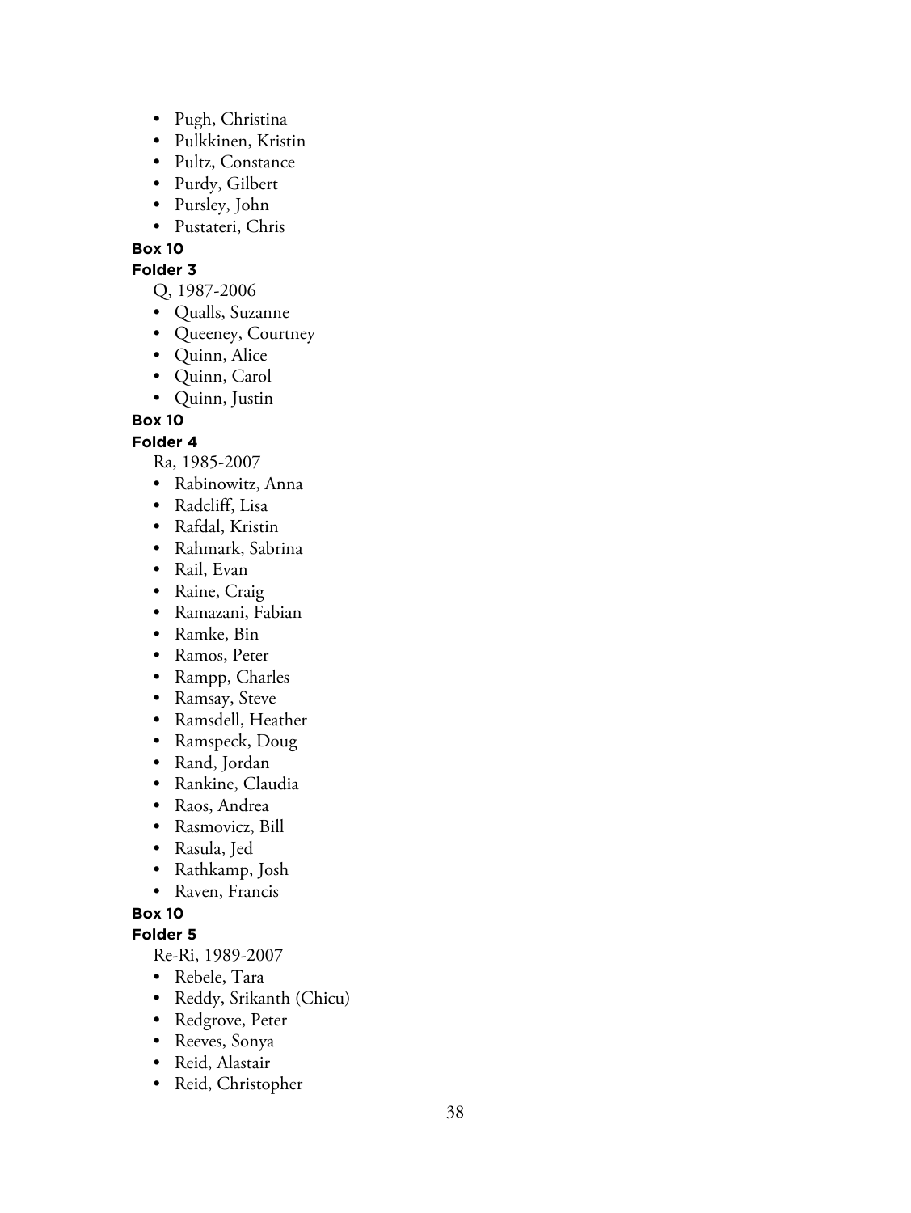- Pugh, Christina
- Pulkkinen, Kristin
- Pultz, Constance
- Purdy, Gilbert
- Pursley, John
- Pustateri, Chris

**Box 10**

**Folder 3**

Q, 1987-2006

- Qualls, Suzanne
- Queeney, Courtney
- Quinn, Alice
- Quinn, Carol
- Quinn, Justin

**Box 10**

**Folder 4**

Ra, 1985-2007

- Rabinowitz, Anna
- Radcliff, Lisa
- Rafdal, Kristin
- Rahmark, Sabrina
- Rail, Evan
- Raine, Craig
- Ramazani, Fabian
- Ramke, Bin
- Ramos, Peter
- Rampp, Charles
- Ramsay, Steve
- Ramsdell, Heather
- Ramspeck, Doug
- Rand, Jordan
- Rankine, Claudia
- Raos, Andrea
- Rasmovicz, Bill
- Rasula, Jed
- Rathkamp, Josh
- Raven, Francis

**Box 10**

**Folder 5**

Re-Ri, 1989-2007

- Rebele, Tara
- Reddy, Srikanth (Chicu)
- Redgrove, Peter
- Reeves, Sonya
- Reid, Alastair
- Reid, Christopher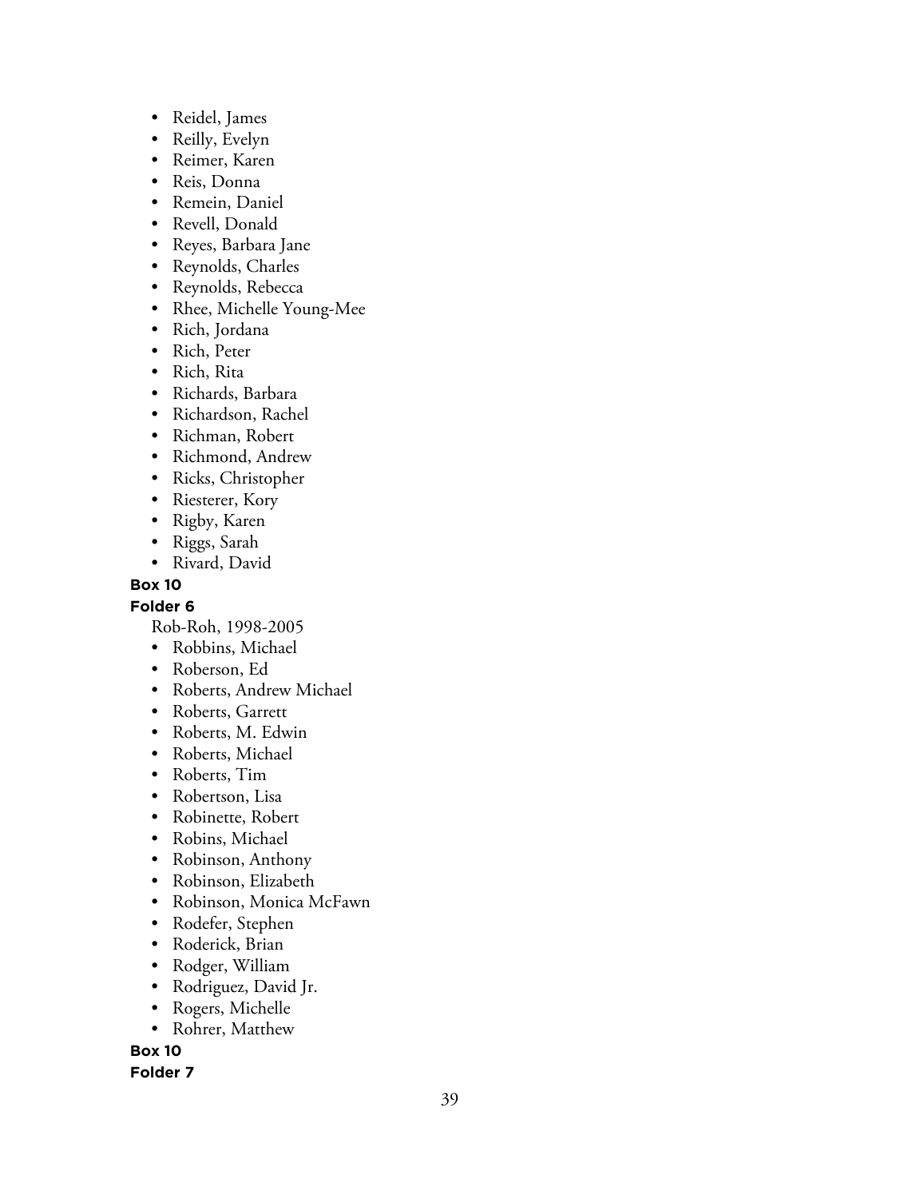- Reidel, James
- Reilly, Evelyn
- Reimer, Karen
- Reis, Donna
- Remein, Daniel
- Revell, Donald
- Reyes, Barbara Jane
- Reynolds, Charles
- Reynolds, Rebecca
- Rhee, Michelle Young-Mee
- Rich, Jordana
- Rich, Peter
- Rich, Rita
- Richards, Barbara
- Richardson, Rachel
- Richman, Robert
- Richmond, Andrew
- Ricks, Christopher
- Riesterer, Kory
- Rigby, Karen
- Riggs, Sarah
- Rivard, David

**Box 10**

**Folder 6**

Rob-Roh, 1998-2005

- Robbins, Michael
- Roberson, Ed
- Roberts, Andrew Michael
- Roberts, Garrett
- Roberts, M. Edwin
- Roberts, Michael
- Roberts, Tim
- Robertson, Lisa
- Robinette, Robert
- Robins, Michael
- Robinson, Anthony
- Robinson, Elizabeth
- Robinson, Monica McFawn
- Rodefer, Stephen
- Roderick, Brian
- Rodger, William
- Rodriguez, David Jr.
- Rogers, Michelle
- Rohrer, Matthew

**Box 10**

**Folder 7**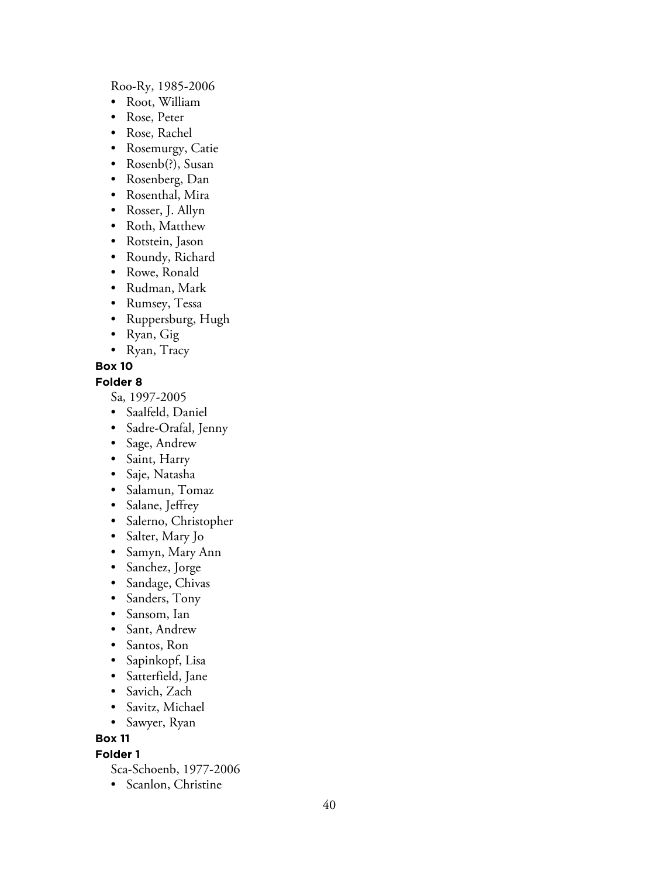Roo-Ry, 1985-2006

- Root, William
- Rose, Peter
- Rose, Rachel
- Rosemurgy, Catie
- Rosenb(?), Susan
- Rosenberg, Dan
- Rosenthal, Mira
- Rosser, J. Allyn
- Roth, Matthew
- Rotstein, Jason
- Roundy, Richard
- Rowe, Ronald
- Rudman, Mark
- Rumsey, Tessa
- Ruppersburg, Hugh
- Ryan, Gig
- Ryan, Tracy

**Box 10**

**Folder 8**

Sa, 1997-2005

- Saalfeld, Daniel
- Sadre-Orafal, Jenny
- Sage, Andrew
- Saint, Harry
- Saje, Natasha
- Salamun, Tomaz
- Salane, Jeffrey
- Salerno, Christopher
- Salter, Mary Jo
- Samyn, Mary Ann
- Sanchez, Jorge
- Sandage, Chivas
- Sanders, Tony
- Sansom, Ian
- Sant, Andrew
- Santos, Ron
- Sapinkopf, Lisa
- Satterfield, Jane
- Savich, Zach
- Savitz, Michael
- Sawyer, Ryan

**Box 11**

**Folder 1**

Sca-Schoenb, 1977-2006

- Scanlon, Christine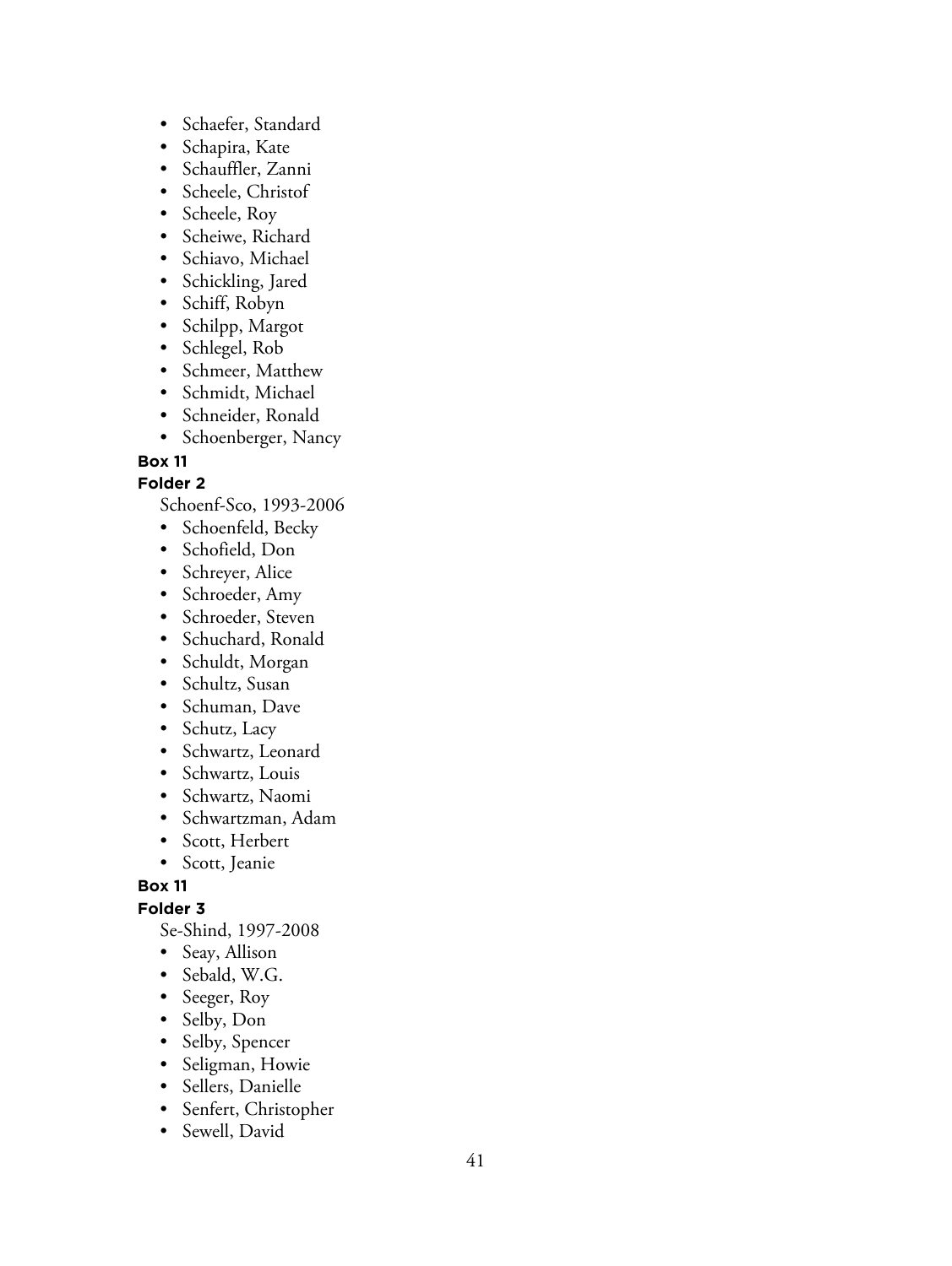- Schaefer, Standard
- Schapira, Kate
- Schauffler, Zanni
- Scheele, Christof
- Scheele, Roy
- Scheiwe, Richard
- Schiavo, Michael
- Schickling, Jared
- Schiff, Robyn
- Schilpp, Margot
- Schlegel, Rob
- Schmeer, Matthew
- Schmidt, Michael
- Schneider, Ronald
- Schoenberger, Nancy

**Box 11**

**Folder 2**

Schoenf-Sco, 1993-2006

- Schoenfeld, Becky
- Schofield, Don
- Schreyer, Alice
- Schroeder, Amy
- Schroeder, Steven
- Schuchard, Ronald
- Schuldt, Morgan
- Schultz, Susan
- Schuman, Dave
- Schutz, Lacy
- Schwartz, Leonard
- Schwartz, Louis
- Schwartz, Naomi
- Schwartzman, Adam
- Scott, Herbert
- Scott, Jeanie

**Box 11**

**Folder 3**

Se-Shind, 1997-2008

- Seay, Allison
- Sebald, W.G.
- Seeger, Roy
- Selby, Don
- Selby, Spencer
- Seligman, Howie
- Sellers, Danielle
- Senfert, Christopher
- Sewell, David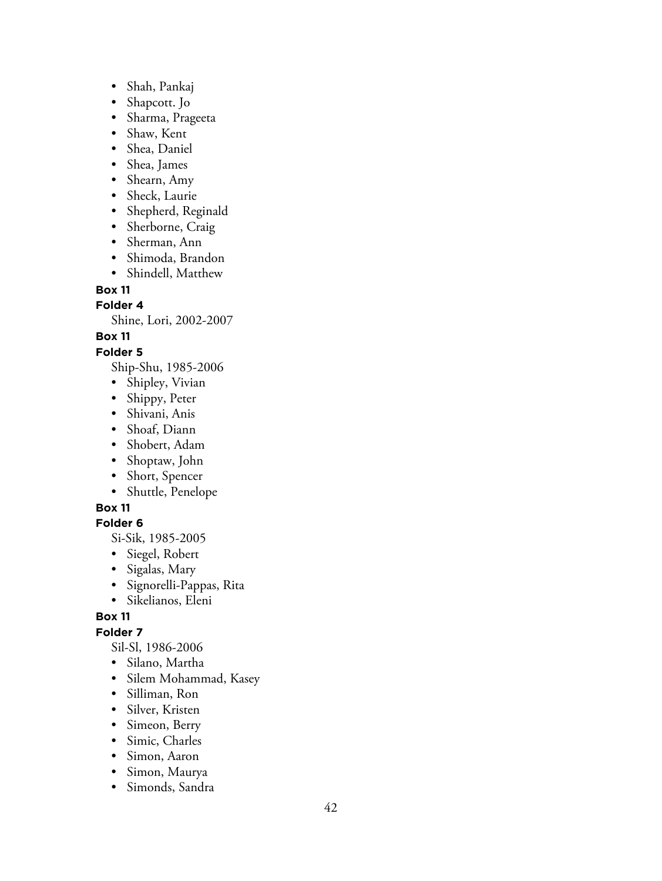- Shah, Pankaj
- Shapcott. Jo
- Sharma, Prageeta
- Shaw, Kent
- Shea, Daniel
- Shea, James
- Shearn, Amy
- Sheck, Laurie
- Shepherd, Reginald
- Sherborne, Craig
- Sherman, Ann
- Shimoda, Brandon
- Shindell, Matthew

**Box 11**

**Folder 4**

Shine, Lori, 2002-2007

**Box 11**

**Folder 5**

Ship-Shu, 1985-2006

- Shipley, Vivian
- Shippy, Peter
- Shivani, Anis
- Shoaf, Diann
- Shobert, Adam
- Shoptaw, John
- Short, Spencer
- Shuttle, Penelope

**Box 11**

**Folder 6**

Si-Sik, 1985-2005

- Siegel, Robert
- Sigalas, Mary
- Signorelli-Pappas, Rita
- Sikelianos, Eleni

**Box 11**

**Folder 7**

Sil-Sl, 1986-2006

- Silano, Martha
- Silem Mohammad, Kasey
- Silliman, Ron
- Silver, Kristen
- Simeon, Berry
- Simic, Charles
- Simon, Aaron
- Simon, Maurya
- Simonds, Sandra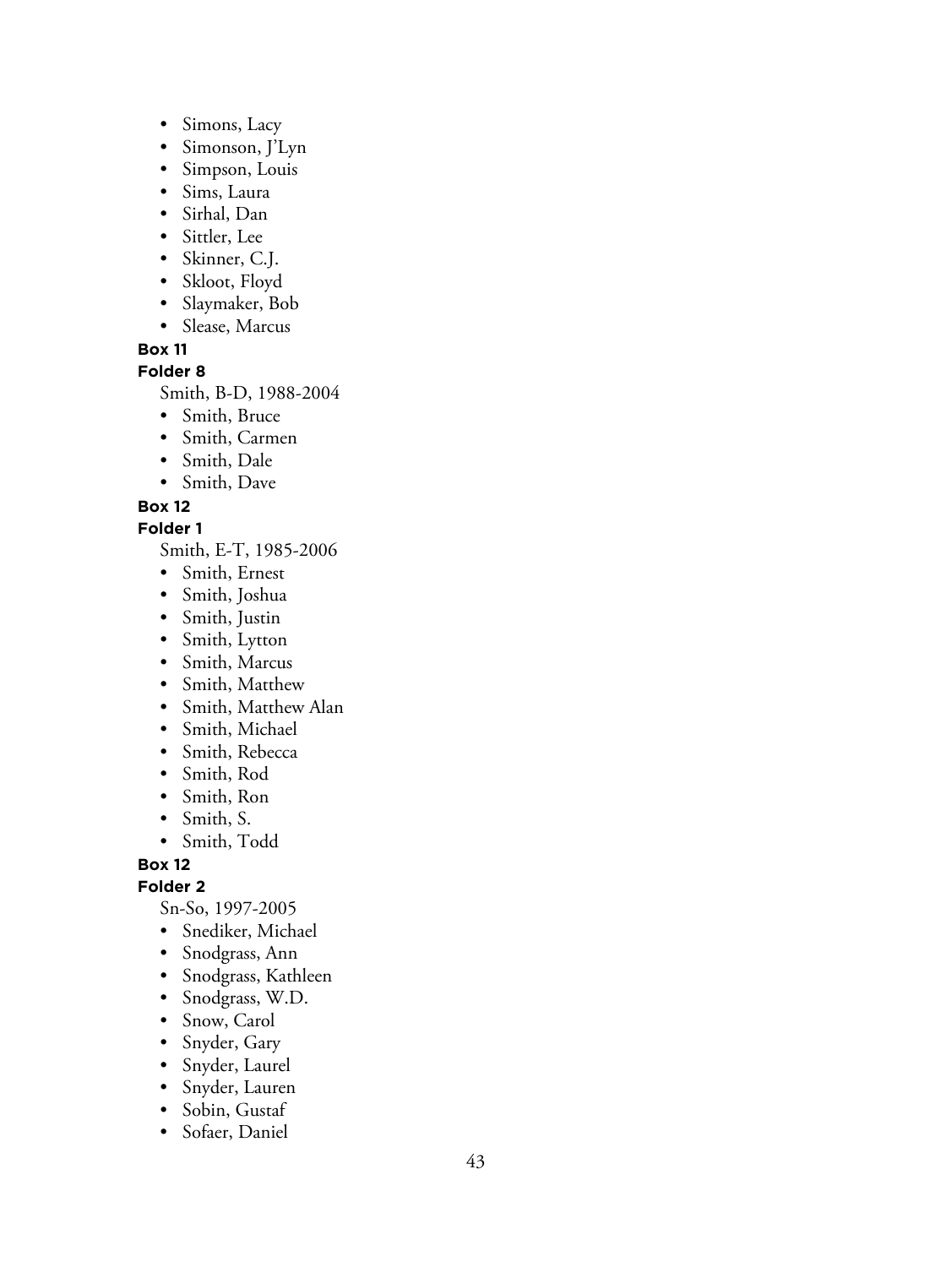- Simons, Lacy
- Simonson, J'Lyn
- Simpson, Louis
- Sims, Laura
- Sirhal, Dan
- Sittler, Lee
- Skinner, C.J.
- Skloot, Floyd
- Slaymaker, Bob
- Slease, Marcus

**Box 11**

**Folder 8**

Smith, B-D, 1988-2004

- Smith, Bruce
- Smith, Carmen
- Smith, Dale
- Smith, Dave

**Box 12**

**Folder 1**

Smith, E-T, 1985-2006

- Smith, Ernest
- Smith, Joshua
- Smith, Justin
- Smith, Lytton
- Smith, Marcus
- Smith, Matthew
- Smith, Matthew Alan
- Smith, Michael
- Smith, Rebecca
- Smith, Rod
- Smith, Ron
- Smith, S.
- Smith, Todd

**Box 12**

**Folder 2**

Sn-So, 1997-2005

- Snediker, Michael
- Snodgrass, Ann
- Snodgrass, Kathleen
- Snodgrass, W.D.
- Snow, Carol
- Snyder, Gary
- Snyder, Laurel
- Snyder, Lauren
- Sobin, Gustaf
- Sofaer, Daniel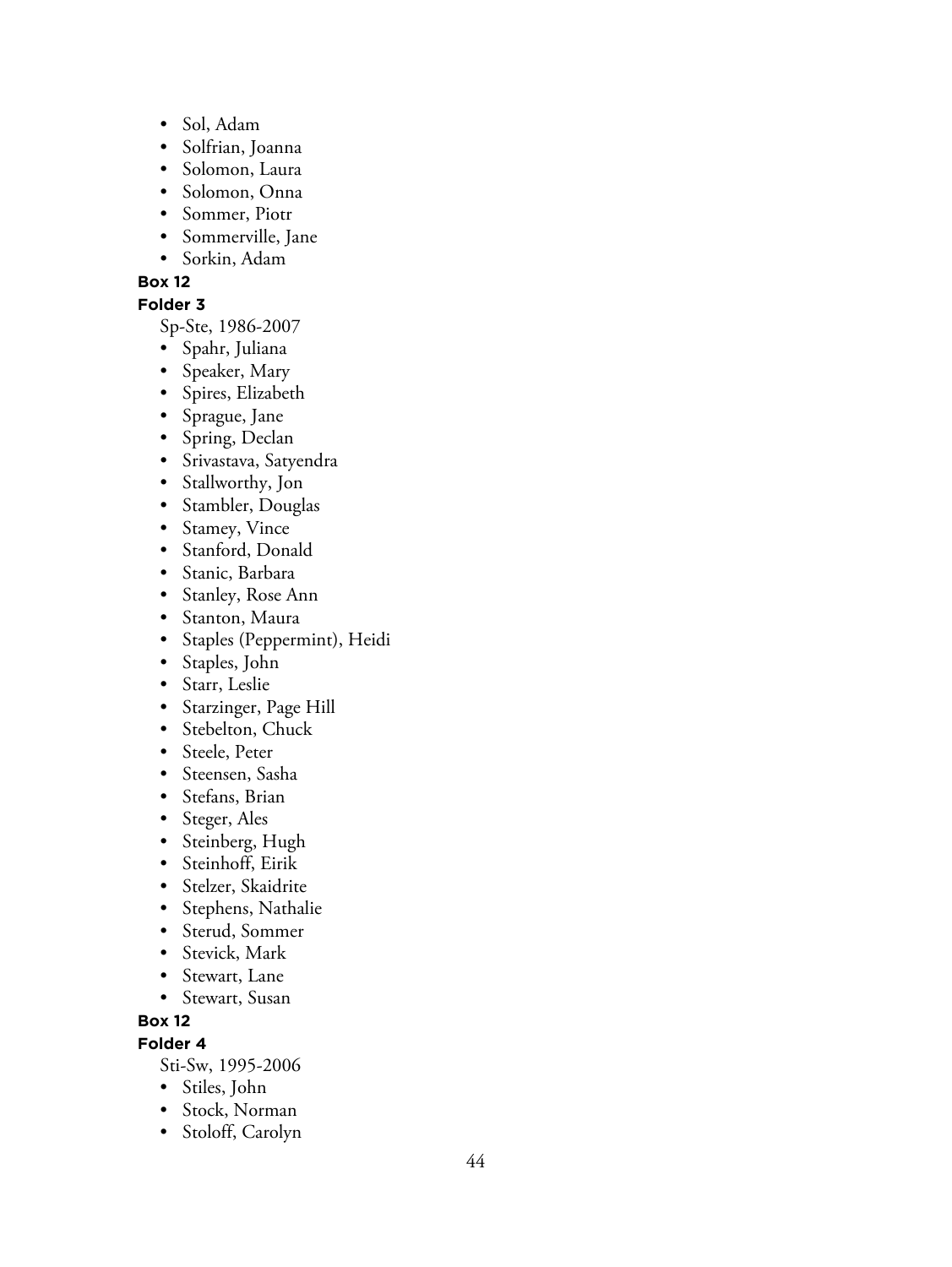- Sol, Adam
- Solfrian, Joanna
- Solomon, Laura
- Solomon, Onna
- Sommer, Piotr
- Sommerville, Jane
- Sorkin, Adam

**Box 12**

**Folder 3**

Sp-Ste, 1986-2007

- Spahr, Juliana
- Speaker, Mary
- Spires, Elizabeth
- Sprague, Jane
- Spring, Declan
- Srivastava, Satyendra
- Stallworthy, Jon
- Stambler, Douglas
- Stamey, Vince
- Stanford, Donald
- Stanic, Barbara
- Stanley, Rose Ann
- Stanton, Maura
- Staples (Peppermint), Heidi
- Staples, John
- Starr, Leslie
- Starzinger, Page Hill
- Stebelton, Chuck
- Steele, Peter
- Steensen, Sasha
- Stefans, Brian
- Steger, Ales
- Steinberg, Hugh
- Steinhoff, Eirik
- Stelzer, Skaidrite
- Stephens, Nathalie
- Sterud, Sommer
- Stevick, Mark
- Stewart, Lane
- Stewart, Susan

**Box 12**

**Folder 4**

Sti-Sw, 1995-2006

- Stiles, John
- Stock, Norman
- Stoloff, Carolyn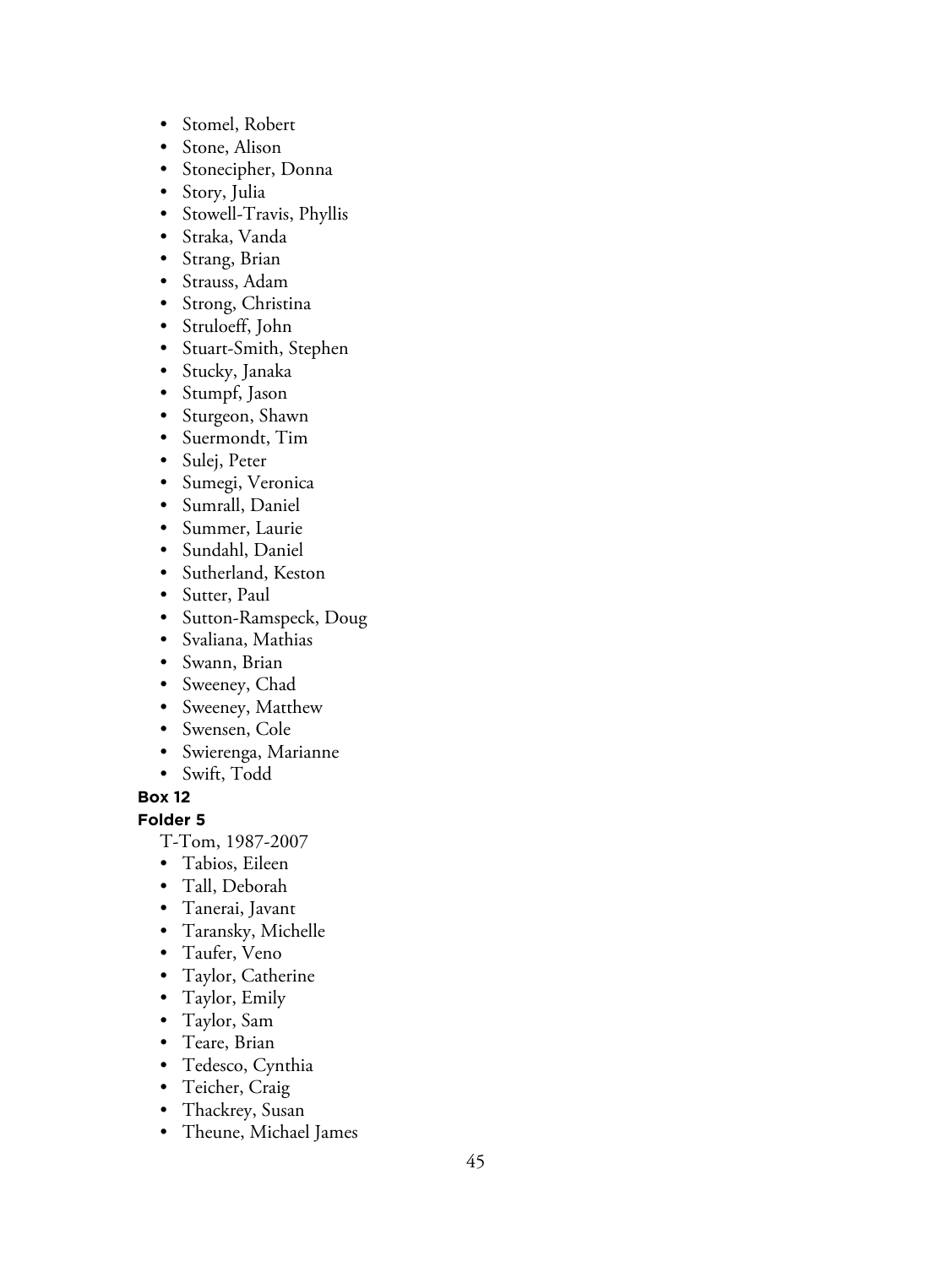- Stomel, Robert
- Stone, Alison
- Stonecipher, Donna
- Story, Julia
- Stowell-Travis, Phyllis
- Straka, Vanda
- Strang, Brian
- Strauss, Adam
- Strong, Christina
- Struloeff, John
- Stuart-Smith, Stephen
- Stucky, Janaka
- Stumpf, Jason
- Sturgeon, Shawn
- Suermondt, Tim
- Sulej, Peter
- Sumegi, Veronica
- Sumrall, Daniel
- Summer, Laurie
- Sundahl, Daniel
- Sutherland, Keston
- Sutter, Paul
- Sutton-Ramspeck, Doug
- Svaliana, Mathias
- Swann, Brian
- Sweeney, Chad
- Sweeney, Matthew
- Swensen, Cole
- Swierenga, Marianne
- Swift, Todd

**Box 12**

**Folder 5**

T-Tom, 1987-2007

- Tabios, Eileen
- Tall, Deborah
- Tanerai, Javant
- Taransky, Michelle
- Taufer, Veno
- Taylor, Catherine
- Taylor, Emily
- Taylor, Sam
- Teare, Brian
- Tedesco, Cynthia
- Teicher, Craig
- Thackrey, Susan
- Theune, Michael James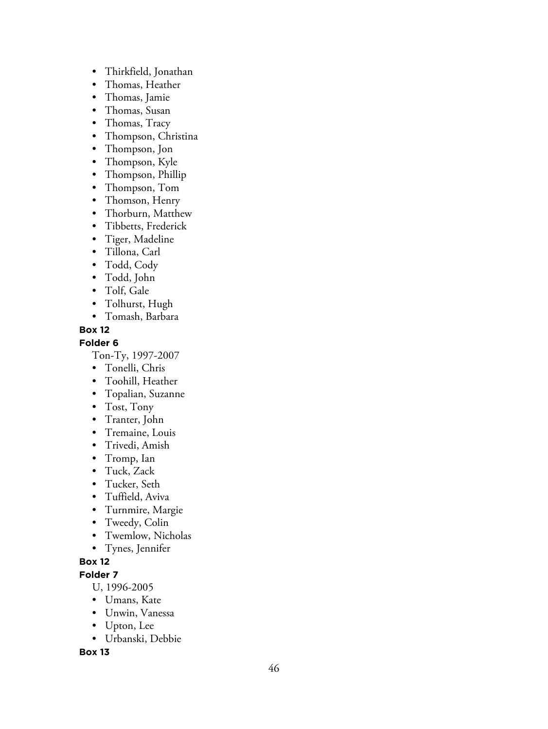- Thirkfield, Jonathan
- Thomas, Heather
- Thomas, Jamie
- Thomas, Susan
- Thomas, Tracy
- Thompson, Christina
- Thompson, Jon
- Thompson, Kyle
- Thompson, Phillip
- Thompson, Tom
- Thomson, Henry
- Thorburn, Matthew
- Tibbetts, Frederick
- Tiger, Madeline
- Tillona, Carl
- Todd, Cody
- Todd, John
- Tolf, Gale
- Tolhurst, Hugh
- Tomash, Barbara

**Box 12**

**Folder 6**

Ton-Ty, 1997-2007

- Tonelli, Chris
- Toohill, Heather
- Topalian, Suzanne
- Tost, Tony
- Tranter, John
- Tremaine, Louis
- Trivedi, Amish
- Tromp, Ian
- Tuck, Zack
- Tucker, Seth
- Tuffield, Aviva
- Turnmire, Margie
- Tweedy, Colin
- Twemlow, Nicholas
- Tynes, Jennifer

**Box 12**

**Folder 7**

U, 1996-2005

- Umans, Kate
- Unwin, Vanessa
- Upton, Lee
- Urbanski, Debbie

**Box 13**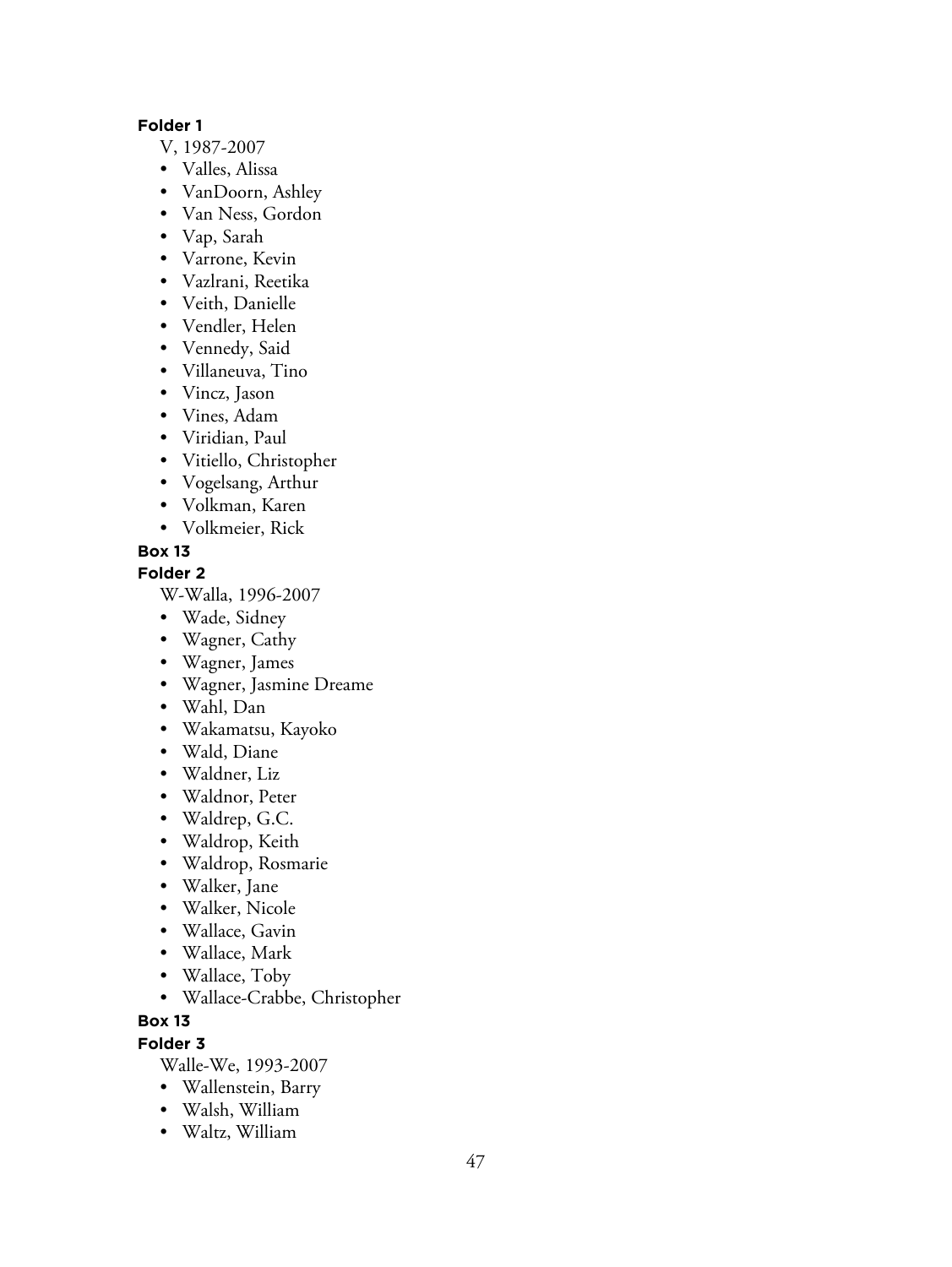**Folder 1**

V, 1987-2007

- Valles, Alissa
- VanDoorn, Ashley
- Van Ness, Gordon
- Vap, Sarah
- Varrone, Kevin
- Vazlrani, Reetika
- Veith, Danielle
- Vendler, Helen
- Vennedy, Said
- Villaneuva, Tino
- Vincz, Jason
- Vines, Adam
- Viridian, Paul
- Vitiello, Christopher
- Vogelsang, Arthur
- Volkman, Karen
- Volkmeier, Rick

**Box 13**

**Folder 2**

W-Walla, 1996-2007

- Wade, Sidney
- Wagner, Cathy
- Wagner, James
- Wagner, Jasmine Dreame
- Wahl, Dan
- Wakamatsu, Kayoko
- Wald, Diane
- Waldner, Liz
- Waldnor, Peter
- Waldrep, G.C.
- Waldrop, Keith
- Waldrop, Rosmarie
- Walker, Jane
- Walker, Nicole
- Wallace, Gavin
- Wallace, Mark
- Wallace, Toby
- Wallace-Crabbe, Christopher

**Box 13**

**Folder 3**

Walle-We, 1993-2007

- Wallenstein, Barry
- Walsh, William
- Waltz, William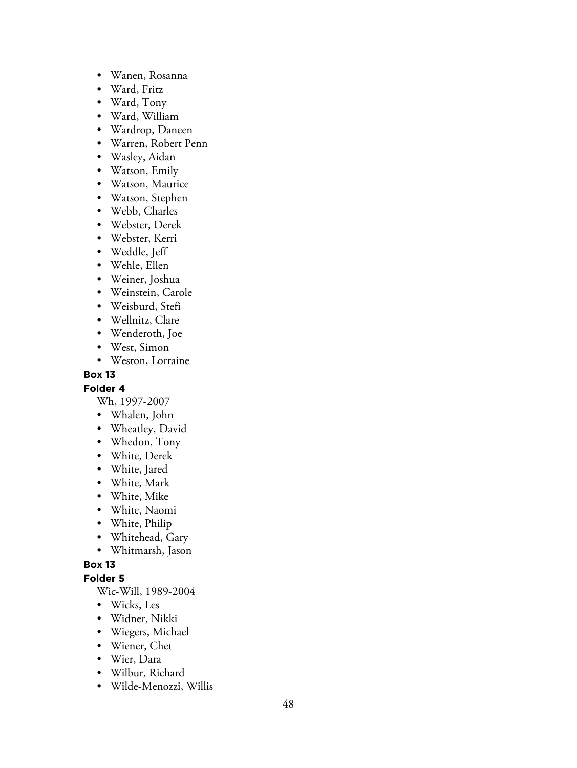- Wanen, Rosanna
- Ward, Fritz
- Ward, Tony
- Ward, William
- Wardrop, Daneen
- Warren, Robert Penn
- Wasley, Aidan
- Watson, Emily
- Watson, Maurice
- Watson, Stephen
- Webb, Charles
- Webster, Derek
- Webster, Kerri
- Weddle, Jeff
- Wehle, Ellen
- Weiner, Joshua
- Weinstein, Carole
- Weisburd, Stefi
- Wellnitz, Clare
- Wenderoth, Joe
- West, Simon
- Weston, Lorraine

**Box 13**

**Folder 4**

Wh, 1997-2007

- Whalen, John
- Wheatley, David
- Whedon, Tony
- White, Derek
- White, Jared
- White, Mark
- White, Mike
- White, Naomi
- White, Philip
- Whitehead, Gary
- Whitmarsh, Jason

**Box 13**

**Folder 5**

Wic-Will, 1989-2004

- Wicks, Les
- Widner, Nikki
- Wiegers, Michael
- Wiener, Chet
- Wier, Dara
- Wilbur, Richard
- Wilde-Menozzi, Willis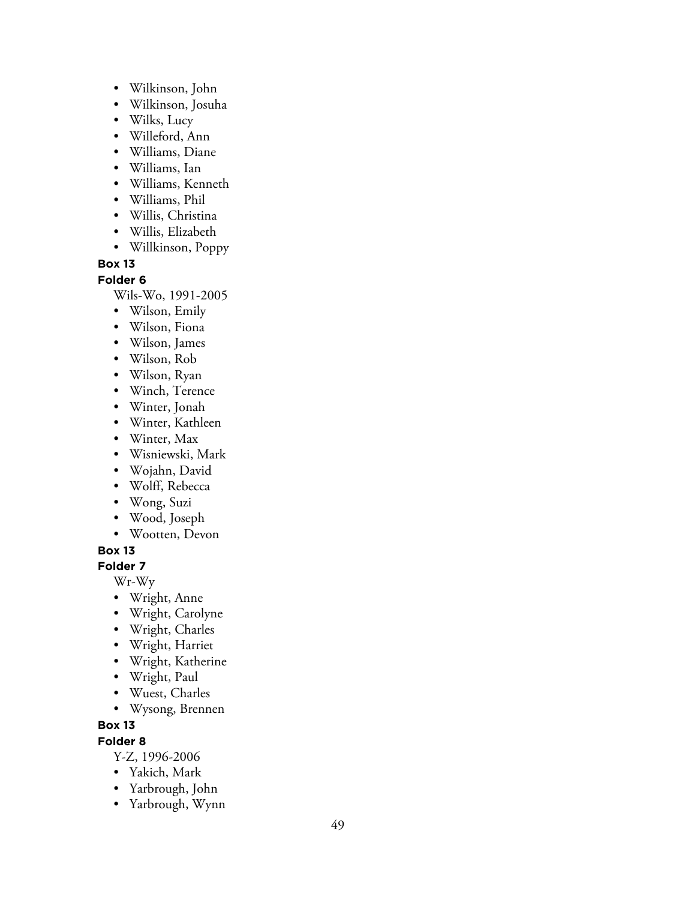- Wilkinson, John
- Wilkinson, Josuha
- Wilks, Lucy
- Willeford, Ann
- Williams, Diane
- Williams, Ian
- Williams, Kenneth
- Williams, Phil
- Willis, Christina
- Willis, Elizabeth
- Willkinson, Poppy

**Box 13**

**Folder 6**

Wils-Wo, 1991-2005

- Wilson, Emily
- Wilson, Fiona
- Wilson, James
- Wilson, Rob
- Wilson, Ryan
- Winch, Terence
- Winter, Jonah
- Winter, Kathleen
- Winter, Max
- Wisniewski, Mark
- Wojahn, David
- Wolff, Rebecca
- Wong, Suzi
- Wood, Joseph
- Wootten, Devon

**Box 13**

**Folder 7**

Wr-Wy

- Wright, Anne
- Wright, Carolyne
- Wright, Charles
- Wright, Harriet
- Wright, Katherine
- Wright, Paul
- Wuest, Charles
- Wysong, Brennen

**Box 13**

**Folder 8**

Y-Z, 1996-2006

- Yakich, Mark
- Yarbrough, John
- Yarbrough, Wynn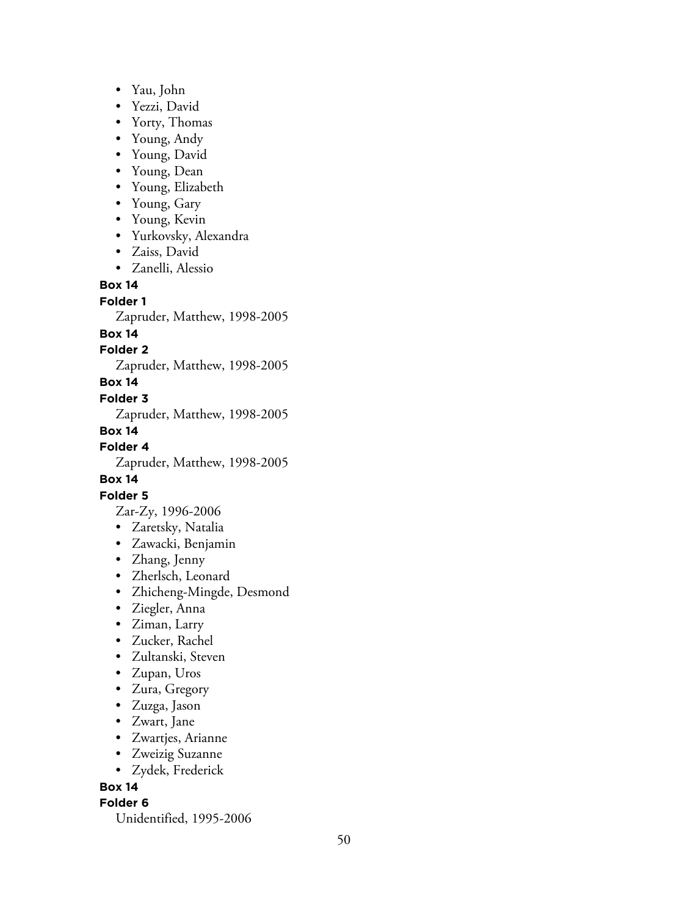- Yau, John
- Yezzi, David
- Yorty, Thomas
- Young, Andy
- Young, David
- Young, Dean
- Young, Elizabeth
- Young, Gary
- Young, Kevin
- Yurkovsky, Alexandra
- Zaiss, David
- Zanelli, Alessio

**Box 14**

**Folder 1**

Zapruder, Matthew, 1998-2005

**Box 14**

**Folder 2**

Zapruder, Matthew, 1998-2005

**Box 14**

**Folder 3**

Zapruder, Matthew, 1998-2005

**Box 14**

**Folder 4**

Zapruder, Matthew, 1998-2005

**Box 14**

**Folder 5**

Zar-Zy, 1996-2006

- Zaretsky, Natalia
- Zawacki, Benjamin
- Zhang, Jenny
- Zherlsch, Leonard
- Zhicheng-Mingde, Desmond
- Ziegler, Anna
- Ziman, Larry
- Zucker, Rachel
- Zultanski, Steven
- Zupan, Uros
- Zura, Gregory
- Zuzga, Jason
- Zwart, Jane
- Zwartjes, Arianne
- Zweizig Suzanne
- Zydek, Frederick

**Box 14**

**Folder 6**

Unidentified, 1995-2006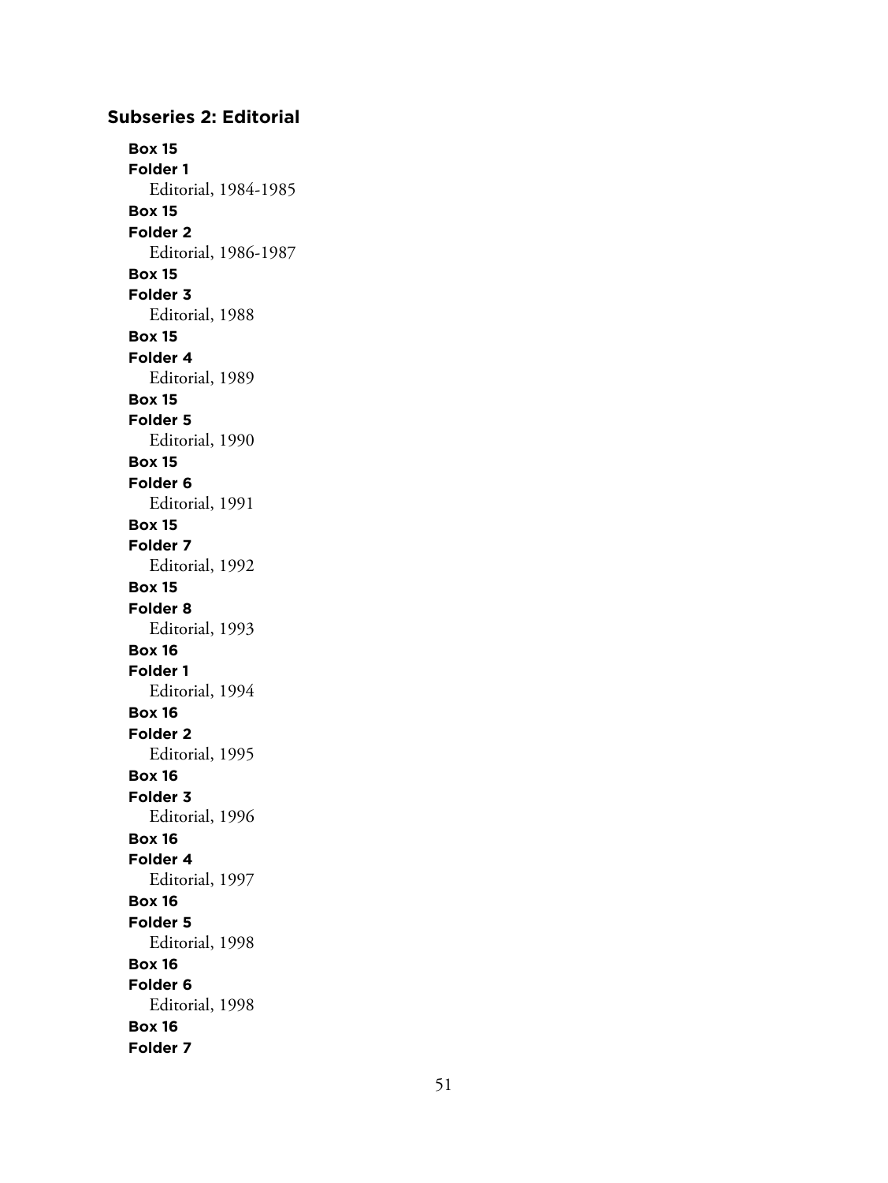## Subseries 2: Editorial

**Box 15**
**Folder 1**
Editorial, 1984-1985

**Box 15**
**Folder 2**
Editorial, 1986-1987

**Box 15**
**Folder 3**
Editorial, 1988

**Box 15**
**Folder 4**
Editorial, 1989

**Box 15**
**Folder 5**
Editorial, 1990

**Box 15**
**Folder 6**
Editorial, 1991

**Box 15**
**Folder 7**
Editorial, 1992

**Box 15**
**Folder 8**
Editorial, 1993

**Box 16**
**Folder 1**
Editorial, 1994

**Box 16**
**Folder 2**
Editorial, 1995

**Box 16**
**Folder 3**
Editorial, 1996

**Box 16**
**Folder 4**
Editorial, 1997

**Box 16**
**Folder 5**
Editorial, 1998

**Box 16**
**Folder 6**
Editorial, 1998

**Box 16**
**Folder 7**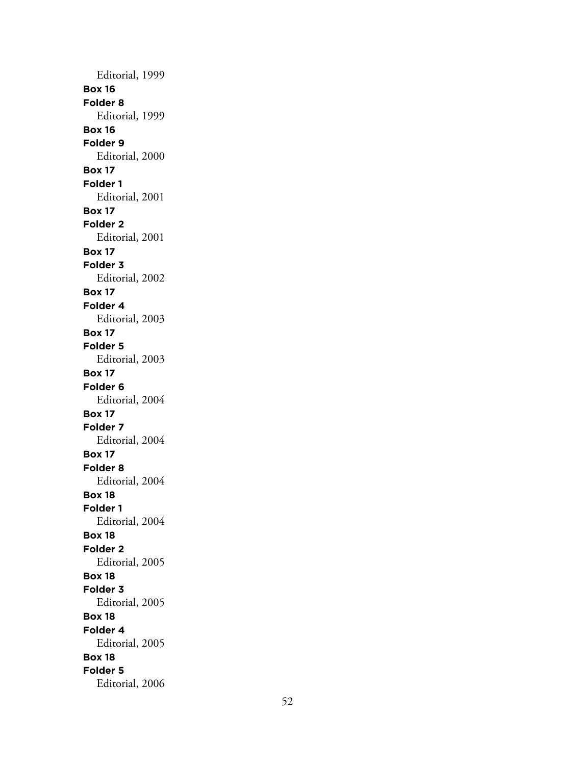Editorial, 1999

**Box 16**
**Folder 8**
Editorial, 1999

**Box 16**
**Folder 9**
Editorial, 2000

**Box 17**
**Folder 1**
Editorial, 2001

**Box 17**
**Folder 2**
Editorial, 2001

**Box 17**
**Folder 3**
Editorial, 2002

**Box 17**
**Folder 4**
Editorial, 2003

**Box 17**
**Folder 5**
Editorial, 2003

**Box 17**
**Folder 6**
Editorial, 2004

**Box 17**
**Folder 7**
Editorial, 2004

**Box 17**
**Folder 8**
Editorial, 2004

**Box 18**
**Folder 1**
Editorial, 2004

**Box 18**
**Folder 2**
Editorial, 2005

**Box 18**
**Folder 3**
Editorial, 2005

**Box 18**
**Folder 4**
Editorial, 2005

**Box 18**
**Folder 5**
Editorial, 2006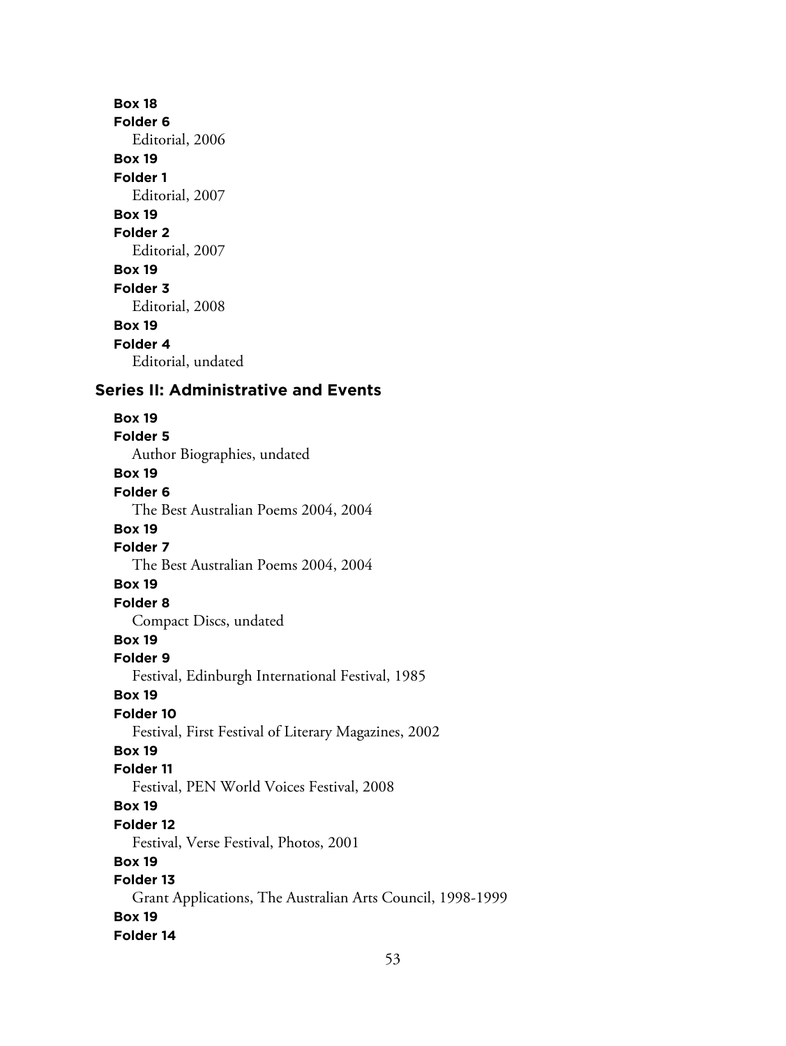**Box 18**
**Folder 6**
Editorial, 2006
**Box 19**
**Folder 1**
Editorial, 2007
**Box 19**
**Folder 2**
Editorial, 2007
**Box 19**
**Folder 3**
Editorial, 2008
**Box 19**
**Folder 4**
Editorial, undated

## Series II: Administrative and Events

**Box 19**
**Folder 5**
Author Biographies, undated
**Box 19**
**Folder 6**
The Best Australian Poems 2004, 2004
**Box 19**
**Folder 7**
The Best Australian Poems 2004, 2004
**Box 19**
**Folder 8**
Compact Discs, undated
**Box 19**
**Folder 9**
Festival, Edinburgh International Festival, 1985
**Box 19**
**Folder 10**
Festival, First Festival of Literary Magazines, 2002
**Box 19**
**Folder 11**
Festival, PEN World Voices Festival, 2008
**Box 19**
**Folder 12**
Festival, Verse Festival, Photos, 2001
**Box 19**
**Folder 13**
Grant Applications, The Australian Arts Council, 1998-1999
**Box 19**
**Folder 14**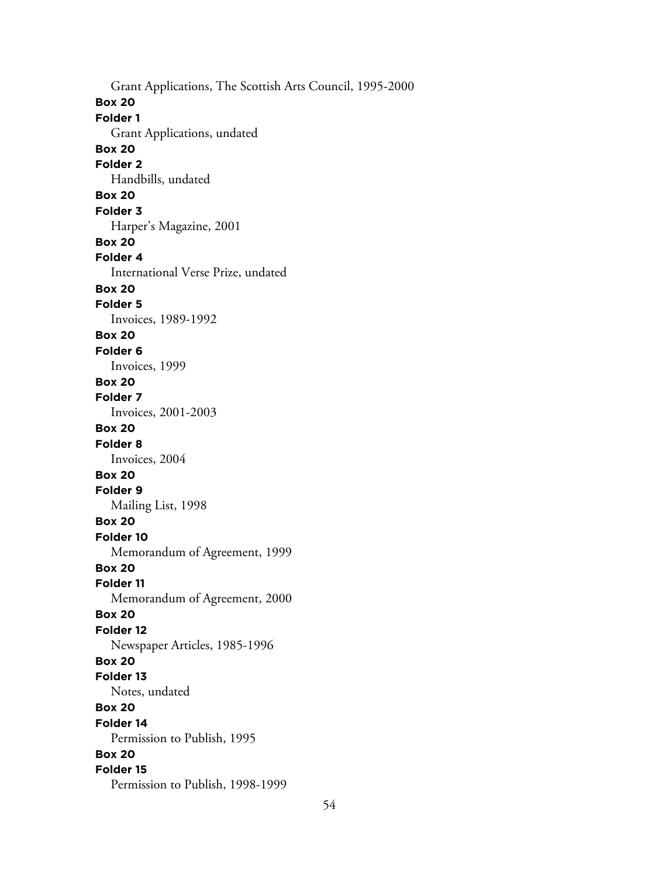Grant Applications, The Scottish Arts Council, 1995-2000

**Box 20**
**Folder 1**
Grant Applications, undated

**Box 20**
**Folder 2**
Handbills, undated

**Box 20**
**Folder 3**
Harper's Magazine, 2001

**Box 20**
**Folder 4**
International Verse Prize, undated

**Box 20**
**Folder 5**
Invoices, 1989-1992

**Box 20**
**Folder 6**
Invoices, 1999

**Box 20**
**Folder 7**
Invoices, 2001-2003

**Box 20**
**Folder 8**
Invoices, 2004

**Box 20**
**Folder 9**
Mailing List, 1998

**Box 20**
**Folder 10**
Memorandum of Agreement, 1999

**Box 20**
**Folder 11**
Memorandum of Agreement, 2000

**Box 20**
**Folder 12**
Newspaper Articles, 1985-1996

**Box 20**
**Folder 13**
Notes, undated

**Box 20**
**Folder 14**
Permission to Publish, 1995

**Box 20**
**Folder 15**
Permission to Publish, 1998-1999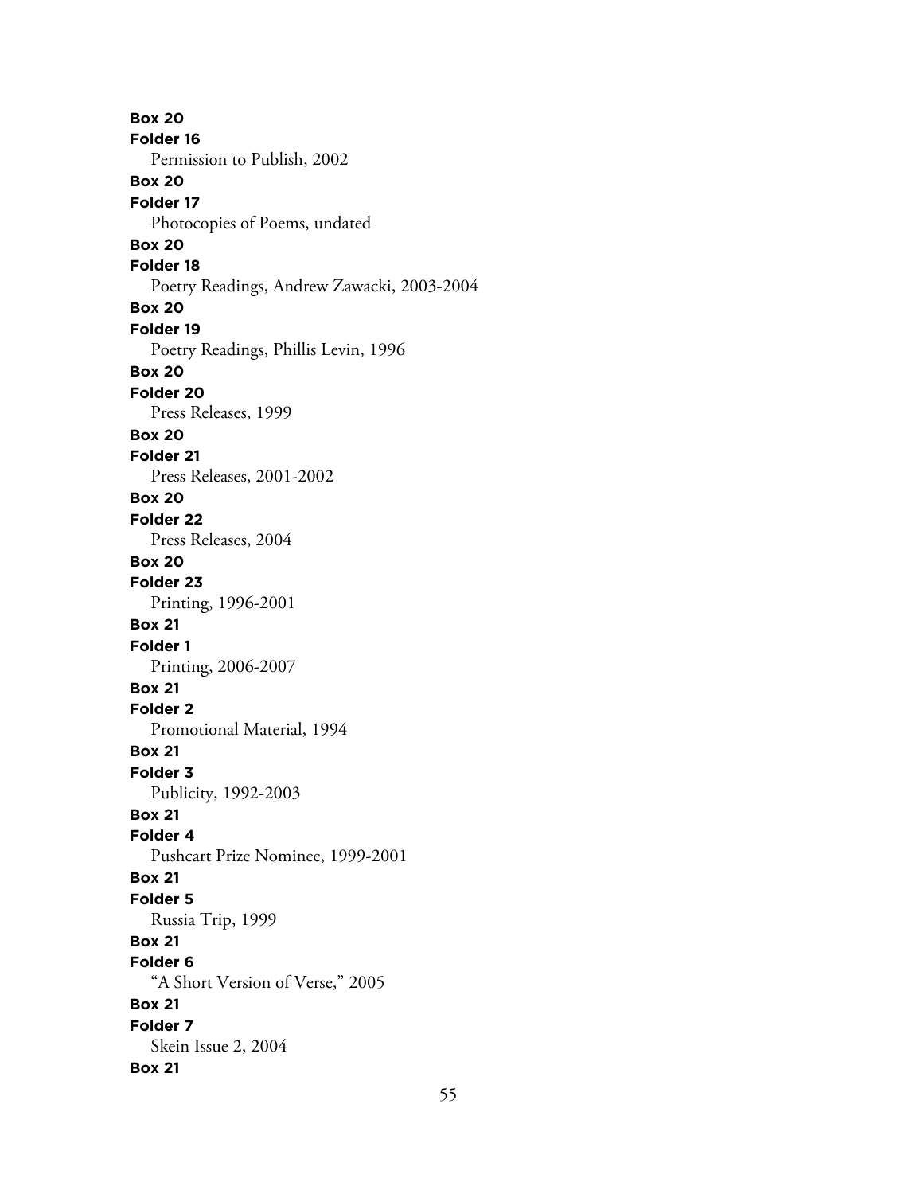**Box 20**
**Folder 16**
Permission to Publish, 2002
**Box 20**
**Folder 17**
Photocopies of Poems, undated
**Box 20**
**Folder 18**
Poetry Readings, Andrew Zawacki, 2003-2004
**Box 20**
**Folder 19**
Poetry Readings, Phillis Levin, 1996
**Box 20**
**Folder 20**
Press Releases, 1999
**Box 20**
**Folder 21**
Press Releases, 2001-2002
**Box 20**
**Folder 22**
Press Releases, 2004
**Box 20**
**Folder 23**
Printing, 1996-2001
**Box 21**
**Folder 1**
Printing, 2006-2007
**Box 21**
**Folder 2**
Promotional Material, 1994
**Box 21**
**Folder 3**
Publicity, 1992-2003
**Box 21**
**Folder 4**
Pushcart Prize Nominee, 1999-2001
**Box 21**
**Folder 5**
Russia Trip, 1999
**Box 21**
**Folder 6**
"A Short Version of Verse," 2005
**Box 21**
**Folder 7**
Skein Issue 2, 2004
**Box 21**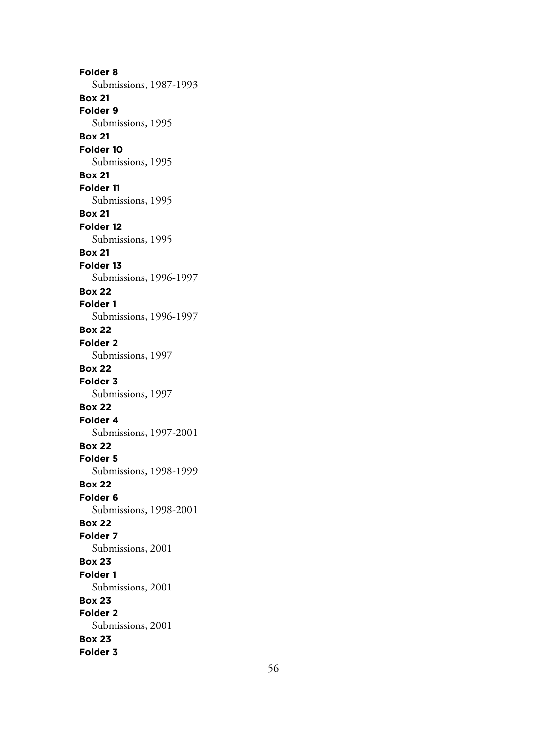**Folder 8**
Submissions, 1987-1993

**Box 21**
**Folder 9**
Submissions, 1995

**Box 21**
**Folder 10**
Submissions, 1995

**Box 21**
**Folder 11**
Submissions, 1995

**Box 21**
**Folder 12**
Submissions, 1995

**Box 21**
**Folder 13**
Submissions, 1996-1997

**Box 22**
**Folder 1**
Submissions, 1996-1997

**Box 22**
**Folder 2**
Submissions, 1997

**Box 22**
**Folder 3**
Submissions, 1997

**Box 22**
**Folder 4**
Submissions, 1997-2001

**Box 22**
**Folder 5**
Submissions, 1998-1999

**Box 22**
**Folder 6**
Submissions, 1998-2001

**Box 22**
**Folder 7**
Submissions, 2001

**Box 23**
**Folder 1**
Submissions, 2001

**Box 23**
**Folder 2**
Submissions, 2001

**Box 23**
**Folder 3**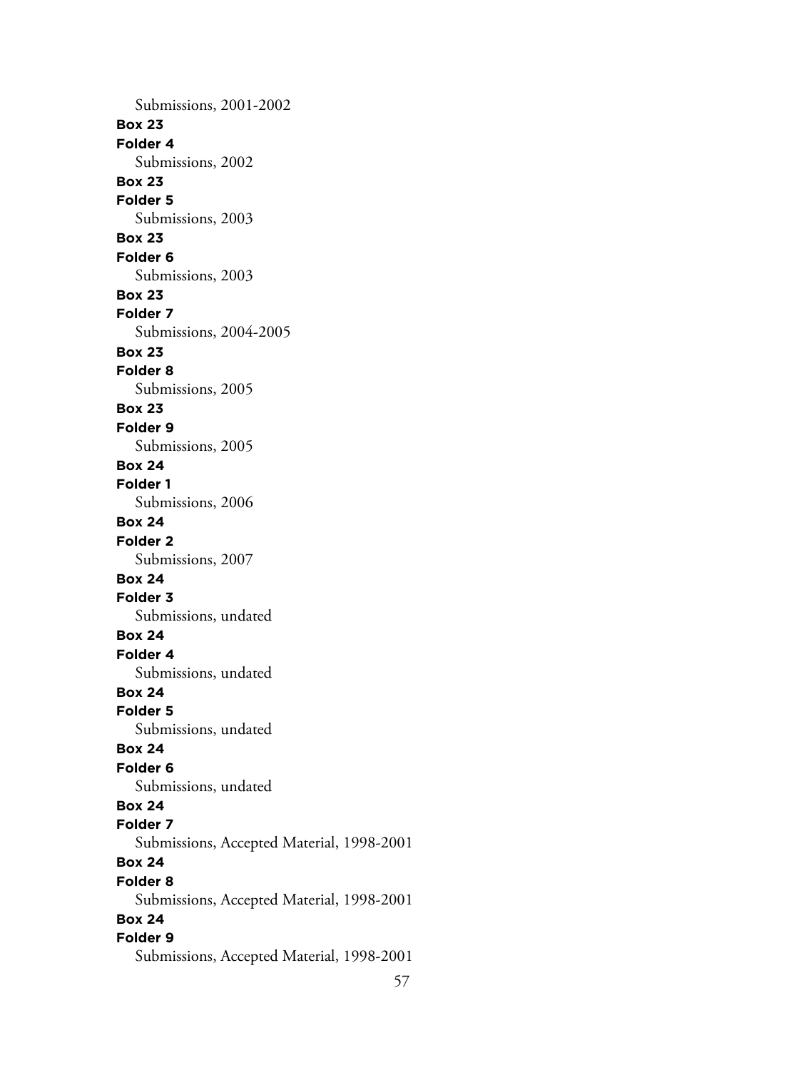Submissions, 2001-2002

**Box 23**
**Folder 4**
Submissions, 2002

**Box 23**
**Folder 5**
Submissions, 2003

**Box 23**
**Folder 6**
Submissions, 2003

**Box 23**
**Folder 7**
Submissions, 2004-2005

**Box 23**
**Folder 8**
Submissions, 2005

**Box 23**
**Folder 9**
Submissions, 2005

**Box 24**
**Folder 1**
Submissions, 2006

**Box 24**
**Folder 2**
Submissions, 2007

**Box 24**
**Folder 3**
Submissions, undated

**Box 24**
**Folder 4**
Submissions, undated

**Box 24**
**Folder 5**
Submissions, undated

**Box 24**
**Folder 6**
Submissions, undated

**Box 24**
**Folder 7**
Submissions, Accepted Material, 1998-2001

**Box 24**
**Folder 8**
Submissions, Accepted Material, 1998-2001

**Box 24**
**Folder 9**
Submissions, Accepted Material, 1998-2001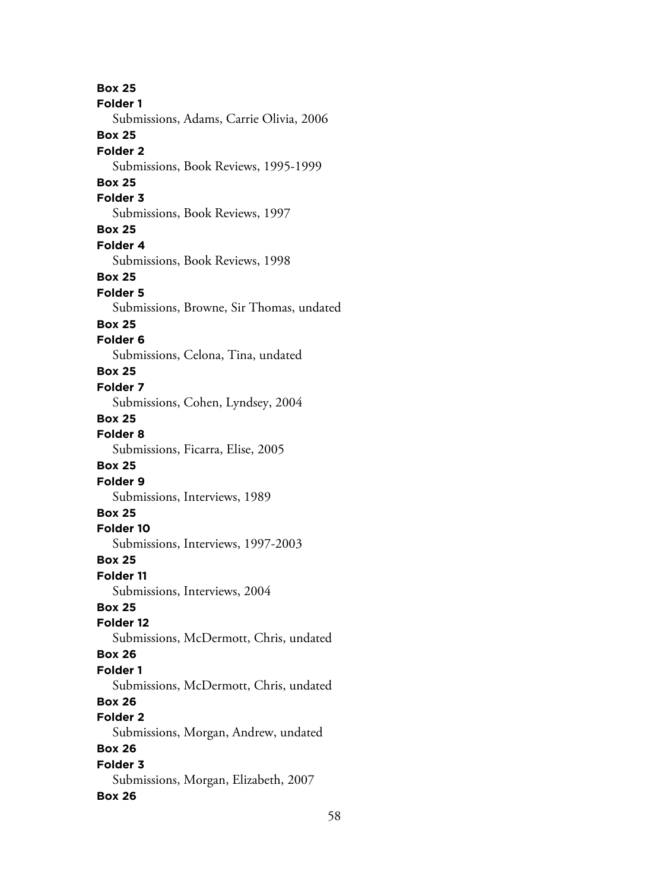**Box 25**
**Folder 1**
Submissions, Adams, Carrie Olivia, 2006
**Box 25**
**Folder 2**
Submissions, Book Reviews, 1995-1999
**Box 25**
**Folder 3**
Submissions, Book Reviews, 1997
**Box 25**
**Folder 4**
Submissions, Book Reviews, 1998
**Box 25**
**Folder 5**
Submissions, Browne, Sir Thomas, undated
**Box 25**
**Folder 6**
Submissions, Celona, Tina, undated
**Box 25**
**Folder 7**
Submissions, Cohen, Lyndsey, 2004
**Box 25**
**Folder 8**
Submissions, Ficarra, Elise, 2005
**Box 25**
**Folder 9**
Submissions, Interviews, 1989
**Box 25**
**Folder 10**
Submissions, Interviews, 1997-2003
**Box 25**
**Folder 11**
Submissions, Interviews, 2004
**Box 25**
**Folder 12**
Submissions, McDermott, Chris, undated
**Box 26**
**Folder 1**
Submissions, McDermott, Chris, undated
**Box 26**
**Folder 2**
Submissions, Morgan, Andrew, undated
**Box 26**
**Folder 3**
Submissions, Morgan, Elizabeth, 2007
**Box 26**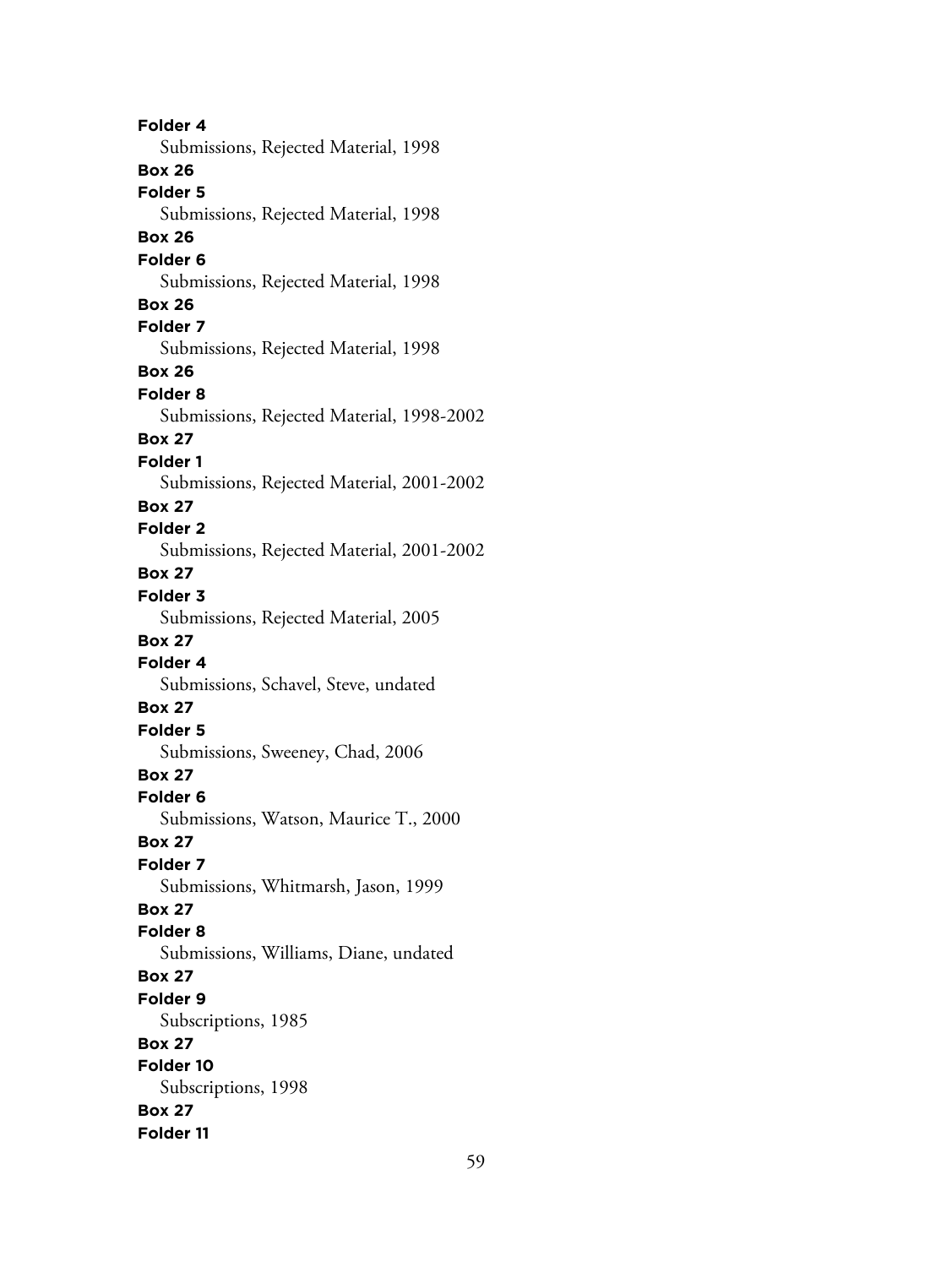**Folder 4**
Submissions, Rejected Material, 1998
**Box 26**
**Folder 5**
Submissions, Rejected Material, 1998
**Box 26**
**Folder 6**
Submissions, Rejected Material, 1998
**Box 26**
**Folder 7**
Submissions, Rejected Material, 1998
**Box 26**
**Folder 8**
Submissions, Rejected Material, 1998-2002
**Box 27**
**Folder 1**
Submissions, Rejected Material, 2001-2002
**Box 27**
**Folder 2**
Submissions, Rejected Material, 2001-2002
**Box 27**
**Folder 3**
Submissions, Rejected Material, 2005
**Box 27**
**Folder 4**
Submissions, Schavel, Steve, undated
**Box 27**
**Folder 5**
Submissions, Sweeney, Chad, 2006
**Box 27**
**Folder 6**
Submissions, Watson, Maurice T., 2000
**Box 27**
**Folder 7**
Submissions, Whitmarsh, Jason, 1999
**Box 27**
**Folder 8**
Submissions, Williams, Diane, undated
**Box 27**
**Folder 9**
Subscriptions, 1985
**Box 27**
**Folder 10**
Subscriptions, 1998
**Box 27**
**Folder 11**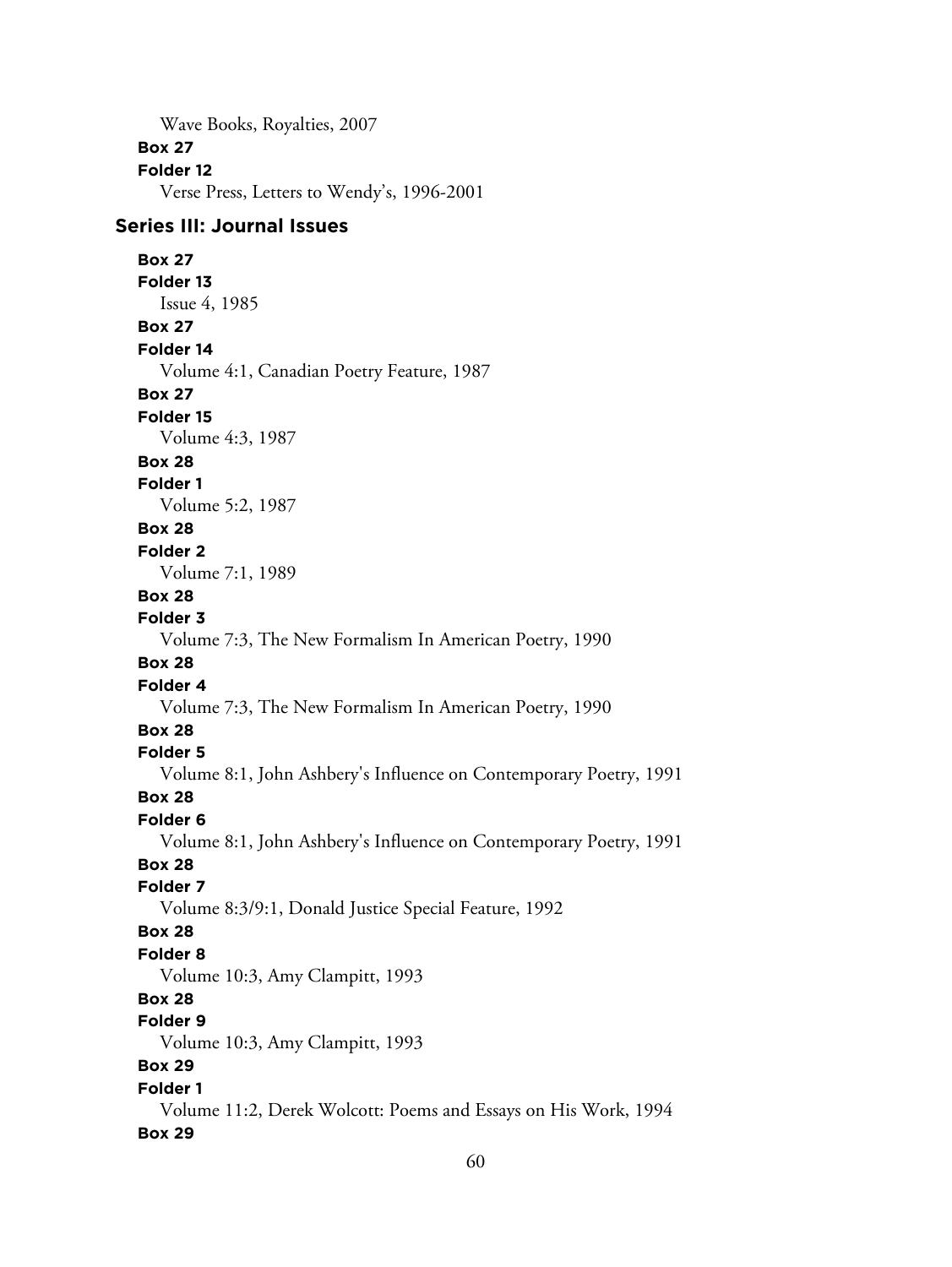Wave Books, Royalties, 2007

**Box 27**

**Folder 12**

Verse Press, Letters to Wendy's, 1996-2001

## Series III: Journal Issues

**Box 27**

**Folder 13**

Issue 4, 1985

**Box 27**

**Folder 14**

Volume 4:1, Canadian Poetry Feature, 1987

**Box 27**

**Folder 15**

Volume 4:3, 1987

**Box 28**

**Folder 1**

Volume 5:2, 1987

**Box 28**

**Folder 2**

Volume 7:1, 1989

**Box 28**

**Folder 3**

Volume 7:3, The New Formalism In American Poetry, 1990

**Box 28**

**Folder 4**

Volume 7:3, The New Formalism In American Poetry, 1990

**Box 28**

**Folder 5**

Volume 8:1, John Ashbery's Influence on Contemporary Poetry, 1991

**Box 28**

**Folder 6**

Volume 8:1, John Ashbery's Influence on Contemporary Poetry, 1991

**Box 28**

**Folder 7**

Volume 8:3/9:1, Donald Justice Special Feature, 1992

**Box 28**

**Folder 8**

Volume 10:3, Amy Clampitt, 1993

**Box 28**

**Folder 9**

Volume 10:3, Amy Clampitt, 1993

**Box 29**

**Folder 1**

Volume 11:2, Derek Wolcott: Poems and Essays on His Work, 1994

**Box 29**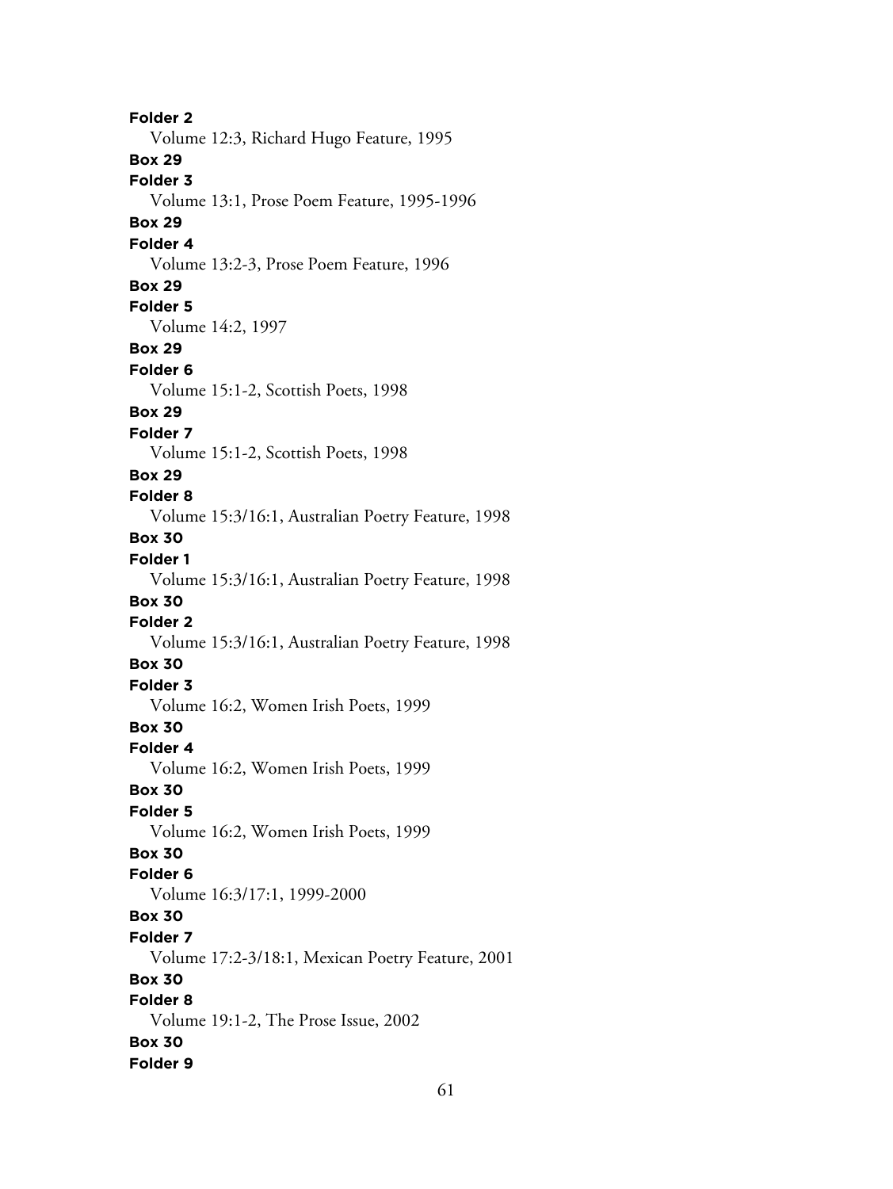**Folder 2**
Volume 12:3, Richard Hugo Feature, 1995
**Box 29**
**Folder 3**
Volume 13:1, Prose Poem Feature, 1995-1996
**Box 29**
**Folder 4**
Volume 13:2-3, Prose Poem Feature, 1996
**Box 29**
**Folder 5**
Volume 14:2, 1997
**Box 29**
**Folder 6**
Volume 15:1-2, Scottish Poets, 1998
**Box 29**
**Folder 7**
Volume 15:1-2, Scottish Poets, 1998
**Box 29**
**Folder 8**
Volume 15:3/16:1, Australian Poetry Feature, 1998
**Box 30**
**Folder 1**
Volume 15:3/16:1, Australian Poetry Feature, 1998
**Box 30**
**Folder 2**
Volume 15:3/16:1, Australian Poetry Feature, 1998
**Box 30**
**Folder 3**
Volume 16:2, Women Irish Poets, 1999
**Box 30**
**Folder 4**
Volume 16:2, Women Irish Poets, 1999
**Box 30**
**Folder 5**
Volume 16:2, Women Irish Poets, 1999
**Box 30**
**Folder 6**
Volume 16:3/17:1, 1999-2000
**Box 30**
**Folder 7**
Volume 17:2-3/18:1, Mexican Poetry Feature, 2001
**Box 30**
**Folder 8**
Volume 19:1-2, The Prose Issue, 2002
**Box 30**
**Folder 9**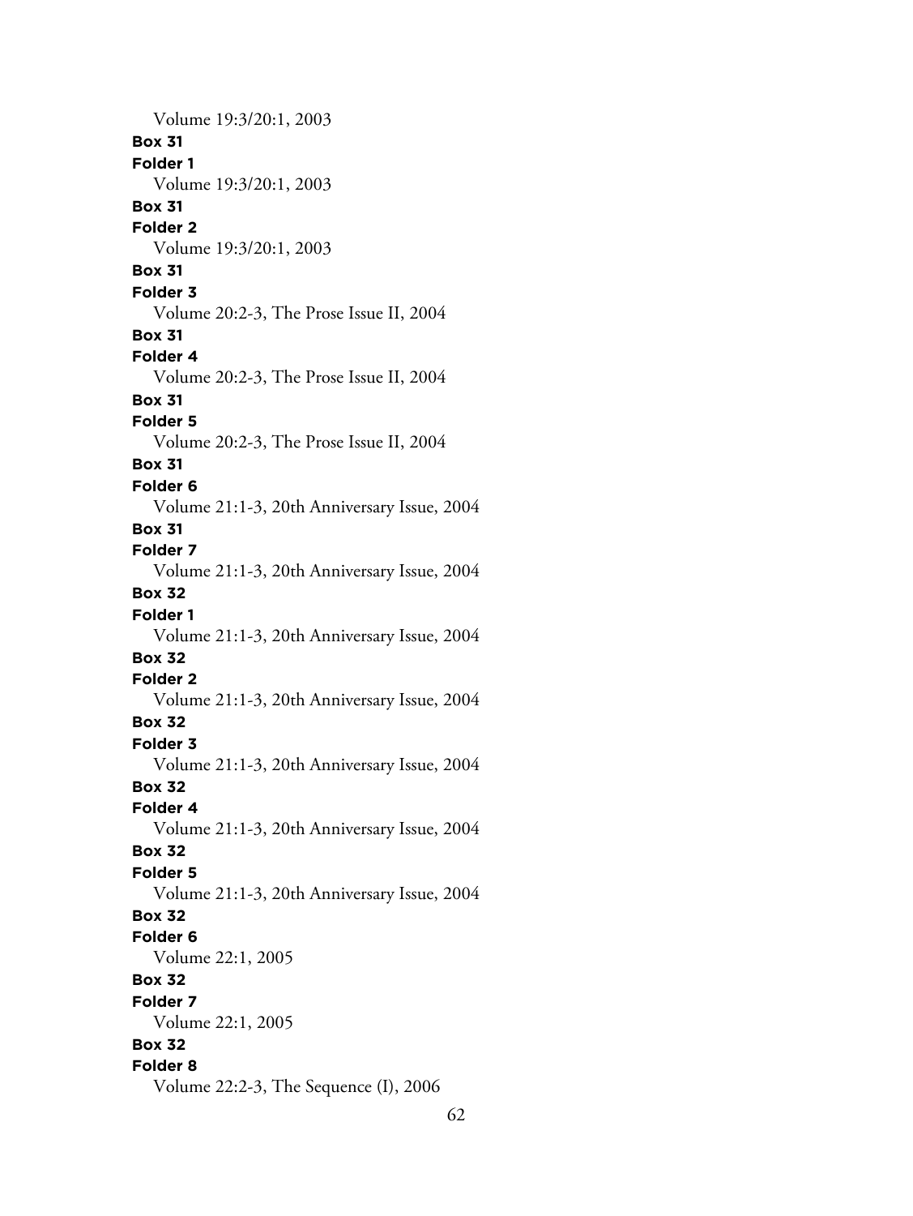Volume 19:3/20:1, 2003

**Box 31**

**Folder 1**

Volume 19:3/20:1, 2003

**Box 31**

**Folder 2**

Volume 19:3/20:1, 2003

**Box 31**

**Folder 3**

Volume 20:2-3, The Prose Issue II, 2004

**Box 31**

**Folder 4**

Volume 20:2-3, The Prose Issue II, 2004

**Box 31**

**Folder 5**

Volume 20:2-3, The Prose Issue II, 2004

**Box 31**

**Folder 6**

Volume 21:1-3, 20th Anniversary Issue, 2004

**Box 31**

**Folder 7**

Volume 21:1-3, 20th Anniversary Issue, 2004

**Box 32**

**Folder 1**

Volume 21:1-3, 20th Anniversary Issue, 2004

**Box 32**

**Folder 2**

Volume 21:1-3, 20th Anniversary Issue, 2004

**Box 32**

**Folder 3**

Volume 21:1-3, 20th Anniversary Issue, 2004

**Box 32**

**Folder 4**

Volume 21:1-3, 20th Anniversary Issue, 2004

**Box 32**

**Folder 5**

Volume 21:1-3, 20th Anniversary Issue, 2004

**Box 32**

**Folder 6**

Volume 22:1, 2005

**Box 32**

**Folder 7**

Volume 22:1, 2005

**Box 32**

**Folder 8**

Volume 22:2-3, The Sequence (I), 2006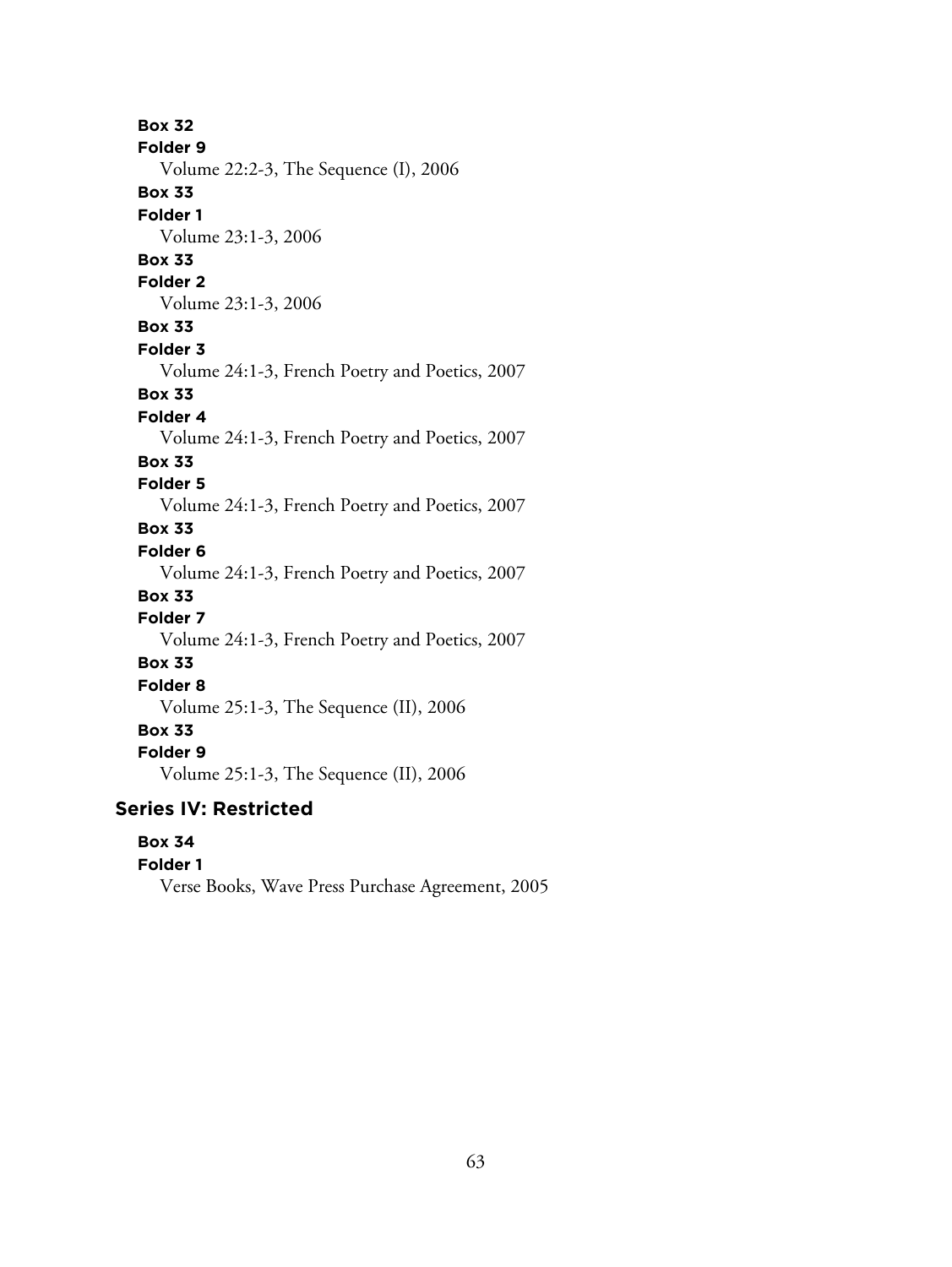**Box 32**
**Folder 9**
Volume 22:2-3, The Sequence (I), 2006

**Box 33**
**Folder 1**
Volume 23:1-3, 2006

**Box 33**
**Folder 2**
Volume 23:1-3, 2006

**Box 33**
**Folder 3**
Volume 24:1-3, French Poetry and Poetics, 2007

**Box 33**
**Folder 4**
Volume 24:1-3, French Poetry and Poetics, 2007

**Box 33**
**Folder 5**
Volume 24:1-3, French Poetry and Poetics, 2007

**Box 33**
**Folder 6**
Volume 24:1-3, French Poetry and Poetics, 2007

**Box 33**
**Folder 7**
Volume 24:1-3, French Poetry and Poetics, 2007

**Box 33**
**Folder 8**
Volume 25:1-3, The Sequence (II), 2006

**Box 33**
**Folder 9**
Volume 25:1-3, The Sequence (II), 2006

## Series IV: Restricted

**Box 34**
**Folder 1**
Verse Books, Wave Press Purchase Agreement, 2005